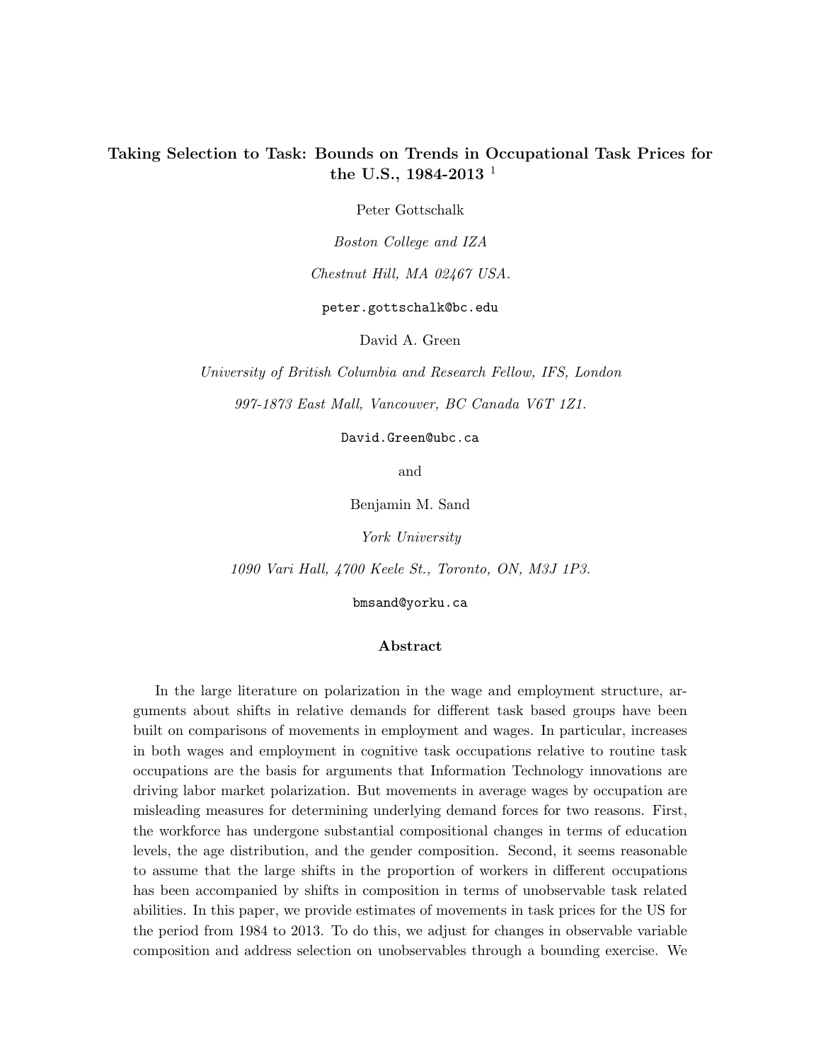# Taking Selection to Task: Bounds on Trends in Occupational Task Prices for the U.S., 1984-2013 [1]

Peter Gottschalk

*Boston College and IZA*

*Chestnut Hill, MA 02467 USA.*

peter.gottschalk@bc.edu

David A. Green

*University of British Columbia and Research Fellow, IFS, London*

*997-1873 East Mall, Vancouver, BC Canada V6T 1Z1.*

David.Green@ubc.ca

and

Benjamin M. Sand

*York University*

*1090 Vari Hall, 4700 Keele St., Toronto, ON, M3J 1P3.*

bmsand@yorku.ca

## Abstract

In the large literature on polarization in the wage and employment structure, arguments about shifts in relative demands for different task based groups have been built on comparisons of movements in employment and wages. In particular, increases in both wages and employment in cognitive task occupations relative to routine task occupations are the basis for arguments that Information Technology innovations are driving labor market polarization. But movements in average wages by occupation are misleading measures for determining underlying demand forces for two reasons. First, the workforce has undergone substantial compositional changes in terms of education levels, the age distribution, and the gender composition. Second, it seems reasonable to assume that the large shifts in the proportion of workers in different occupations has been accompanied by shifts in composition in terms of unobservable task related abilities. In this paper, we provide estimates of movements in task prices for the US for the period from 1984 to 2013. To do this, we adjust for changes in observable variable composition and address selection on unobservables through a bounding exercise. We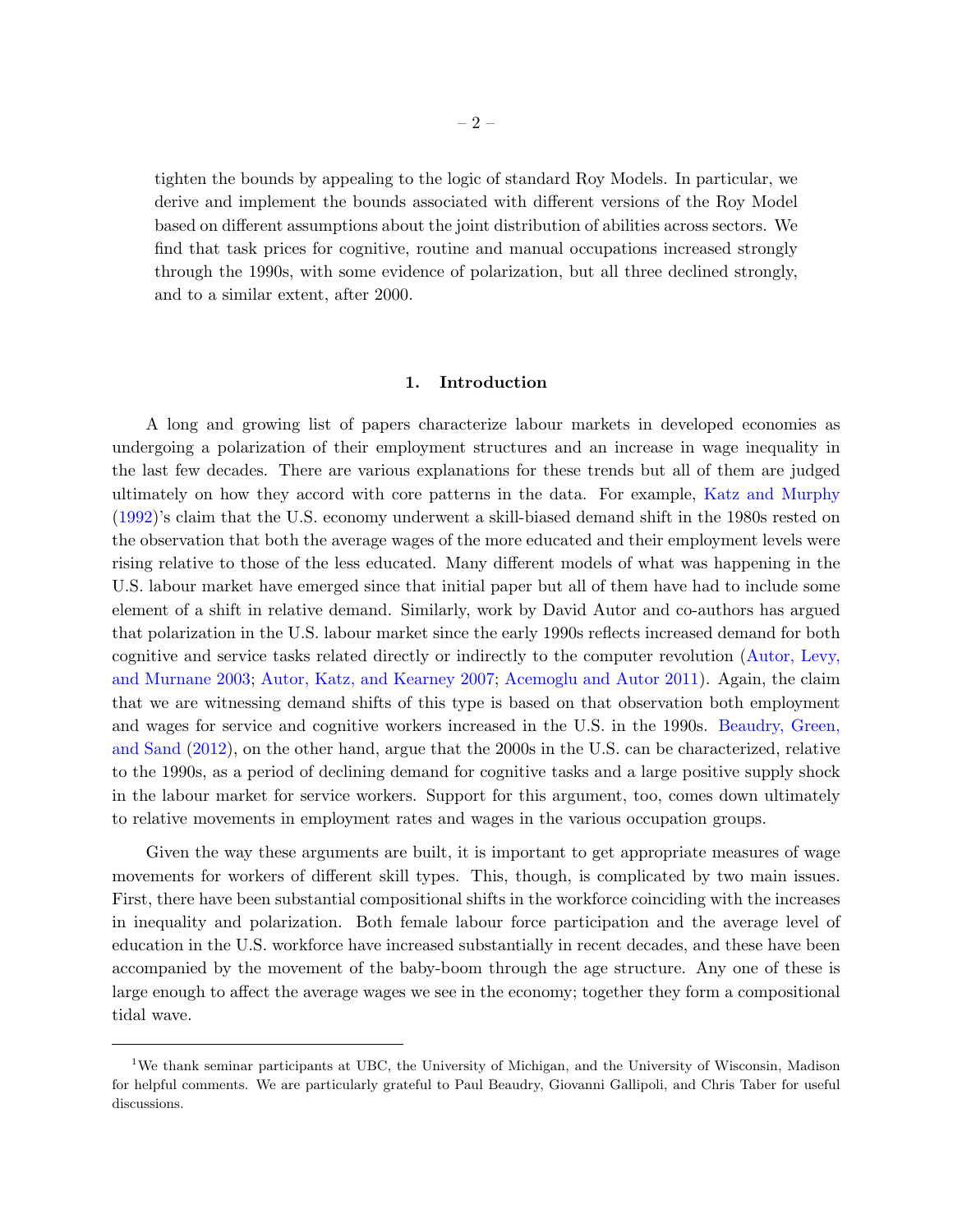tighten the bounds by appealing to the logic of standard Roy Models. In particular, we derive and implement the bounds associated with different versions of the Roy Model based on different assumptions about the joint distribution of abilities across sectors. We find that task prices for cognitive, routine and manual occupations increased strongly through the 1990s, with some evidence of polarization, but all three declined strongly, and to a similar extent, after 2000.

## 1. Introduction

A long and growing list of papers characterize labour markets in developed economies as undergoing a polarization of their employment structures and an increase in wage inequality in the last few decades. There are various explanations for these trends but all of them are judged ultimately on how they accord with core patterns in the data. For example, Katz and Murphy (1992)'s claim that the U.S. economy underwent a skill-biased demand shift in the 1980s rested on the observation that both the average wages of the more educated and their employment levels were rising relative to those of the less educated. Many different models of what was happening in the U.S. labour market have emerged since that initial paper but all of them have had to include some element of a shift in relative demand. Similarly, work by David Autor and co-authors has argued that polarization in the U.S. labour market since the early 1990s reflects increased demand for both cognitive and service tasks related directly or indirectly to the computer revolution (Autor, Levy, and Murnane 2003; Autor, Katz, and Kearney 2007; Acemoglu and Autor 2011). Again, the claim that we are witnessing demand shifts of this type is based on that observation both employment and wages for service and cognitive workers increased in the U.S. in the 1990s. Beaudry, Green, and Sand (2012), on the other hand, argue that the 2000s in the U.S. can be characterized, relative to the 1990s, as a period of declining demand for cognitive tasks and a large positive supply shock in the labour market for service workers. Support for this argument, too, comes down ultimately to relative movements in employment rates and wages in the various occupation groups.

Given the way these arguments are built, it is important to get appropriate measures of wage movements for workers of different skill types. This, though, is complicated by two main issues. First, there have been substantial compositional shifts in the workforce coinciding with the increases in inequality and polarization. Both female labour force participation and the average level of education in the U.S. workforce have increased substantially in recent decades, and these have been accompanied by the movement of the baby-boom through the age structure. Any one of these is large enough to affect the average wages we see in the economy; together they form a compositional tidal wave.

[1]We thank seminar participants at UBC, the University of Michigan, and the University of Wisconsin, Madison for helpful comments. We are particularly grateful to Paul Beaudry, Giovanni Gallipoli, and Chris Taber for useful discussions.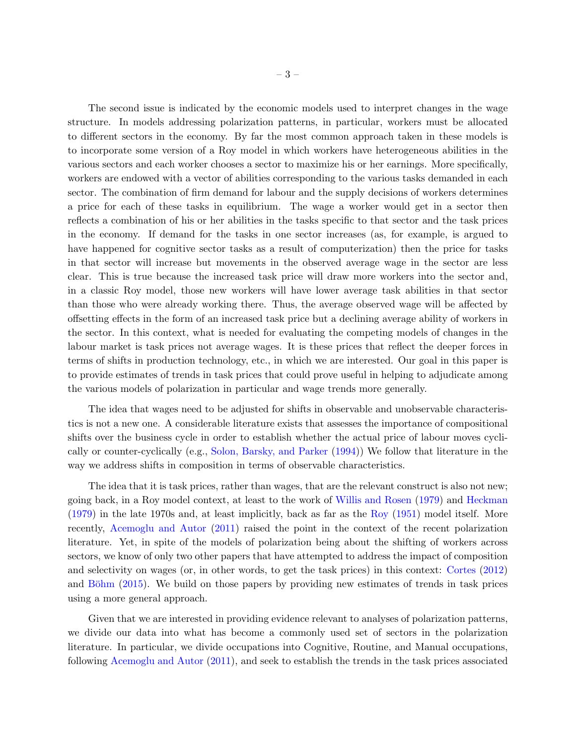The second issue is indicated by the economic models used to interpret changes in the wage structure. In models addressing polarization patterns, in particular, workers must be allocated to different sectors in the economy. By far the most common approach taken in these models is to incorporate some version of a Roy model in which workers have heterogeneous abilities in the various sectors and each worker chooses a sector to maximize his or her earnings. More specifically, workers are endowed with a vector of abilities corresponding to the various tasks demanded in each sector. The combination of firm demand for labour and the supply decisions of workers determines a price for each of these tasks in equilibrium. The wage a worker would get in a sector then reflects a combination of his or her abilities in the tasks specific to that sector and the task prices in the economy. If demand for the tasks in one sector increases (as, for example, is argued to have happened for cognitive sector tasks as a result of computerization) then the price for tasks in that sector will increase but movements in the observed average wage in the sector are less clear. This is true because the increased task price will draw more workers into the sector and, in a classic Roy model, those new workers will have lower average task abilities in that sector than those who were already working there. Thus, the average observed wage will be affected by offsetting effects in the form of an increased task price but a declining average ability of workers in the sector. In this context, what is needed for evaluating the competing models of changes in the labour market is task prices not average wages. It is these prices that reflect the deeper forces in terms of shifts in production technology, etc., in which we are interested. Our goal in this paper is to provide estimates of trends in task prices that could prove useful in helping to adjudicate among the various models of polarization in particular and wage trends more generally.

The idea that wages need to be adjusted for shifts in observable and unobservable characteristics is not a new one. A considerable literature exists that assesses the importance of compositional shifts over the business cycle in order to establish whether the actual price of labour moves cyclically or counter-cyclically (e.g., Solon, Barsky, and Parker (1994)) We follow that literature in the way we address shifts in composition in terms of observable characteristics.

The idea that it is task prices, rather than wages, that are the relevant construct is also not new; going back, in a Roy model context, at least to the work of Willis and Rosen (1979) and Heckman (1979) in the late 1970s and, at least implicitly, back as far as the Roy (1951) model itself. More recently, Acemoglu and Autor (2011) raised the point in the context of the recent polarization literature. Yet, in spite of the models of polarization being about the shifting of workers across sectors, we know of only two other papers that have attempted to address the impact of composition and selectivity on wages (or, in other words, to get the task prices) in this context: Cortes (2012) and Böhm (2015). We build on those papers by providing new estimates of trends in task prices using a more general approach.

Given that we are interested in providing evidence relevant to analyses of polarization patterns, we divide our data into what has become a commonly used set of sectors in the polarization literature. In particular, we divide occupations into Cognitive, Routine, and Manual occupations, following Acemoglu and Autor (2011), and seek to establish the trends in the task prices associated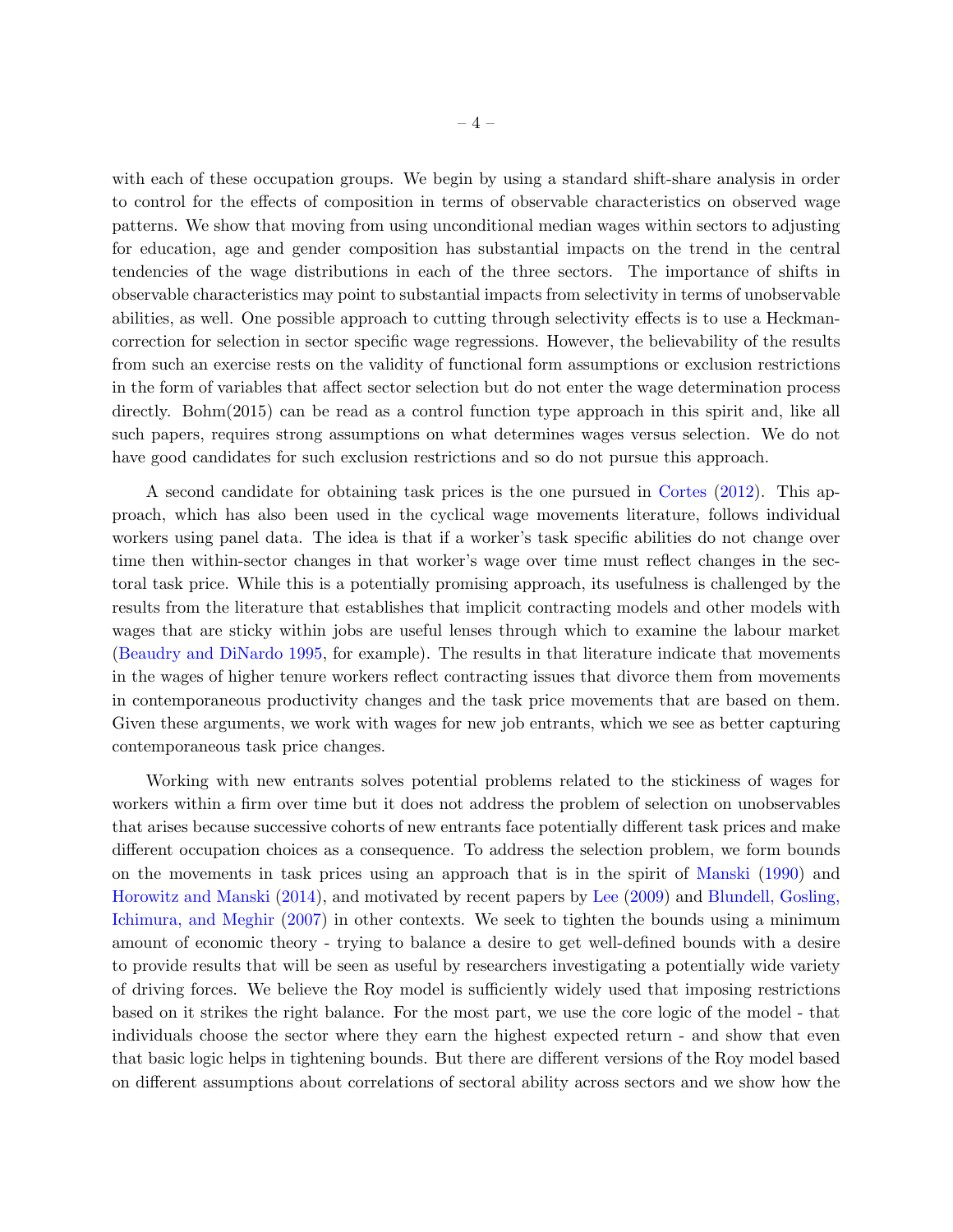with each of these occupation groups. We begin by using a standard shift-share analysis in order to control for the effects of composition in terms of observable characteristics on observed wage patterns. We show that moving from using unconditional median wages within sectors to adjusting for education, age and gender composition has substantial impacts on the trend in the central tendencies of the wage distributions in each of the three sectors. The importance of shifts in observable characteristics may point to substantial impacts from selectivity in terms of unobservable abilities, as well. One possible approach to cutting through selectivity effects is to use a Heckman-correction for selection in sector specific wage regressions. However, the believability of the results from such an exercise rests on the validity of functional form assumptions or exclusion restrictions in the form of variables that affect sector selection but do not enter the wage determination process directly. Bohm(2015) can be read as a control function type approach in this spirit and, like all such papers, requires strong assumptions on what determines wages versus selection. We do not have good candidates for such exclusion restrictions and so do not pursue this approach.

A second candidate for obtaining task prices is the one pursued in Cortes (2012). This approach, which has also been used in the cyclical wage movements literature, follows individual workers using panel data. The idea is that if a worker's task specific abilities do not change over time then within-sector changes in that worker's wage over time must reflect changes in the sectoral task price. While this is a potentially promising approach, its usefulness is challenged by the results from the literature that establishes that implicit contracting models and other models with wages that are sticky within jobs are useful lenses through which to examine the labour market (Beaudry and DiNardo 1995, for example). The results in that literature indicate that movements in the wages of higher tenure workers reflect contracting issues that divorce them from movements in contemporaneous productivity changes and the task price movements that are based on them. Given these arguments, we work with wages for new job entrants, which we see as better capturing contemporaneous task price changes.

Working with new entrants solves potential problems related to the stickiness of wages for workers within a firm over time but it does not address the problem of selection on unobservables that arises because successive cohorts of new entrants face potentially different task prices and make different occupation choices as a consequence. To address the selection problem, we form bounds on the movements in task prices using an approach that is in the spirit of Manski (1990) and Horowitz and Manski (2014), and motivated by recent papers by Lee (2009) and Blundell, Gosling, Ichimura, and Meghir (2007) in other contexts. We seek to tighten the bounds using a minimum amount of economic theory - trying to balance a desire to get well-defined bounds with a desire to provide results that will be seen as useful by researchers investigating a potentially wide variety of driving forces. We believe the Roy model is sufficiently widely used that imposing restrictions based on it strikes the right balance. For the most part, we use the core logic of the model - that individuals choose the sector where they earn the highest expected return - and show that even that basic logic helps in tightening bounds. But there are different versions of the Roy model based on different assumptions about correlations of sectoral ability across sectors and we show how the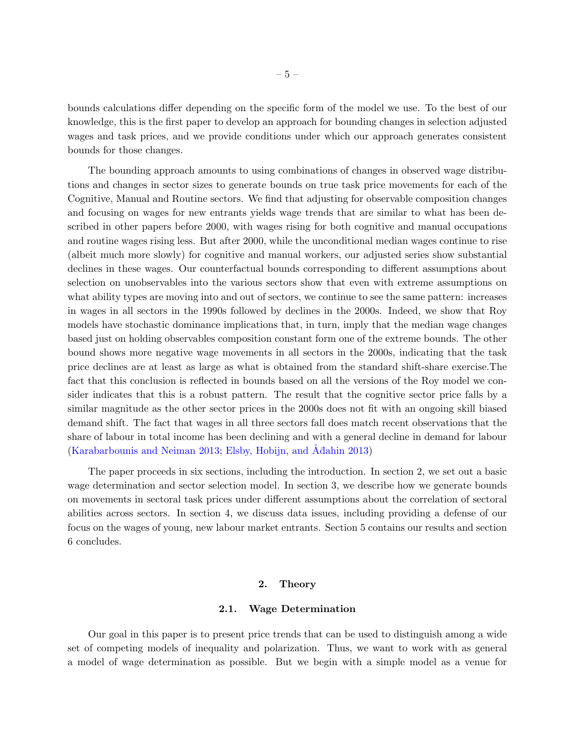bounds calculations differ depending on the specific form of the model we use. To the best of our knowledge, this is the first paper to develop an approach for bounding changes in selection adjusted wages and task prices, and we provide conditions under which our approach generates consistent bounds for those changes.

The bounding approach amounts to using combinations of changes in observed wage distributions and changes in sector sizes to generate bounds on true task price movements for each of the Cognitive, Manual and Routine sectors. We find that adjusting for observable composition changes and focusing on wages for new entrants yields wage trends that are similar to what has been described in other papers before 2000, with wages rising for both cognitive and manual occupations and routine wages rising less. But after 2000, while the unconditional median wages continue to rise (albeit much more slowly) for cognitive and manual workers, our adjusted series show substantial declines in these wages. Our counterfactual bounds corresponding to different assumptions about selection on unobservables into the various sectors show that even with extreme assumptions on what ability types are moving into and out of sectors, we continue to see the same pattern: increases in wages in all sectors in the 1990s followed by declines in the 2000s. Indeed, we show that Roy models have stochastic dominance implications that, in turn, imply that the median wage changes based just on holding observables composition constant form one of the extreme bounds. The other bound shows more negative wage movements in all sectors in the 2000s, indicating that the task price declines are at least as large as what is obtained from the standard shift-share exercise.The fact that this conclusion is reflected in bounds based on all the versions of the Roy model we consider indicates that this is a robust pattern. The result that the cognitive sector price falls by a similar magnitude as the other sector prices in the 2000s does not fit with an ongoing skill biased demand shift. The fact that wages in all three sectors fall does match recent observations that the share of labour in total income has been declining and with a general decline in demand for labour (Karabarbounis and Neiman 2013; Elsby, Hobijn, and Åđahin 2013)

The paper proceeds in six sections, including the introduction. In section 2, we set out a basic wage determination and sector selection model. In section 3, we describe how we generate bounds on movements in sectoral task prices under different assumptions about the correlation of sectoral abilities across sectors. In section 4, we discuss data issues, including providing a defense of our focus on the wages of young, new labour market entrants. Section 5 contains our results and section 6 concludes.

## 2. Theory

### 2.1. Wage Determination

Our goal in this paper is to present price trends that can be used to distinguish among a wide set of competing models of inequality and polarization. Thus, we want to work with as general a model of wage determination as possible. But we begin with a simple model as a venue for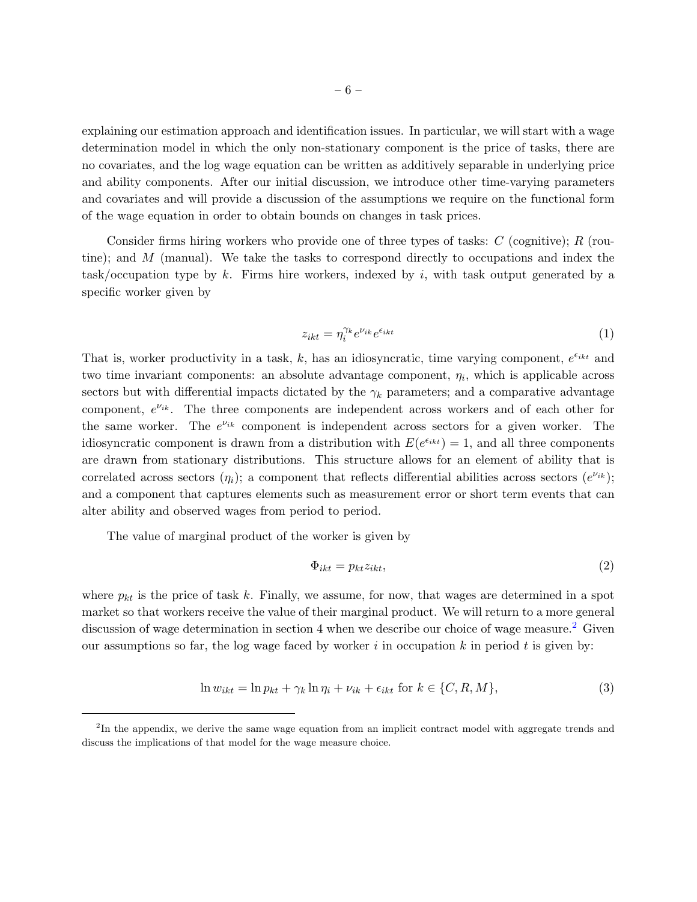explaining our estimation approach and identification issues. In particular, we will start with a wage determination model in which the only non-stationary component is the price of tasks, there are no covariates, and the log wage equation can be written as additively separable in underlying price and ability components. After our initial discussion, we introduce other time-varying parameters and covariates and will provide a discussion of the assumptions we require on the functional form of the wage equation in order to obtain bounds on changes in task prices.

Consider firms hiring workers who provide one of three types of tasks: $C$ (cognitive); $R$ (routine); and $M$ (manual). We take the tasks to correspond directly to occupations and index the task/occupation type by $k$. Firms hire workers, indexed by $i$, with task output generated by a specific worker given by

$$z_{ikt} = \eta_i^{\gamma_k} e^{\nu_{ik}} e^{\epsilon_{ikt}} \tag{1}$$

That is, worker productivity in a task, $k$, has an idiosyncratic, time varying component, $e^{\epsilon_{ikt}}$ and two time invariant components: an absolute advantage component, $\eta_i$, which is applicable across sectors but with differential impacts dictated by the $\gamma_k$ parameters; and a comparative advantage component, $e^{\nu_{ik}}$. The three components are independent across workers and of each other for the same worker. The $e^{\nu_{ik}}$ component is independent across sectors for a given worker. The idiosyncratic component is drawn from a distribution with $E(e^{\epsilon_{ikt}}) = 1$, and all three components are drawn from stationary distributions. This structure allows for an element of ability that is correlated across sectors ($\eta_i$); a component that reflects differential abilities across sectors ($e^{\nu_{ik}}$); and a component that captures elements such as measurement error or short term events that can alter ability and observed wages from period to period.

The value of marginal product of the worker is given by

$$\Phi_{ikt} = p_{kt} z_{ikt}, \tag{2}$$

where $p_{kt}$ is the price of task $k$. Finally, we assume, for now, that wages are determined in a spot market so that workers receive the value of their marginal product. We will return to a more general discussion of wage determination in section 4 when we describe our choice of wage measure.[2] Given our assumptions so far, the log wage faced by worker $i$ in occupation $k$ in period $t$ is given by:

$$\ln w_{ikt} = \ln p_{kt} + \gamma_k \ln \eta_i + \nu_{ik} + \epsilon_{ikt} \text{ for } k \in \{C, R, M\}, \tag{3}$$

[2] In the appendix, we derive the same wage equation from an implicit contract model with aggregate trends and discuss the implications of that model for the wage measure choice.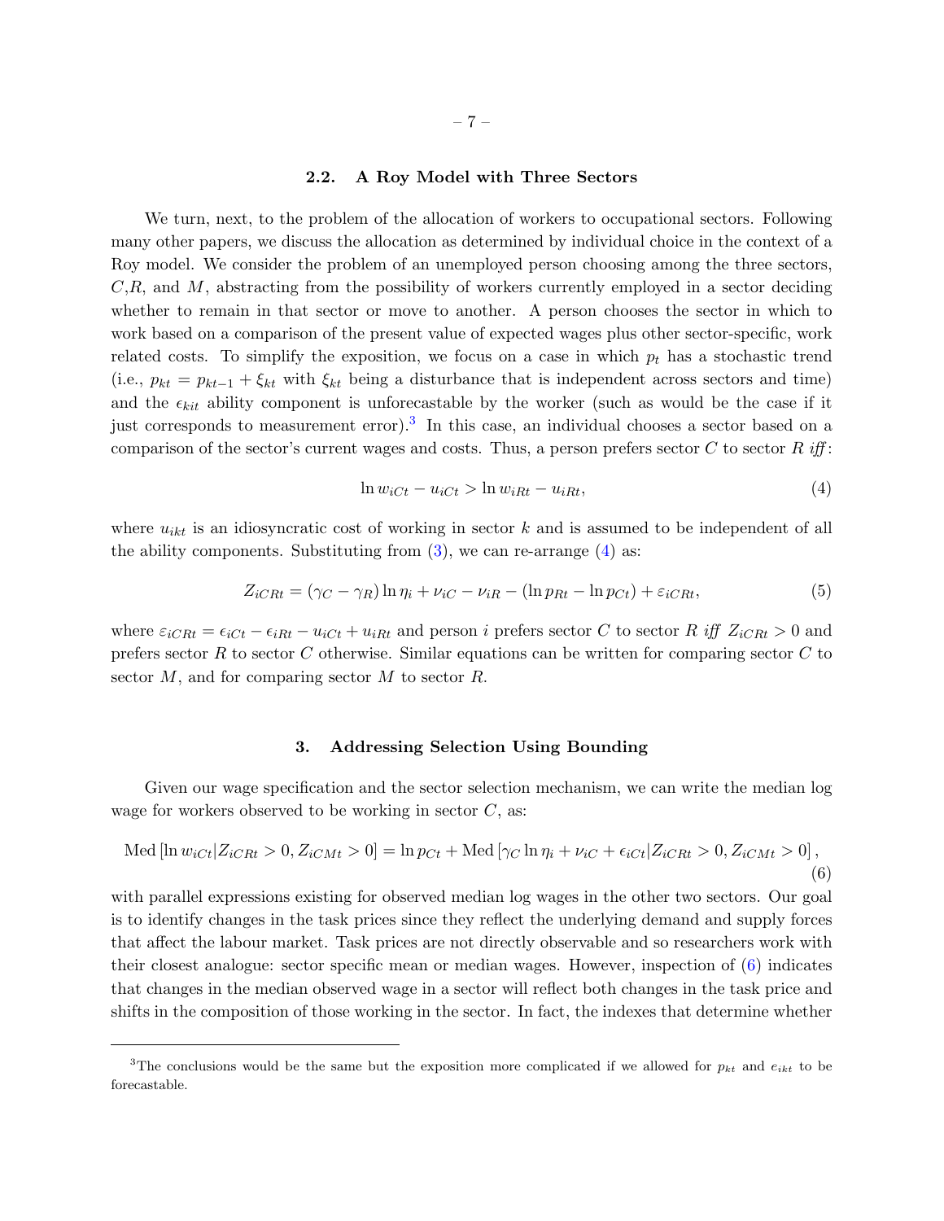### 2.2. A Roy Model with Three Sectors

We turn, next, to the problem of the allocation of workers to occupational sectors. Following many other papers, we discuss the allocation as determined by individual choice in the context of a Roy model. We consider the problem of an unemployed person choosing among the three sectors, $C$,$R$, and $M$, abstracting from the possibility of workers currently employed in a sector deciding whether to remain in that sector or move to another. A person chooses the sector in which to work based on a comparison of the present value of expected wages plus other sector-specific, work related costs. To simplify the exposition, we focus on a case in which $p_t$ has a stochastic trend (i.e., $p_{kt} = p_{kt-1} + \xi_{kt}$ with $\xi_{kt}$ being a disturbance that is independent across sectors and time) and the $\epsilon_{kit}$ ability component is unforecastable by the worker (such as would be the case if it just corresponds to measurement error).[3] In this case, an individual chooses a sector based on a comparison of the sector's current wages and costs. Thus, a person prefers sector $C$ to sector $R$ *iff*:

$$\ln w_{iCt} - u_{iCt} > \ln w_{iRt} - u_{iRt}, \tag{4}$$

where $u_{ikt}$ is an idiosyncratic cost of working in sector $k$ and is assumed to be independent of all the ability components. Substituting from (3), we can re-arrange (4) as:

$$Z_{iCRt} = (\gamma_C - \gamma_R)\ln \eta_i + \nu_{iC} - \nu_{iR} - (\ln p_{Rt} - \ln p_{Ct}) + \varepsilon_{iCRt}, \tag{5}$$

where $\varepsilon_{iCRt} = \epsilon_{iCt} - \epsilon_{iRt} - u_{iCt} + u_{iRt}$ and person $i$ prefers sector $C$ to sector $R$ *iff* $Z_{iCRt} > 0$ and prefers sector $R$ to sector $C$ otherwise. Similar equations can be written for comparing sector $C$ to sector $M$, and for comparing sector $M$ to sector $R$.

## 3. Addressing Selection Using Bounding

Given our wage specification and the sector selection mechanism, we can write the median log wage for workers observed to be working in sector $C$, as:

$$\text{Med}\left[\ln w_{iCt} | Z_{iCRt} > 0, Z_{iCMt} > 0\right] = \ln p_{Ct} + \text{Med}\left[\gamma_C \ln \eta_i + \nu_{iC} + \epsilon_{iCt} | Z_{iCRt} > 0, Z_{iCMt} > 0\right], \tag{6}$$

with parallel expressions existing for observed median log wages in the other two sectors. Our goal is to identify changes in the task prices since they reflect the underlying demand and supply forces that affect the labour market. Task prices are not directly observable and so researchers work with their closest analogue: sector specific mean or median wages. However, inspection of (6) indicates that changes in the median observed wage in a sector will reflect both changes in the task price and shifts in the composition of those working in the sector. In fact, the indexes that determine whether

[3] The conclusions would be the same but the exposition more complicated if we allowed for $p_{kt}$ and $e_{ikt}$ to be forecastable.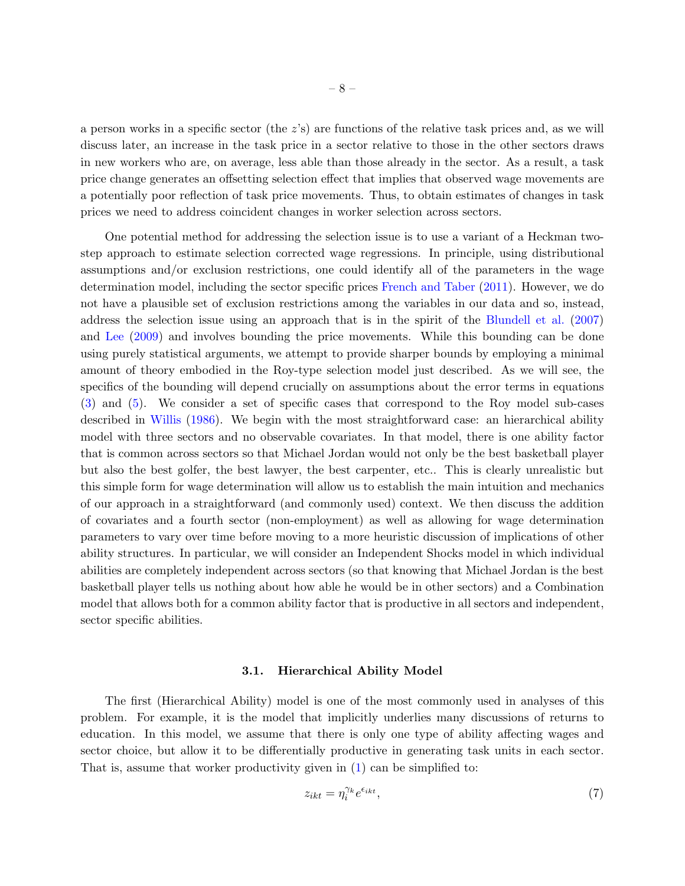a person works in a specific sector (the $z$'s) are functions of the relative task prices and, as we will discuss later, an increase in the task price in a sector relative to those in the other sectors draws in new workers who are, on average, less able than those already in the sector. As a result, a task price change generates an offsetting selection effect that implies that observed wage movements are a potentially poor reflection of task price movements. Thus, to obtain estimates of changes in task prices we need to address coincident changes in worker selection across sectors.

One potential method for addressing the selection issue is to use a variant of a Heckman two-step approach to estimate selection corrected wage regressions. In principle, using distributional assumptions and/or exclusion restrictions, one could identify all of the parameters in the wage determination model, including the sector specific prices French and Taber (2011). However, we do not have a plausible set of exclusion restrictions among the variables in our data and so, instead, address the selection issue using an approach that is in the spirit of the Blundell et al. (2007) and Lee (2009) and involves bounding the price movements. While this bounding can be done using purely statistical arguments, we attempt to provide sharper bounds by employing a minimal amount of theory embodied in the Roy-type selection model just described. As we will see, the specifics of the bounding will depend crucially on assumptions about the error terms in equations (3) and (5). We consider a set of specific cases that correspond to the Roy model sub-cases described in Willis (1986). We begin with the most straightforward case: an hierarchical ability model with three sectors and no observable covariates. In that model, there is one ability factor that is common across sectors so that Michael Jordan would not only be the best basketball player but also the best golfer, the best lawyer, the best carpenter, etc.. This is clearly unrealistic but this simple form for wage determination will allow us to establish the main intuition and mechanics of our approach in a straightforward (and commonly used) context. We then discuss the addition of covariates and a fourth sector (non-employment) as well as allowing for wage determination parameters to vary over time before moving to a more heuristic discussion of implications of other ability structures. In particular, we will consider an Independent Shocks model in which individual abilities are completely independent across sectors (so that knowing that Michael Jordan is the best basketball player tells us nothing about how able he would be in other sectors) and a Combination model that allows both for a common ability factor that is productive in all sectors and independent, sector specific abilities.

### 3.1. Hierarchical Ability Model

The first (Hierarchical Ability) model is one of the most commonly used in analyses of this problem. For example, it is the model that implicitly underlies many discussions of returns to education. In this model, we assume that there is only one type of ability affecting wages and sector choice, but allow it to be differentially productive in generating task units in each sector. That is, assume that worker productivity given in (1) can be simplified to:

$$z_{ikt} = \eta_i^{\gamma_k} e^{\epsilon_{ikt}}, \tag{7}$$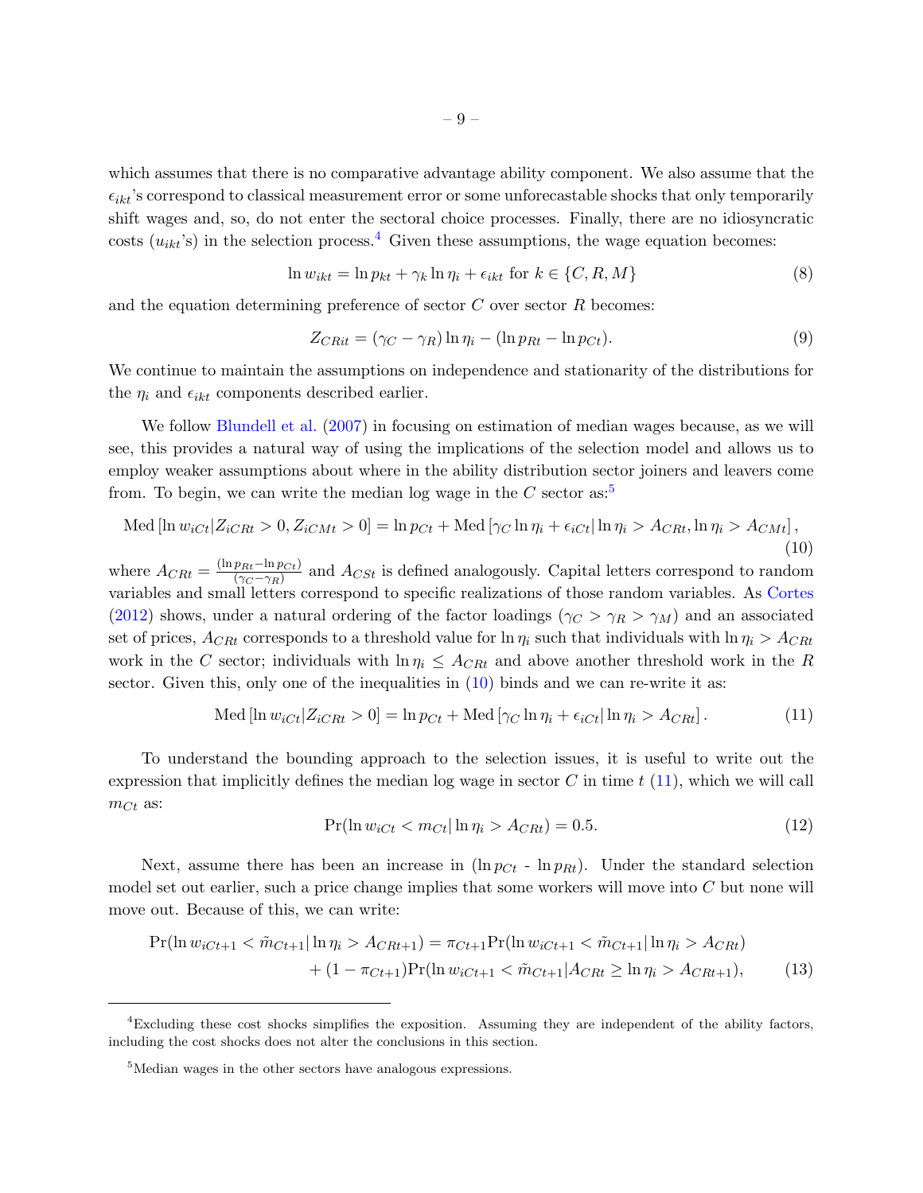which assumes that there is no comparative advantage ability component. We also assume that the $\epsilon_{ikt}$'s correspond to classical measurement error or some unforecastable shocks that only temporarily shift wages and, so, do not enter the sectoral choice processes. Finally, there are no idiosyncratic costs ($u_{ikt}$'s) in the selection process.[4] Given these assumptions, the wage equation becomes:

$$\ln w_{ikt} = \ln p_{kt} + \gamma_k \ln \eta_i + \epsilon_{ikt} \text{ for } k \in \{C, R, M\} \tag{8}$$

and the equation determining preference of sector $C$ over sector $R$ becomes:

$$Z_{CRit} = (\gamma_C - \gamma_R)\ln \eta_i - (\ln p_{Rt} - \ln p_{Ct}). \tag{9}$$

We continue to maintain the assumptions on independence and stationarity of the distributions for the $\eta_i$ and $\epsilon_{ikt}$ components described earlier.

We follow Blundell et al. (2007) in focusing on estimation of median wages because, as we will see, this provides a natural way of using the implications of the selection model and allows us to employ weaker assumptions about where in the ability distribution sector joiners and leavers come from. To begin, we can write the median log wage in the $C$ sector as:[5]

$$\text{Med}\left[\ln w_{iCt} | Z_{iCRt} > 0, Z_{iCMt} > 0\right] = \ln p_{Ct} + \text{Med}\left[\gamma_C \ln \eta_i + \epsilon_{iCt} | \ln \eta_i > A_{CRt}, \ln \eta_i > A_{CMt}\right], \tag{10}$$

where $A_{CRt} = \frac{(\ln p_{Rt} - \ln p_{Ct})}{(\gamma_C - \gamma_R)}$ and $A_{CSt}$ is defined analogously. Capital letters correspond to random variables and small letters correspond to specific realizations of those random variables. As Cortes (2012) shows, under a natural ordering of the factor loadings ($\gamma_C > \gamma_R > \gamma_M$) and an associated set of prices, $A_{CRt}$ corresponds to a threshold value for $\ln \eta_i$ such that individuals with $\ln \eta_i > A_{CRt}$ work in the $C$ sector; individuals with $\ln \eta_i \leq A_{CRt}$ and above another threshold work in the $R$ sector. Given this, only one of the inequalities in (10) binds and we can re-write it as:

$$\text{Med}\left[\ln w_{iCt} | Z_{iCRt} > 0\right] = \ln p_{Ct} + \text{Med}\left[\gamma_C \ln \eta_i + \epsilon_{iCt} | \ln \eta_i > A_{CRt}\right]. \tag{11}$$

To understand the bounding approach to the selection issues, it is useful to write out the expression that implicitly defines the median log wage in sector $C$ in time $t$ (11), which we will call $m_{Ct}$ as:

$$\Pr(\ln w_{iCt} < m_{Ct} | \ln \eta_i > A_{CRt}) = 0.5. \tag{12}$$

Next, assume there has been an increase in ($\ln p_{Ct}$ - $\ln p_{Rt}$). Under the standard selection model set out earlier, such a price change implies that some workers will move into $C$ but none will move out. Because of this, we can write:

$$\begin{aligned}\Pr(\ln w_{iCt+1} < \tilde{m}_{Ct+1} | \ln \eta_i > A_{CRt+1}) &= \pi_{Ct+1}\Pr(\ln w_{iCt+1} < \tilde{m}_{Ct+1} | \ln \eta_i > A_{CRt}) \\ &+ (1 - \pi_{Ct+1})\Pr(\ln w_{iCt+1} < \tilde{m}_{Ct+1} | A_{CRt} \geq \ln \eta_i > A_{CRt+1}),\end{aligned} \tag{13}$$

---

[4] Excluding these cost shocks simplifies the exposition. Assuming they are independent of the ability factors, including the cost shocks does not alter the conclusions in this section.

[5] Median wages in the other sectors have analogous expressions.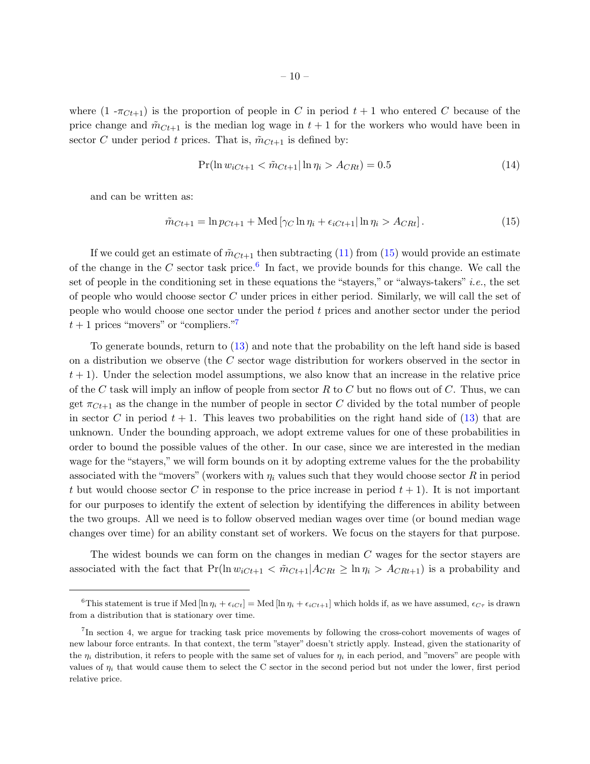where (1 -$\pi_{Ct+1}$) is the proportion of people in $C$ in period $t+1$ who entered $C$ because of the price change and $\tilde{m}_{Ct+1}$ is the median log wage in $t+1$ for the workers who would have been in sector $C$ under period $t$ prices. That is, $\tilde{m}_{Ct+1}$ is defined by:

$$\Pr(\ln w_{iCt+1} < \tilde{m}_{Ct+1} | \ln \eta_i > A_{CRt}) = 0.5 \tag{14}$$

and can be written as:

$$\tilde{m}_{Ct+1} = \ln p_{Ct+1} + \text{Med}\left[\gamma_C \ln \eta_i + \epsilon_{iCt+1} | \ln \eta_i > A_{CRt}\right]. \tag{15}$$

If we could get an estimate of $\tilde{m}_{Ct+1}$ then subtracting (11) from (15) would provide an estimate of the change in the $C$ sector task price.[6] In fact, we provide bounds for this change. We call the set of people in the conditioning set in these equations the "stayers," or "always-takers" *i.e.*, the set of people who would choose sector $C$ under prices in either period. Similarly, we will call the set of people who would choose one sector under the period $t$ prices and another sector under the period $t+1$ prices "movers" or "compliers."[7]

To generate bounds, return to (13) and note that the probability on the left hand side is based on a distribution we observe (the $C$ sector wage distribution for workers observed in the sector in $t+1$). Under the selection model assumptions, we also know that an increase in the relative price of the $C$ task will imply an inflow of people from sector $R$ to $C$ but no flows out of $C$. Thus, we can get $\pi_{Ct+1}$ as the change in the number of people in sector $C$ divided by the total number of people in sector $C$ in period $t+1$. This leaves two probabilities on the right hand side of (13) that are unknown. Under the bounding approach, we adopt extreme values for one of these probabilities in order to bound the possible values of the other. In our case, since we are interested in the median wage for the "stayers," we will form bounds on it by adopting extreme values for the the probability associated with the "movers" (workers with $\eta_i$ values such that they would choose sector $R$ in period $t$ but would choose sector $C$ in response to the price increase in period $t+1$). It is not important for our purposes to identify the extent of selection by identifying the differences in ability between the two groups. All we need is to follow observed median wages over time (or bound median wage changes over time) for an ability constant set of workers. We focus on the stayers for that purpose.

The widest bounds we can form on the changes in median $C$ wages for the sector stayers are associated with the fact that $\Pr(\ln w_{iCt+1} < \tilde{m}_{Ct+1} | A_{CRt} \geq \ln \eta_i > A_{CRt+1})$ is a probability and

---

[6] This statement is true if $\text{Med}\left[\ln \eta_i + \epsilon_{iCt}\right] = \text{Med}\left[\ln \eta_i + \epsilon_{iCt+1}\right]$ which holds if, as we have assumed, $\epsilon_{C\tau}$ is drawn from a distribution that is stationary over time.

[7] In section 4, we argue for tracking task price movements by following the cross-cohort movements of wages of new labour force entrants. In that context, the term "stayer" doesn't strictly apply. Instead, given the stationarity of the $\eta_i$ distribution, it refers to people with the same set of values for $\eta_i$ in each period, and "movers" are people with values of $\eta_i$ that would cause them to select the C sector in the second period but not under the lower, first period relative price.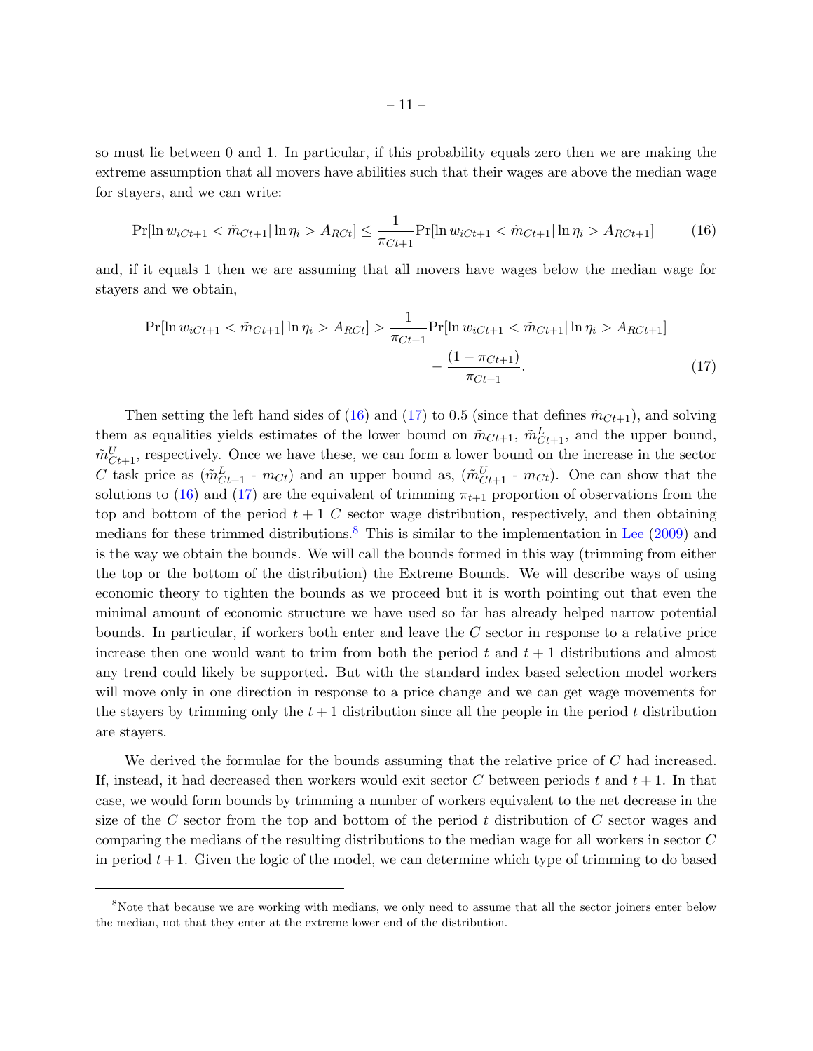so must lie between 0 and 1. In particular, if this probability equals zero then we are making the extreme assumption that all movers have abilities such that their wages are above the median wage for stayers, and we can write:

$$\Pr[\ln w_{iCt+1} < \tilde{m}_{Ct+1} | \ln \eta_i > A_{RCt}] \leq \frac{1}{\pi_{Ct+1}} \Pr[\ln w_{iCt+1} < \tilde{m}_{Ct+1} | \ln \eta_i > A_{RCt+1}] \tag{16}$$

and, if it equals 1 then we are assuming that all movers have wages below the median wage for stayers and we obtain,

$$\Pr[\ln w_{iCt+1} < \tilde{m}_{Ct+1} | \ln \eta_i > A_{RCt}] > \frac{1}{\pi_{Ct+1}} \Pr[\ln w_{iCt+1} < \tilde{m}_{Ct+1} | \ln \eta_i > A_{RCt+1}] - \frac{(1 - \pi_{Ct+1})}{\pi_{Ct+1}}. \tag{17}$$

Then setting the left hand sides of (16) and (17) to 0.5 (since that defines $\tilde{m}_{Ct+1}$), and solving them as equalities yields estimates of the lower bound on $\tilde{m}_{Ct+1}$, $\tilde{m}^{L}_{Ct+1}$, and the upper bound, $\tilde{m}^{U}_{Ct+1}$, respectively. Once we have these, we can form a lower bound on the increase in the sector $C$ task price as ($\tilde{m}^{L}_{Ct+1}$ - $m_{Ct}$) and an upper bound as, ($\tilde{m}^{U}_{Ct+1}$ - $m_{Ct}$). One can show that the solutions to (16) and (17) are the equivalent of trimming $\pi_{t+1}$ proportion of observations from the top and bottom of the period $t+1$ $C$ sector wage distribution, respectively, and then obtaining medians for these trimmed distributions.[8] This is similar to the implementation in Lee (2009) and is the way we obtain the bounds. We will call the bounds formed in this way (trimming from either the top or the bottom of the distribution) the Extreme Bounds. We will describe ways of using economic theory to tighten the bounds as we proceed but it is worth pointing out that even the minimal amount of economic structure we have used so far has already helped narrow potential bounds. In particular, if workers both enter and leave the $C$ sector in response to a relative price increase then one would want to trim from both the period $t$ and $t+1$ distributions and almost any trend could likely be supported. But with the standard index based selection model workers will move only in one direction in response to a price change and we can get wage movements for the stayers by trimming only the $t+1$ distribution since all the people in the period $t$ distribution are stayers.

We derived the formulae for the bounds assuming that the relative price of $C$ had increased. If, instead, it had decreased then workers would exit sector $C$ between periods $t$ and $t+1$. In that case, we would form bounds by trimming a number of workers equivalent to the net decrease in the size of the $C$ sector from the top and bottom of the period $t$ distribution of $C$ sector wages and comparing the medians of the resulting distributions to the median wage for all workers in sector $C$ in period $t+1$. Given the logic of the model, we can determine which type of trimming to do based

[8] Note that because we are working with medians, we only need to assume that all the sector joiners enter below the median, not that they enter at the extreme lower end of the distribution.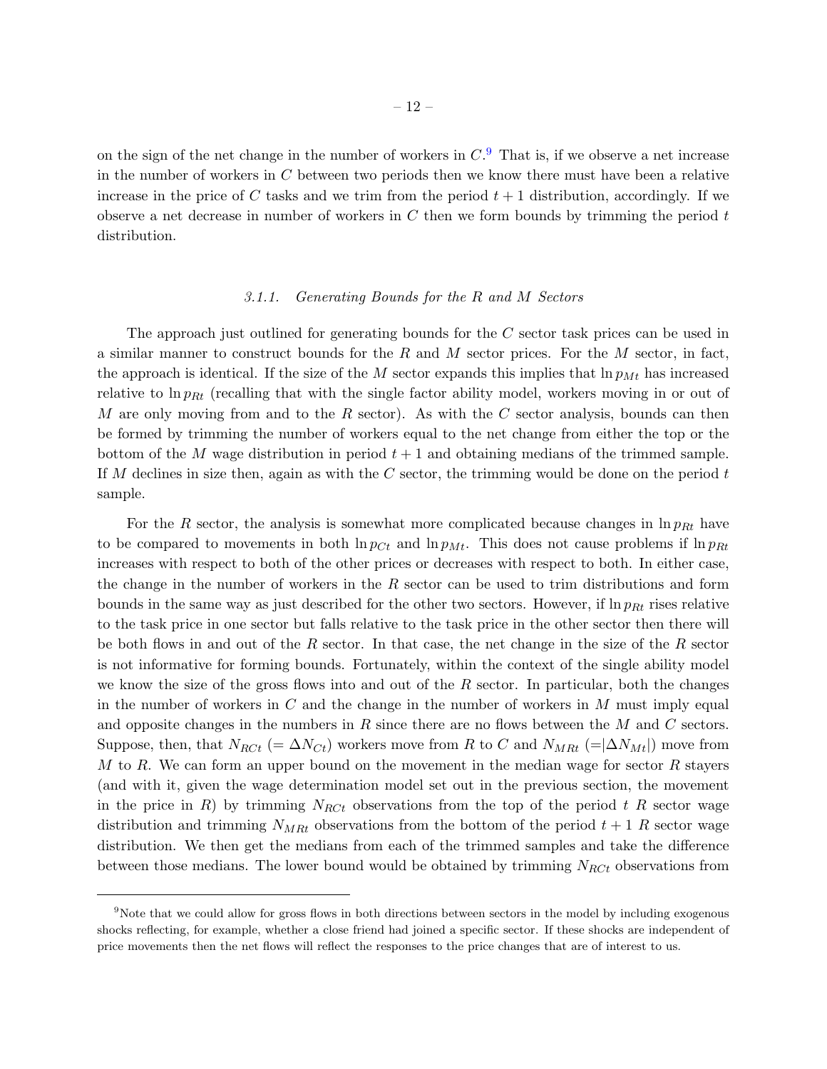on the sign of the net change in the number of workers in $C$.[9] That is, if we observe a net increase in the number of workers in $C$ between two periods then we know there must have been a relative increase in the price of $C$ tasks and we trim from the period $t+1$ distribution, accordingly. If we observe a net decrease in number of workers in $C$ then we form bounds by trimming the period $t$ distribution.

### 3.1.1. *Generating Bounds for the R and M Sectors*

The approach just outlined for generating bounds for the $C$ sector task prices can be used in a similar manner to construct bounds for the $R$ and $M$ sector prices. For the $M$ sector, in fact, the approach is identical. If the size of the $M$ sector expands this implies that $\ln p_{Mt}$ has increased relative to $\ln p_{Rt}$ (recalling that with the single factor ability model, workers moving in or out of $M$ are only moving from and to the $R$ sector). As with the $C$ sector analysis, bounds can then be formed by trimming the number of workers equal to the net change from either the top or the bottom of the $M$ wage distribution in period $t+1$ and obtaining medians of the trimmed sample. If $M$ declines in size then, again as with the $C$ sector, the trimming would be done on the period $t$ sample.

For the $R$ sector, the analysis is somewhat more complicated because changes in $\ln p_{Rt}$ have to be compared to movements in both $\ln p_{Ct}$ and $\ln p_{Mt}$. This does not cause problems if $\ln p_{Rt}$ increases with respect to both of the other prices or decreases with respect to both. In either case, the change in the number of workers in the $R$ sector can be used to trim distributions and form bounds in the same way as just described for the other two sectors. However, if $\ln p_{Rt}$ rises relative to the task price in one sector but falls relative to the task price in the other sector then there will be both flows in and out of the $R$ sector. In that case, the net change in the size of the $R$ sector is not informative for forming bounds. Fortunately, within the context of the single ability model we know the size of the gross flows into and out of the $R$ sector. In particular, both the changes in the number of workers in $C$ and the change in the number of workers in $M$ must imply equal and opposite changes in the numbers in $R$ since there are no flows between the $M$ and $C$ sectors. Suppose, then, that $N_{RCt}$ ($= \Delta N_{Ct}$) workers move from $R$ to $C$ and $N_{MRt}$ ($=|\Delta N_{Mt}|$) move from $M$ to $R$. We can form an upper bound on the movement in the median wage for sector $R$ stayers (and with it, given the wage determination model set out in the previous section, the movement in the price in $R$) by trimming $N_{RCt}$ observations from the top of the period $t$ $R$ sector wage distribution and trimming $N_{MRt}$ observations from the bottom of the period $t+1$ $R$ sector wage distribution. We then get the medians from each of the trimmed samples and take the difference between those medians. The lower bound would be obtained by trimming $N_{RCt}$ observations from

[9] Note that we could allow for gross flows in both directions between sectors in the model by including exogenous shocks reflecting, for example, whether a close friend had joined a specific sector. If these shocks are independent of price movements then the net flows will reflect the responses to the price changes that are of interest to us.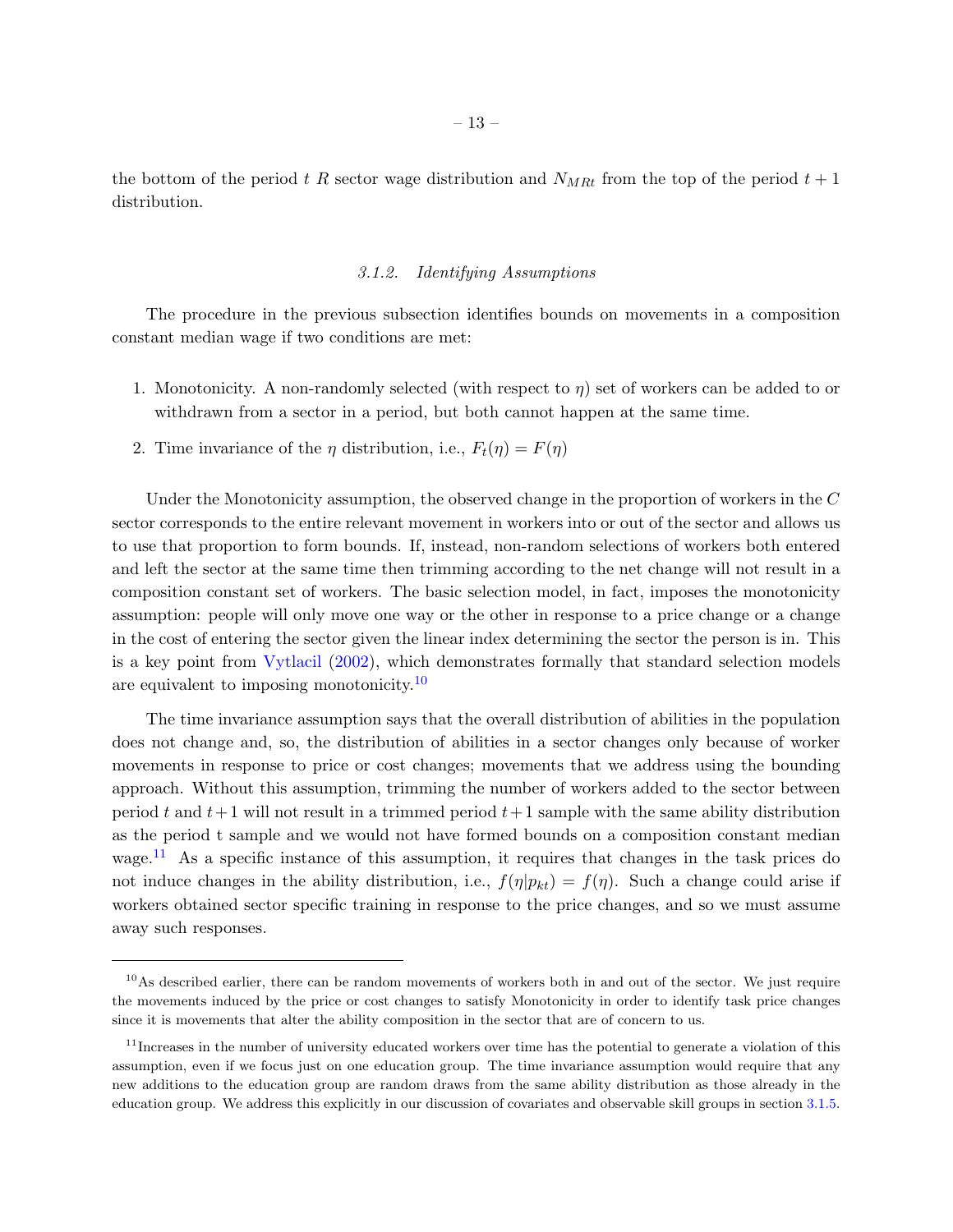the bottom of the period $t$ $R$ sector wage distribution and $N_{MRt}$ from the top of the period $t+1$ distribution.

#### 3.1.2. Identifying Assumptions

The procedure in the previous subsection identifies bounds on movements in a composition constant median wage if two conditions are met:

1. Monotonicity. A non-randomly selected (with respect to $\eta$) set of workers can be added to or withdrawn from a sector in a period, but both cannot happen at the same time.
2. Time invariance of the $\eta$ distribution, i.e., $F_t(\eta) = F(\eta)$

Under the Monotonicity assumption, the observed change in the proportion of workers in the $C$ sector corresponds to the entire relevant movement in workers into or out of the sector and allows us to use that proportion to form bounds. If, instead, non-random selections of workers both entered and left the sector at the same time then trimming according to the net change will not result in a composition constant set of workers. The basic selection model, in fact, imposes the monotonicity assumption: people will only move one way or the other in response to a price change or a change in the cost of entering the sector given the linear index determining the sector the person is in. This is a key point from Vytlacil (2002), which demonstrates formally that standard selection models are equivalent to imposing monotonicity.[10]

The time invariance assumption says that the overall distribution of abilities in the population does not change and, so, the distribution of abilities in a sector changes only because of worker movements in response to price or cost changes; movements that we address using the bounding approach. Without this assumption, trimming the number of workers added to the sector between period $t$ and $t+1$ will not result in a trimmed period $t+1$ sample with the same ability distribution as the period t sample and we would not have formed bounds on a composition constant median wage.[11] As a specific instance of this assumption, it requires that changes in the task prices do not induce changes in the ability distribution, i.e., $f(\eta|p_{kt}) = f(\eta)$. Such a change could arise if workers obtained sector specific training in response to the price changes, and so we must assume away such responses.

---

[10] As described earlier, there can be random movements of workers both in and out of the sector. We just require the movements induced by the price or cost changes to satisfy Monotonicity in order to identify task price changes since it is movements that alter the ability composition in the sector that are of concern to us.

[11] Increases in the number of university educated workers over time has the potential to generate a violation of this assumption, even if we focus just on one education group. The time invariance assumption would require that any new additions to the education group are random draws from the same ability distribution as those already in the education group. We address this explicitly in our discussion of covariates and observable skill groups in section 3.1.5.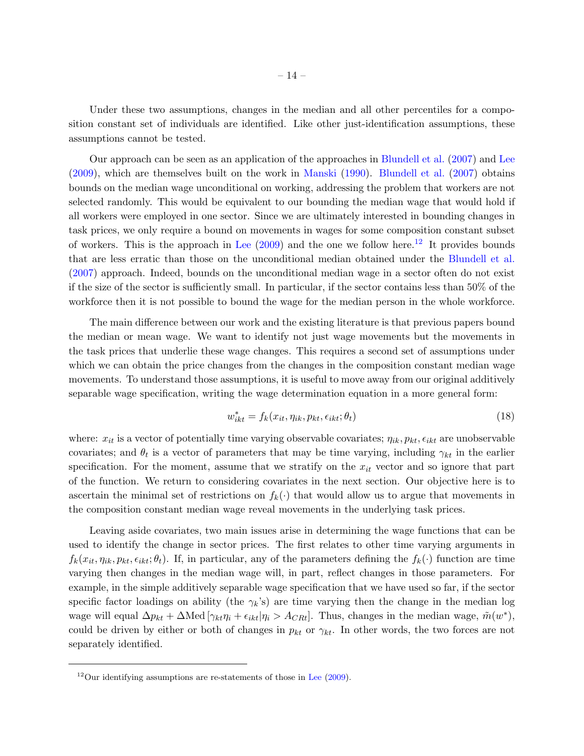Under these two assumptions, changes in the median and all other percentiles for a composition constant set of individuals are identified. Like other just-identification assumptions, these assumptions cannot be tested.

Our approach can be seen as an application of the approaches in Blundell et al. (2007) and Lee (2009), which are themselves built on the work in Manski (1990). Blundell et al. (2007) obtains bounds on the median wage unconditional on working, addressing the problem that workers are not selected randomly. This would be equivalent to our bounding the median wage that would hold if all workers were employed in one sector. Since we are ultimately interested in bounding changes in task prices, we only require a bound on movements in wages for some composition constant subset of workers. This is the approach in Lee (2009) and the one we follow here.[12] It provides bounds that are less erratic than those on the unconditional median obtained under the Blundell et al. (2007) approach. Indeed, bounds on the unconditional median wage in a sector often do not exist if the size of the sector is sufficiently small. In particular, if the sector contains less than 50% of the workforce then it is not possible to bound the wage for the median person in the whole workforce.

The main difference between our work and the existing literature is that previous papers bound the median or mean wage. We want to identify not just wage movements but the movements in the task prices that underlie these wage changes. This requires a second set of assumptions under which we can obtain the price changes from the changes in the composition constant median wage movements. To understand those assumptions, it is useful to move away from our original additively separable wage specification, writing the wage determination equation in a more general form:

$$w^*_{ikt} = f_k(x_{it}, \eta_{ik}, p_{kt}, \epsilon_{ikt}; \theta_t) \tag{18}$$

where: $x_{it}$ is a vector of potentially time varying observable covariates; $\eta_{ik}, p_{kt}, \epsilon_{ikt}$ are unobservable covariates; and $\theta_t$ is a vector of parameters that may be time varying, including $\gamma_{kt}$ in the earlier specification. For the moment, assume that we stratify on the $x_{it}$ vector and so ignore that part of the function. We return to considering covariates in the next section. Our objective here is to ascertain the minimal set of restrictions on $f_k(\cdot)$ that would allow us to argue that movements in the composition constant median wage reveal movements in the underlying task prices.

Leaving aside covariates, two main issues arise in determining the wage functions that can be used to identify the change in sector prices. The first relates to other time varying arguments in $f_k(x_{it}, \eta_{ik}, p_{kt}, \epsilon_{ikt}; \theta_t)$. If, in particular, any of the parameters defining the $f_k(\cdot)$ function are time varying then changes in the median wage will, in part, reflect changes in those parameters. For example, in the simple additively separable wage specification that we have used so far, if the sector specific factor loadings on ability (the $\gamma_k$'s) are time varying then the change in the median log wage will equal $\Delta p_{kt} + \Delta \text{Med}\left[\gamma_{kt}\eta_i + \epsilon_{ikt} | \eta_i > A_{CRt}\right]$. Thus, changes in the median wage, $\tilde{m}(w^*)$, could be driven by either or both of changes in $p_{kt}$ or $\gamma_{kt}$. In other words, the two forces are not separately identified.

[12] Our identifying assumptions are re-statements of those in Lee (2009).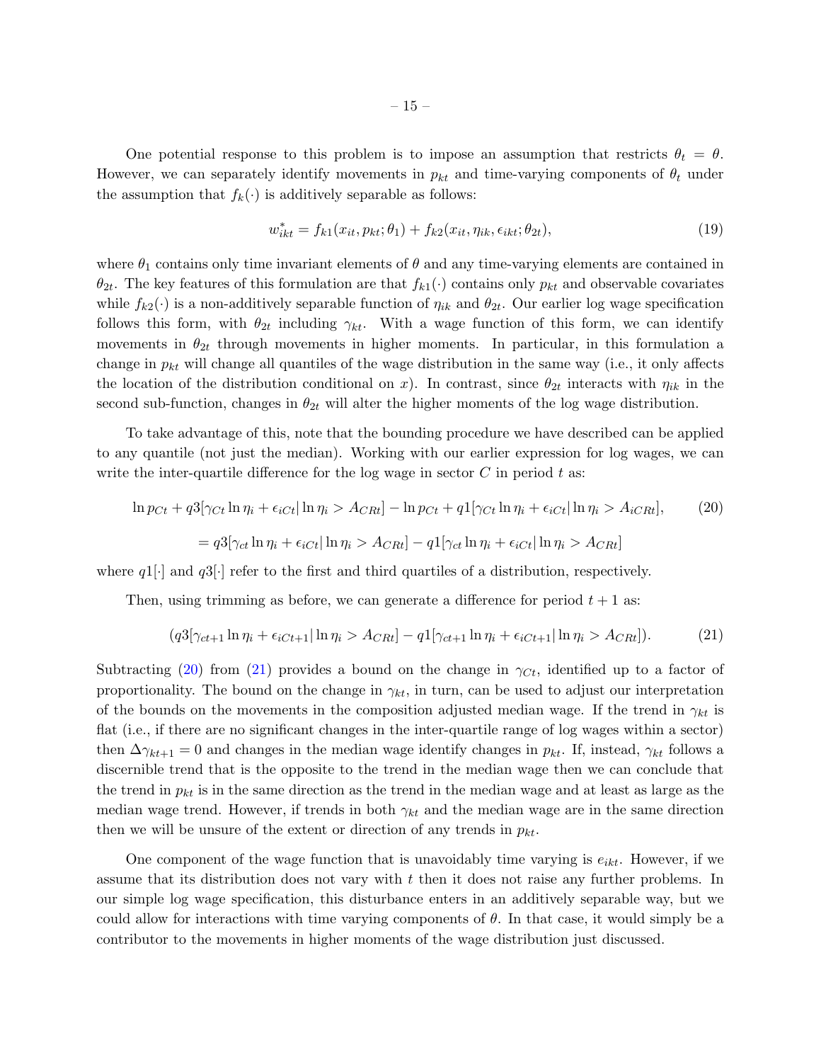One potential response to this problem is to impose an assumption that restricts $\theta_t = \theta$. However, we can separately identify movements in $p_{kt}$ and time-varying components of $\theta_t$ under the assumption that $f_k(\cdot)$ is additively separable as follows:

$$w^*_{ikt} = f_{k1}(x_{it}, p_{kt}; \theta_1) + f_{k2}(x_{it}, \eta_{ik}, \epsilon_{ikt}; \theta_{2t}), \tag{19}$$

where $\theta_1$ contains only time invariant elements of $\theta$ and any time-varying elements are contained in $\theta_{2t}$. The key features of this formulation are that $f_{k1}(\cdot)$ contains only $p_{kt}$ and observable covariates while $f_{k2}(\cdot)$ is a non-additively separable function of $\eta_{ik}$ and $\theta_{2t}$. Our earlier log wage specification follows this form, with $\theta_{2t}$ including $\gamma_{kt}$. With a wage function of this form, we can identify movements in $\theta_{2t}$ through movements in higher moments. In particular, in this formulation a change in $p_{kt}$ will change all quantiles of the wage distribution in the same way (i.e., it only affects the location of the distribution conditional on $x$). In contrast, since $\theta_{2t}$ interacts with $\eta_{ik}$ in the second sub-function, changes in $\theta_{2t}$ will alter the higher moments of the log wage distribution.

To take advantage of this, note that the bounding procedure we have described can be applied to any quantile (not just the median). Working with our earlier expression for log wages, we can write the inter-quartile difference for the log wage in sector $C$ in period $t$ as:

$$\begin{aligned}
&\ln p_{Ct} + q3[\gamma_{Ct} \ln \eta_i + \epsilon_{iCt} | \ln \eta_i > A_{CRt}] - \ln p_{Ct} + q1[\gamma_{Ct} \ln \eta_i + \epsilon_{iCt} | \ln \eta_i > A_{iCRt}], \qquad (20)\\
&= q3[\gamma_{ct} \ln \eta_i + \epsilon_{iCt} | \ln \eta_i > A_{CRt}] - q1[\gamma_{ct} \ln \eta_i + \epsilon_{iCt} | \ln \eta_i > A_{CRt}]
\end{aligned}$$

where $q1[\cdot]$ and $q3[\cdot]$ refer to the first and third quartiles of a distribution, respectively.

Then, using trimming as before, we can generate a difference for period $t+1$ as:

$$(q3[\gamma_{ct+1} \ln \eta_i + \epsilon_{iCt+1} | \ln \eta_i > A_{CRt}] - q1[\gamma_{ct+1} \ln \eta_i + \epsilon_{iCt+1} | \ln \eta_i > A_{CRt}]). \tag{21}$$

Subtracting (20) from (21) provides a bound on the change in $\gamma_{Ct}$, identified up to a factor of proportionality. The bound on the change in $\gamma_{kt}$, in turn, can be used to adjust our interpretation of the bounds on the movements in the composition adjusted median wage. If the trend in $\gamma_{kt}$ is flat (i.e., if there are no significant changes in the inter-quartile range of log wages within a sector) then $\Delta\gamma_{kt+1} = 0$ and changes in the median wage identify changes in $p_{kt}$. If, instead, $\gamma_{kt}$ follows a discernible trend that is the opposite to the trend in the median wage then we can conclude that the trend in $p_{kt}$ is in the same direction as the trend in the median wage and at least as large as the median wage trend. However, if trends in both $\gamma_{kt}$ and the median wage are in the same direction then we will be unsure of the extent or direction of any trends in $p_{kt}$.

One component of the wage function that is unavoidably time varying is $e_{ikt}$. However, if we assume that its distribution does not vary with $t$ then it does not raise any further problems. In our simple log wage specification, this disturbance enters in an additively separable way, but we could allow for interactions with time varying components of $\theta$. In that case, it would simply be a contributor to the movements in higher moments of the wage distribution just discussed.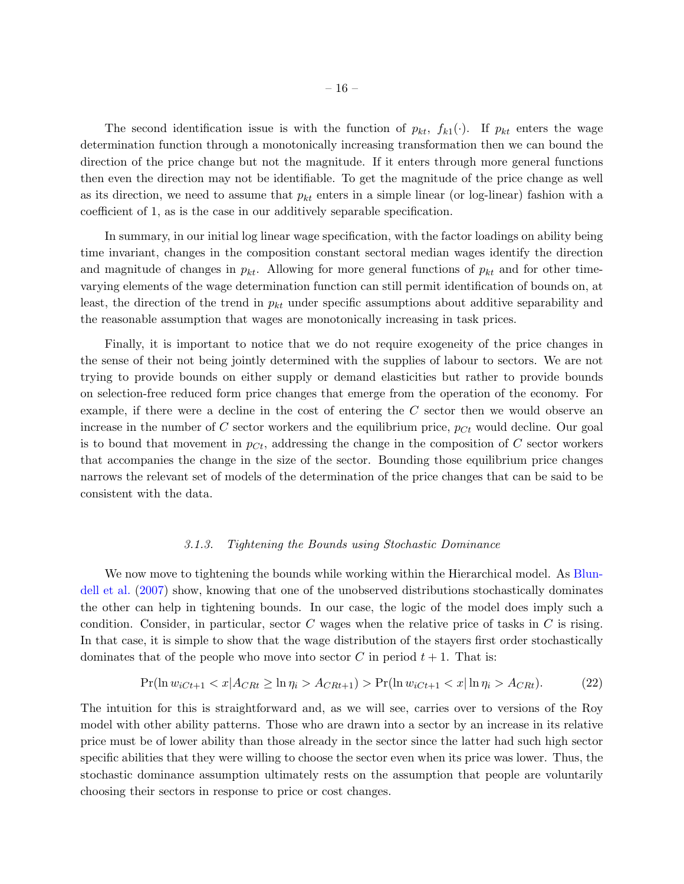The second identification issue is with the function of $p_{kt}$, $f_{k1}(\cdot)$. If $p_{kt}$ enters the wage determination function through a monotonically increasing transformation then we can bound the direction of the price change but not the magnitude. If it enters through more general functions then even the direction may not be identifiable. To get the magnitude of the price change as well as its direction, we need to assume that $p_{kt}$ enters in a simple linear (or log-linear) fashion with a coefficient of 1, as is the case in our additively separable specification.

In summary, in our initial log linear wage specification, with the factor loadings on ability being time invariant, changes in the composition constant sectoral median wages identify the direction and magnitude of changes in $p_{kt}$. Allowing for more general functions of $p_{kt}$ and for other time-varying elements of the wage determination function can still permit identification of bounds on, at least, the direction of the trend in $p_{kt}$ under specific assumptions about additive separability and the reasonable assumption that wages are monotonically increasing in task prices.

Finally, it is important to notice that we do not require exogeneity of the price changes in the sense of their not being jointly determined with the supplies of labour to sectors. We are not trying to provide bounds on either supply or demand elasticities but rather to provide bounds on selection-free reduced form price changes that emerge from the operation of the economy. For example, if there were a decline in the cost of entering the $C$ sector then we would observe an increase in the number of $C$ sector workers and the equilibrium price, $p_{Ct}$ would decline. Our goal is to bound that movement in $p_{Ct}$, addressing the change in the composition of $C$ sector workers that accompanies the change in the size of the sector. Bounding those equilibrium price changes narrows the relevant set of models of the determination of the price changes that can be said to be consistent with the data.

### 3.1.3. *Tightening the Bounds using Stochastic Dominance*

We now move to tightening the bounds while working within the Hierarchical model. As Blundell et al. (2007) show, knowing that one of the unobserved distributions stochastically dominates the other can help in tightening bounds. In our case, the logic of the model does imply such a condition. Consider, in particular, sector $C$ wages when the relative price of tasks in $C$ is rising. In that case, it is simple to show that the wage distribution of the stayers first order stochastically dominates that of the people who move into sector $C$ in period $t+1$. That is:

$$\Pr(\ln w_{iCt+1} < x | A_{CRt} \geq \ln \eta_i > A_{CRt+1}) > \Pr(\ln w_{iCt+1} < x | \ln \eta_i > A_{CRt}). \tag{22}$$

The intuition for this is straightforward and, as we will see, carries over to versions of the Roy model with other ability patterns. Those who are drawn into a sector by an increase in its relative price must be of lower ability than those already in the sector since the latter had such high sector specific abilities that they were willing to choose the sector even when its price was lower. Thus, the stochastic dominance assumption ultimately rests on the assumption that people are voluntarily choosing their sectors in response to price or cost changes.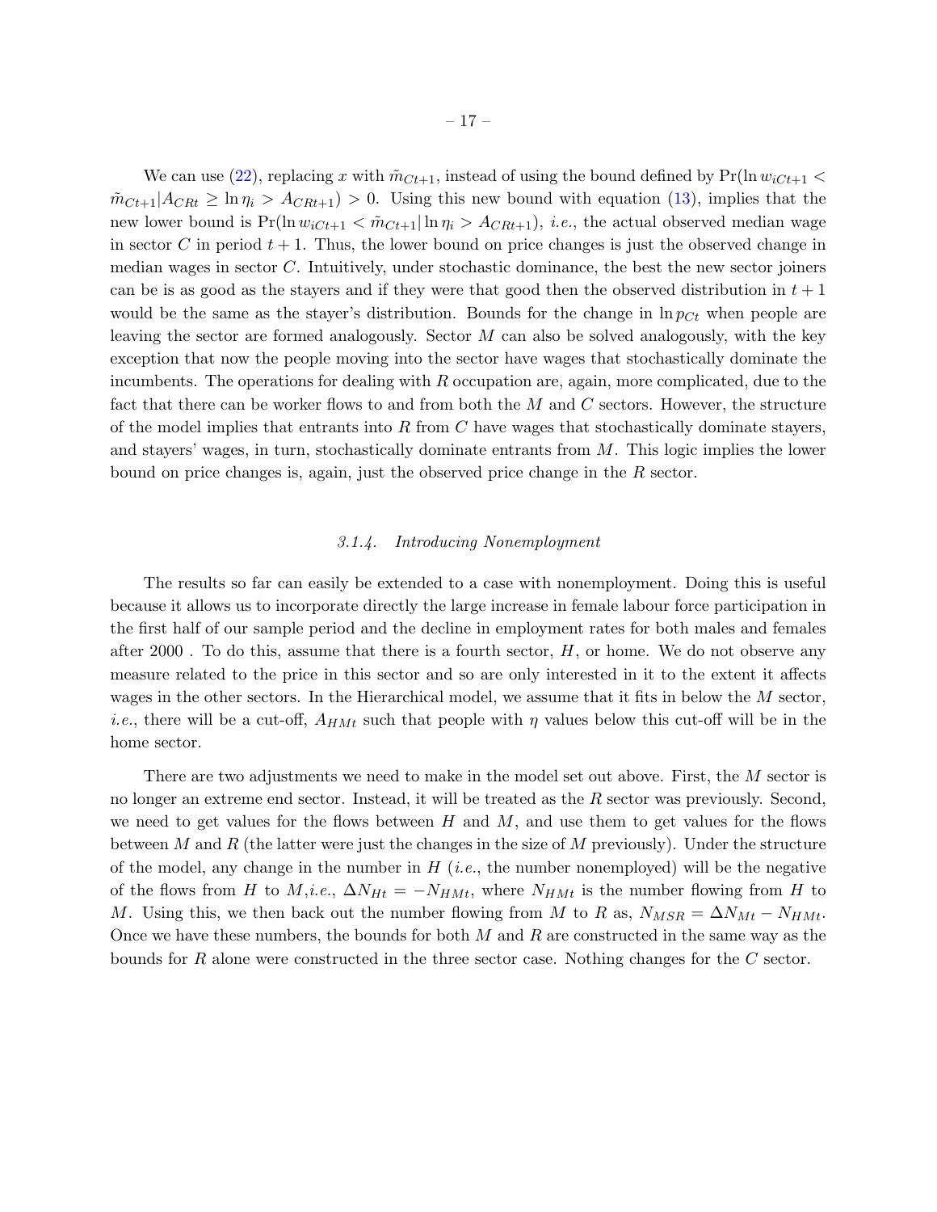We can use (22), replacing $x$ with $\tilde{m}_{Ct+1}$, instead of using the bound defined by $\Pr(\ln w_{iCt+1} < \tilde{m}_{Ct+1} | A_{CRt} \geq \ln \eta_i > A_{CRt+1}) > 0$. Using this new bound with equation (13), implies that the new lower bound is $\Pr(\ln w_{iCt+1} < \tilde{m}_{Ct+1} | \ln \eta_i > A_{CRt+1})$, *i.e.*, the actual observed median wage in sector $C$ in period $t+1$. Thus, the lower bound on price changes is just the observed change in median wages in sector $C$. Intuitively, under stochastic dominance, the best the new sector joiners can be is as good as the stayers and if they were that good then the observed distribution in $t+1$ would be the same as the stayer's distribution. Bounds for the change in $\ln p_{Ct}$ when people are leaving the sector are formed analogously. Sector $M$ can also be solved analogously, with the key exception that now the people moving into the sector have wages that stochastically dominate the incumbents. The operations for dealing with $R$ occupation are, again, more complicated, due to the fact that there can be worker flows to and from both the $M$ and $C$ sectors. However, the structure of the model implies that entrants into $R$ from $C$ have wages that stochastically dominate stayers, and stayers' wages, in turn, stochastically dominate entrants from $M$. This logic implies the lower bound on price changes is, again, just the observed price change in the $R$ sector.

#### 3.1.4. *Introducing Nonemployment*

The results so far can easily be extended to a case with nonemployment. Doing this is useful because it allows us to incorporate directly the large increase in female labour force participation in the first half of our sample period and the decline in employment rates for both males and females after 2000 . To do this, assume that there is a fourth sector, $H$, or home. We do not observe any measure related to the price in this sector and so are only interested in it to the extent it affects wages in the other sectors. In the Hierarchical model, we assume that it fits in below the $M$ sector, *i.e.*, there will be a cut-off, $A_{HMt}$ such that people with $\eta$ values below this cut-off will be in the home sector.

There are two adjustments we need to make in the model set out above. First, the $M$ sector is no longer an extreme end sector. Instead, it will be treated as the $R$ sector was previously. Second, we need to get values for the flows between $H$ and $M$, and use them to get values for the flows between $M$ and $R$ (the latter were just the changes in the size of $M$ previously). Under the structure of the model, any change in the number in $H$ (*i.e.*, the number nonemployed) will be the negative of the flows from $H$ to $M$,*i.e.*, $\Delta N_{Ht} = -N_{HMt}$, where $N_{HMt}$ is the number flowing from $H$ to $M$. Using this, we then back out the number flowing from $M$ to $R$ as, $N_{MSR} = \Delta N_{Mt} - N_{HMt}$. Once we have these numbers, the bounds for both $M$ and $R$ are constructed in the same way as the bounds for $R$ alone were constructed in the three sector case. Nothing changes for the $C$ sector.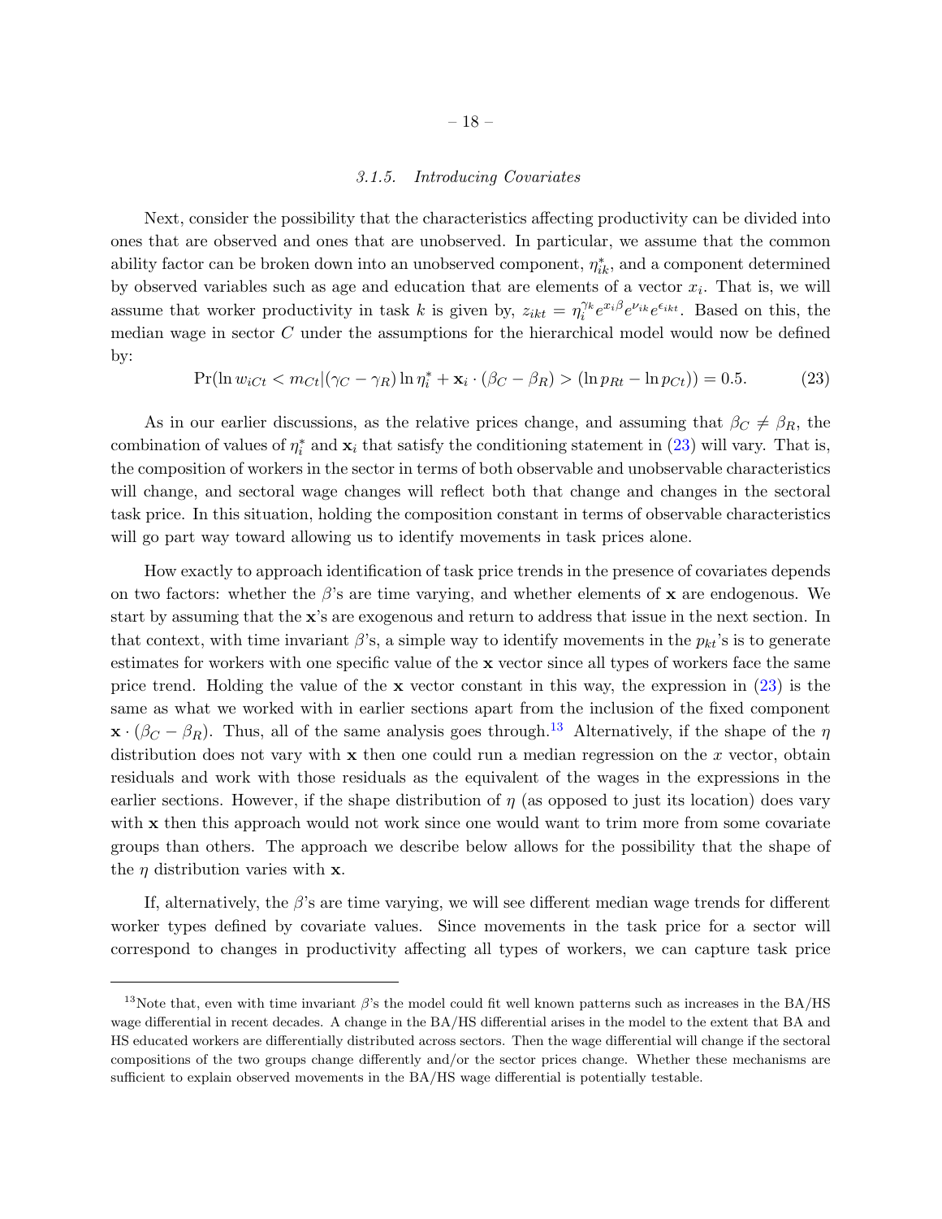### 3.1.5. Introducing Covariates

Next, consider the possibility that the characteristics affecting productivity can be divided into ones that are observed and ones that are unobserved. In particular, we assume that the common ability factor can be broken down into an unobserved component, $\eta^*_{ik}$, and a component determined by observed variables such as age and education that are elements of a vector $x_i$. That is, we will assume that worker productivity in task $k$ is given by, $z_{ikt} = \eta_i^{*\gamma_k} e^{x_i\beta} e^{\nu_{ik}} e^{\epsilon_{ikt}}$. Based on this, the median wage in sector $C$ under the assumptions for the hierarchical model would now be defined by:

$$\Pr(\ln w_{iCt} < m_{Ct} | (\gamma_C - \gamma_R) \ln \eta_i^* + \mathbf{x}_i \cdot (\beta_C - \beta_R) > (\ln p_{Rt} - \ln p_{Ct})) = 0.5. \tag{23}$$

As in our earlier discussions, as the relative prices change, and assuming that $\beta_C \neq \beta_R$, the combination of values of $\eta_i^*$ and $\mathbf{x}_i$ that satisfy the conditioning statement in (23) will vary. That is, the composition of workers in the sector in terms of both observable and unobservable characteristics will change, and sectoral wage changes will reflect both that change and changes in the sectoral task price. In this situation, holding the composition constant in terms of observable characteristics will go part way toward allowing us to identify movements in task prices alone.

How exactly to approach identification of task price trends in the presence of covariates depends on two factors: whether the $\beta$'s are time varying, and whether elements of $\mathbf{x}$ are endogenous. We start by assuming that the $\mathbf{x}$'s are exogenous and return to address that issue in the next section. In that context, with time invariant $\beta$'s, a simple way to identify movements in the $p_{kt}$'s is to generate estimates for workers with one specific value of the $\mathbf{x}$ vector since all types of workers face the same price trend. Holding the value of the $\mathbf{x}$ vector constant in this way, the expression in (23) is the same as what we worked with in earlier sections apart from the inclusion of the fixed component $\mathbf{x} \cdot (\beta_C - \beta_R)$. Thus, all of the same analysis goes through.[13] Alternatively, if the shape of the $\eta$ distribution does not vary with $\mathbf{x}$ then one could run a median regression on the $x$ vector, obtain residuals and work with those residuals as the equivalent of the wages in the expressions in the earlier sections. However, if the shape distribution of $\eta$ (as opposed to just its location) does vary with $\mathbf{x}$ then this approach would not work since one would want to trim more from some covariate groups than others. The approach we describe below allows for the possibility that the shape of the $\eta$ distribution varies with $\mathbf{x}$.

If, alternatively, the $\beta$'s are time varying, we will see different median wage trends for different worker types defined by covariate values. Since movements in the task price for a sector will correspond to changes in productivity affecting all types of workers, we can capture task price

[13] Note that, even with time invariant $\beta$'s the model could fit well known patterns such as increases in the BA/HS wage differential in recent decades. A change in the BA/HS differential arises in the model to the extent that BA and HS educated workers are differentially distributed across sectors. Then the wage differential will change if the sectoral compositions of the two groups change differently and/or the sector prices change. Whether these mechanisms are sufficient to explain observed movements in the BA/HS wage differential is potentially testable.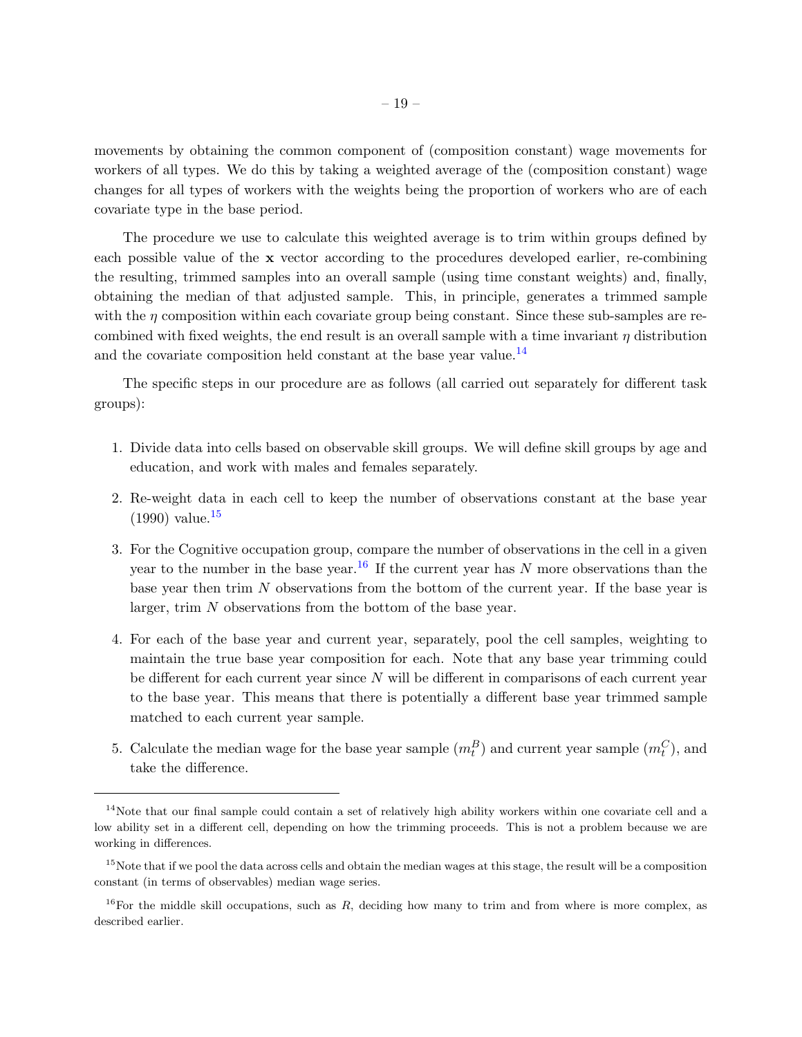movements by obtaining the common component of (composition constant) wage movements for workers of all types. We do this by taking a weighted average of the (composition constant) wage changes for all types of workers with the weights being the proportion of workers who are of each covariate type in the base period.

The procedure we use to calculate this weighted average is to trim within groups defined by each possible value of the **x** vector according to the procedures developed earlier, re-combining the resulting, trimmed samples into an overall sample (using time constant weights) and, finally, obtaining the median of that adjusted sample. This, in principle, generates a trimmed sample with the $\eta$ composition within each covariate group being constant. Since these sub-samples are re-combined with fixed weights, the end result is an overall sample with a time invariant $\eta$ distribution and the covariate composition held constant at the base year value.[14]

The specific steps in our procedure are as follows (all carried out separately for different task groups):

1. Divide data into cells based on observable skill groups. We will define skill groups by age and education, and work with males and females separately.
2. Re-weight data in each cell to keep the number of observations constant at the base year (1990) value.[15]
3. For the Cognitive occupation group, compare the number of observations in the cell in a given year to the number in the base year.[16] If the current year has $N$ more observations than the base year then trim $N$ observations from the bottom of the current year. If the base year is larger, trim $N$ observations from the bottom of the base year.
4. For each of the base year and current year, separately, pool the cell samples, weighting to maintain the true base year composition for each. Note that any base year trimming could be different for each current year since $N$ will be different in comparisons of each current year to the base year. This means that there is potentially a different base year trimmed sample matched to each current year sample.
5. Calculate the median wage for the base year sample ($m_t^B$) and current year sample ($m_t^C$), and take the difference.

[14] Note that our final sample could contain a set of relatively high ability workers within one covariate cell and a low ability set in a different cell, depending on how the trimming proceeds. This is not a problem because we are working in differences.

[15] Note that if we pool the data across cells and obtain the median wages at this stage, the result will be a composition constant (in terms of observables) median wage series.

[16] For the middle skill occupations, such as $R$, deciding how many to trim and from where is more complex, as described earlier.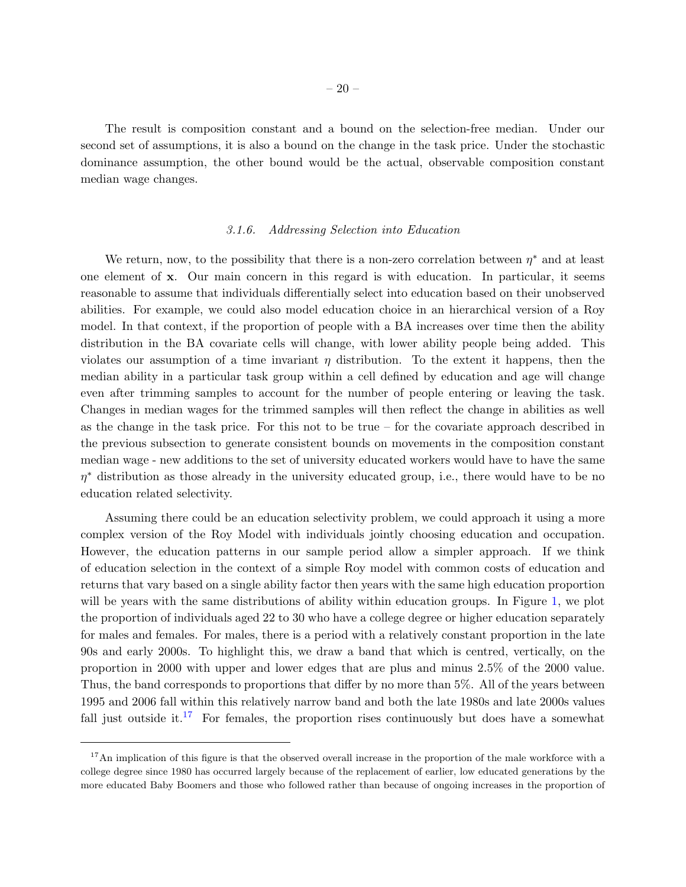The result is composition constant and a bound on the selection-free median. Under our second set of assumptions, it is also a bound on the change in the task price. Under the stochastic dominance assumption, the other bound would be the actual, observable composition constant median wage changes.

### *3.1.6. Addressing Selection into Education*

We return, now, to the possibility that there is a non-zero correlation between $\eta^*$ and at least one element of $\mathbf{x}$. Our main concern in this regard is with education. In particular, it seems reasonable to assume that individuals differentially select into education based on their unobserved abilities. For example, we could also model education choice in an hierarchical version of a Roy model. In that context, if the proportion of people with a BA increases over time then the ability distribution in the BA covariate cells will change, with lower ability people being added. This violates our assumption of a time invariant $\eta$ distribution. To the extent it happens, then the median ability in a particular task group within a cell defined by education and age will change even after trimming samples to account for the number of people entering or leaving the task. Changes in median wages for the trimmed samples will then reflect the change in abilities as well as the change in the task price. For this not to be true – for the covariate approach described in the previous subsection to generate consistent bounds on movements in the composition constant median wage - new additions to the set of university educated workers would have to have the same $\eta^*$ distribution as those already in the university educated group, i.e., there would have to be no education related selectivity.

Assuming there could be an education selectivity problem, we could approach it using a more complex version of the Roy Model with individuals jointly choosing education and occupation. However, the education patterns in our sample period allow a simpler approach. If we think of education selection in the context of a simple Roy model with common costs of education and returns that vary based on a single ability factor then years with the same high education proportion will be years with the same distributions of ability within education groups. In Figure 1, we plot the proportion of individuals aged 22 to 30 who have a college degree or higher education separately for males and females. For males, there is a period with a relatively constant proportion in the late 90s and early 2000s. To highlight this, we draw a band that which is centred, vertically, on the proportion in 2000 with upper and lower edges that are plus and minus 2.5% of the 2000 value. Thus, the band corresponds to proportions that differ by no more than 5%. All of the years between 1995 and 2006 fall within this relatively narrow band and both the late 1980s and late 2000s values fall just outside it.[17] For females, the proportion rises continuously but does have a somewhat

[17] An implication of this figure is that the observed overall increase in the proportion of the male workforce with a college degree since 1980 has occurred largely because of the replacement of earlier, low educated generations by the more educated Baby Boomers and those who followed rather than because of ongoing increases in the proportion of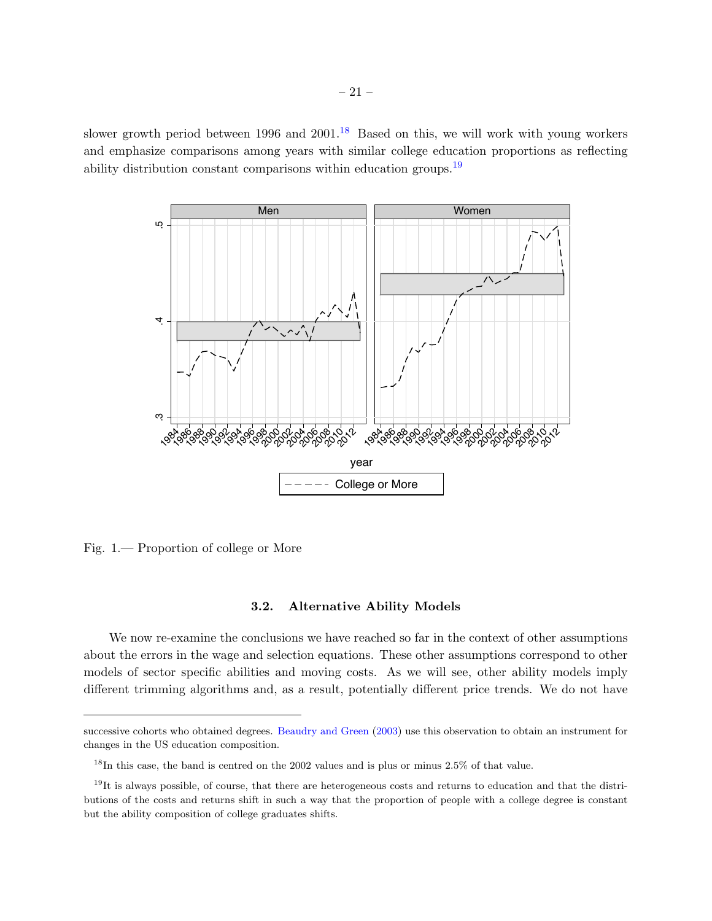slower growth period between 1996 and 2001.[18] Based on this, we will work with young workers and emphasize comparisons among years with similar college education proportions as reflecting ability distribution constant comparisons within education groups.[19]

Fig. 1.— Proportion of college or More

### 3.2. Alternative Ability Models

We now re-examine the conclusions we have reached so far in the context of other assumptions about the errors in the wage and selection equations. These other assumptions correspond to other models of sector specific abilities and moving costs. As we will see, other ability models imply different trimming algorithms and, as a result, potentially different price trends. We do not have

---

successive cohorts who obtained degrees. Beaudry and Green (2003) use this observation to obtain an instrument for changes in the US education composition.

[18]In this case, the band is centred on the 2002 values and is plus or minus 2.5% of that value.

[19]It is always possible, of course, that there are heterogeneous costs and returns to education and that the distributions of the costs and returns shift in such a way that the proportion of people with a college degree is constant but the ability composition of college graduates shifts.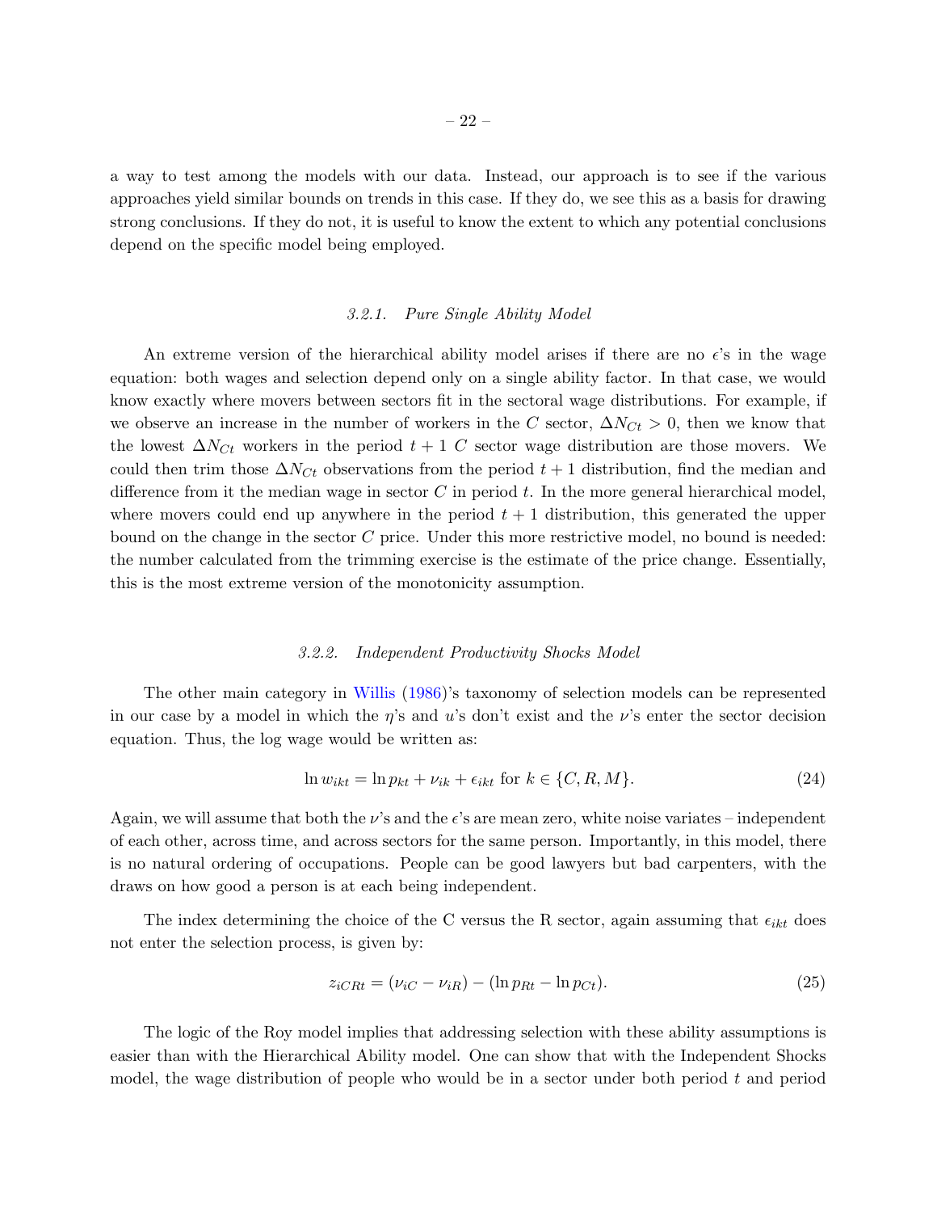a way to test among the models with our data. Instead, our approach is to see if the various approaches yield similar bounds on trends in this case. If they do, we see this as a basis for drawing strong conclusions. If they do not, it is useful to know the extent to which any potential conclusions depend on the specific model being employed.

### *3.2.1. Pure Single Ability Model*

An extreme version of the hierarchical ability model arises if there are no $\epsilon$'s in the wage equation: both wages and selection depend only on a single ability factor. In that case, we would know exactly where movers between sectors fit in the sectoral wage distributions. For example, if we observe an increase in the number of workers in the $C$ sector, $\Delta N_{Ct} > 0$, then we know that the lowest $\Delta N_{Ct}$ workers in the period $t+1$ $C$ sector wage distribution are those movers. We could then trim those $\Delta N_{Ct}$ observations from the period $t+1$ distribution, find the median and difference from it the median wage in sector $C$ in period $t$. In the more general hierarchical model, where movers could end up anywhere in the period $t+1$ distribution, this generated the upper bound on the change in the sector $C$ price. Under this more restrictive model, no bound is needed: the number calculated from the trimming exercise is the estimate of the price change. Essentially, this is the most extreme version of the monotonicity assumption.

### *3.2.2. Independent Productivity Shocks Model*

The other main category in Willis (1986)'s taxonomy of selection models can be represented in our case by a model in which the $\eta$'s and $u$'s don't exist and the $\nu$'s enter the sector decision equation. Thus, the log wage would be written as:

$$\ln w_{ikt} = \ln p_{kt} + \nu_{ik} + \epsilon_{ikt} \text{ for } k \in \{C, R, M\}. \tag{24}$$

Again, we will assume that both the $\nu$'s and the $\epsilon$'s are mean zero, white noise variates – independent of each other, across time, and across sectors for the same person. Importantly, in this model, there is no natural ordering of occupations. People can be good lawyers but bad carpenters, with the draws on how good a person is at each being independent.

The index determining the choice of the C versus the R sector, again assuming that $\epsilon_{ikt}$ does not enter the selection process, is given by:

$$z_{iCRt} = (\nu_{iC} - \nu_{iR}) - (\ln p_{Rt} - \ln p_{Ct}). \tag{25}$$

The logic of the Roy model implies that addressing selection with these ability assumptions is easier than with the Hierarchical Ability model. One can show that with the Independent Shocks model, the wage distribution of people who would be in a sector under both period $t$ and period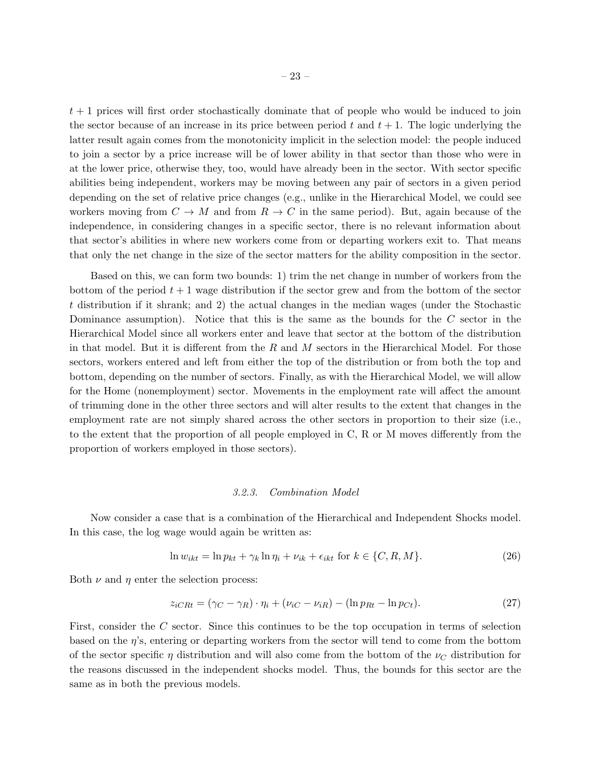$t+1$ prices will first order stochastically dominate that of people who would be induced to join the sector because of an increase in its price between period $t$ and $t+1$. The logic underlying the latter result again comes from the monotonicity implicit in the selection model: the people induced to join a sector by a price increase will be of lower ability in that sector than those who were in at the lower price, otherwise they, too, would have already been in the sector. With sector specific abilities being independent, workers may be moving between any pair of sectors in a given period depending on the set of relative price changes (e.g., unlike in the Hierarchical Model, we could see workers moving from $C \rightarrow M$ and from $R \rightarrow C$ in the same period). But, again because of the independence, in considering changes in a specific sector, there is no relevant information about that sector's abilities in where new workers come from or departing workers exit to. That means that only the net change in the size of the sector matters for the ability composition in the sector.

Based on this, we can form two bounds: 1) trim the net change in number of workers from the bottom of the period $t+1$ wage distribution if the sector grew and from the bottom of the sector $t$ distribution if it shrank; and 2) the actual changes in the median wages (under the Stochastic Dominance assumption). Notice that this is the same as the bounds for the $C$ sector in the Hierarchical Model since all workers enter and leave that sector at the bottom of the distribution in that model. But it is different from the $R$ and $M$ sectors in the Hierarchical Model. For those sectors, workers entered and left from either the top of the distribution or from both the top and bottom, depending on the number of sectors. Finally, as with the Hierarchical Model, we will allow for the Home (nonemployment) sector. Movements in the employment rate will affect the amount of trimming done in the other three sectors and will alter results to the extent that changes in the employment rate are not simply shared across the other sectors in proportion to their size (i.e., to the extent that the proportion of all people employed in C, R or M moves differently from the proportion of workers employed in those sectors).

### 3.2.3. *Combination Model*

Now consider a case that is a combination of the Hierarchical and Independent Shocks model. In this case, the log wage would again be written as:

$$\ln w_{ikt} = \ln p_{kt} + \gamma_k \ln \eta_i + \nu_{ik} + \epsilon_{ikt} \text{ for } k \in \{C, R, M\}. \tag{26}$$

Both $\nu$ and $\eta$ enter the selection process:

$$z_{iCRt} = (\gamma_C - \gamma_R) \cdot \eta_i + (\nu_{iC} - \nu_{iR}) - (\ln p_{Rt} - \ln p_{Ct}). \tag{27}$$

First, consider the $C$ sector. Since this continues to be the top occupation in terms of selection based on the $\eta$'s, entering or departing workers from the sector will tend to come from the bottom of the sector specific $\eta$ distribution and will also come from the bottom of the $\nu_C$ distribution for the reasons discussed in the independent shocks model. Thus, the bounds for this sector are the same as in both the previous models.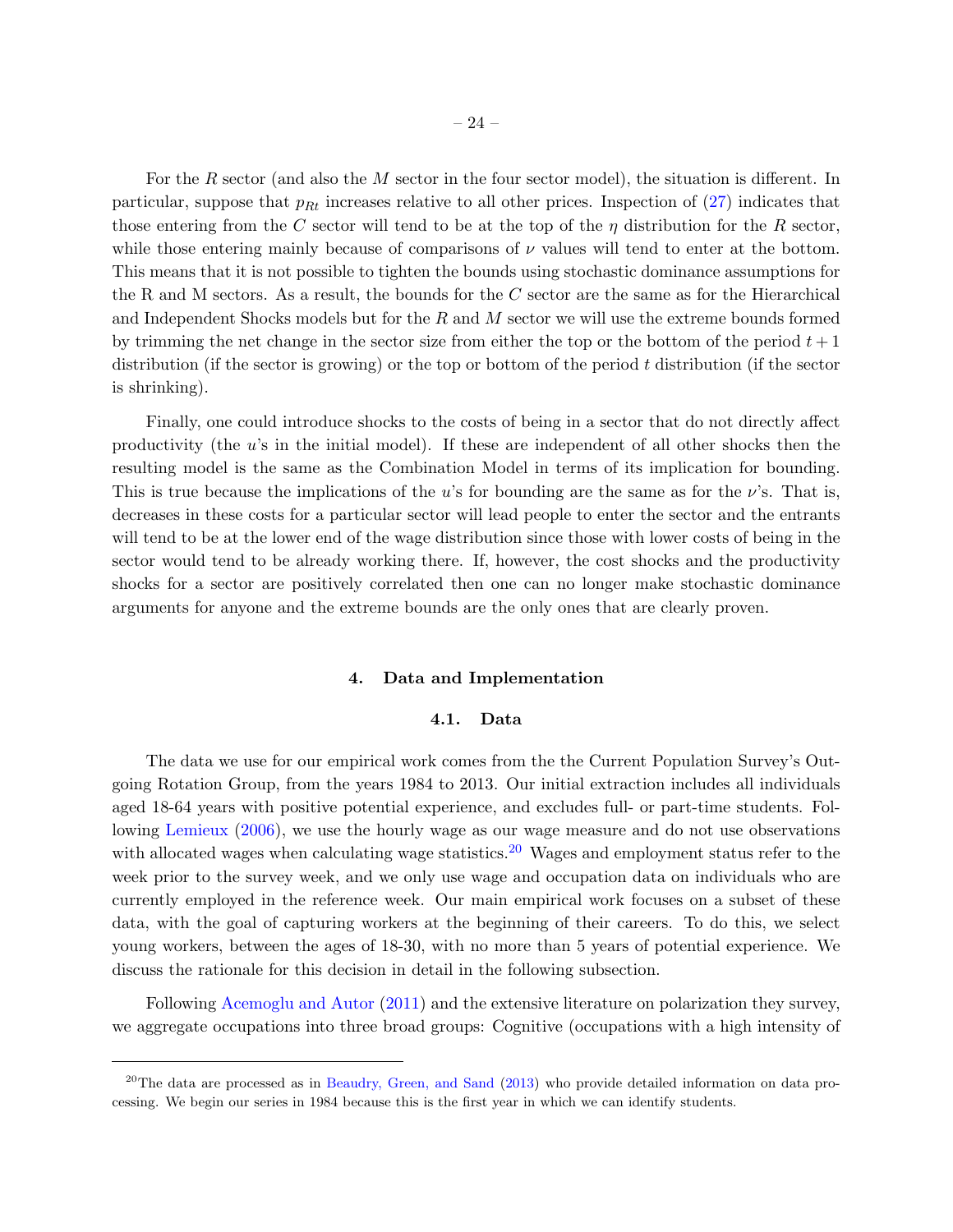For the $R$ sector (and also the $M$ sector in the four sector model), the situation is different. In particular, suppose that $p_{Rt}$ increases relative to all other prices. Inspection of (27) indicates that those entering from the $C$ sector will tend to be at the top of the $\eta$ distribution for the $R$ sector, while those entering mainly because of comparisons of $\nu$ values will tend to enter at the bottom. This means that it is not possible to tighten the bounds using stochastic dominance assumptions for the R and M sectors. As a result, the bounds for the $C$ sector are the same as for the Hierarchical and Independent Shocks models but for the $R$ and $M$ sector we will use the extreme bounds formed by trimming the net change in the sector size from either the top or the bottom of the period $t+1$ distribution (if the sector is growing) or the top or bottom of the period $t$ distribution (if the sector is shrinking).

Finally, one could introduce shocks to the costs of being in a sector that do not directly affect productivity (the $u$'s in the initial model). If these are independent of all other shocks then the resulting model is the same as the Combination Model in terms of its implication for bounding. This is true because the implications of the $u$'s for bounding are the same as for the $\nu$'s. That is, decreases in these costs for a particular sector will lead people to enter the sector and the entrants will tend to be at the lower end of the wage distribution since those with lower costs of being in the sector would tend to be already working there. If, however, the cost shocks and the productivity shocks for a sector are positively correlated then one can no longer make stochastic dominance arguments for anyone and the extreme bounds are the only ones that are clearly proven.

## 4. Data and Implementation

### 4.1. Data

The data we use for our empirical work comes from the the Current Population Survey's Outgoing Rotation Group, from the years 1984 to 2013. Our initial extraction includes all individuals aged 18-64 years with positive potential experience, and excludes full- or part-time students. Following Lemieux (2006), we use the hourly wage as our wage measure and do not use observations with allocated wages when calculating wage statistics.[20] Wages and employment status refer to the week prior to the survey week, and we only use wage and occupation data on individuals who are currently employed in the reference week. Our main empirical work focuses on a subset of these data, with the goal of capturing workers at the beginning of their careers. To do this, we select young workers, between the ages of 18-30, with no more than 5 years of potential experience. We discuss the rationale for this decision in detail in the following subsection.

Following Acemoglu and Autor (2011) and the extensive literature on polarization they survey, we aggregate occupations into three broad groups: Cognitive (occupations with a high intensity of

[20] The data are processed as in Beaudry, Green, and Sand (2013) who provide detailed information on data processing. We begin our series in 1984 because this is the first year in which we can identify students.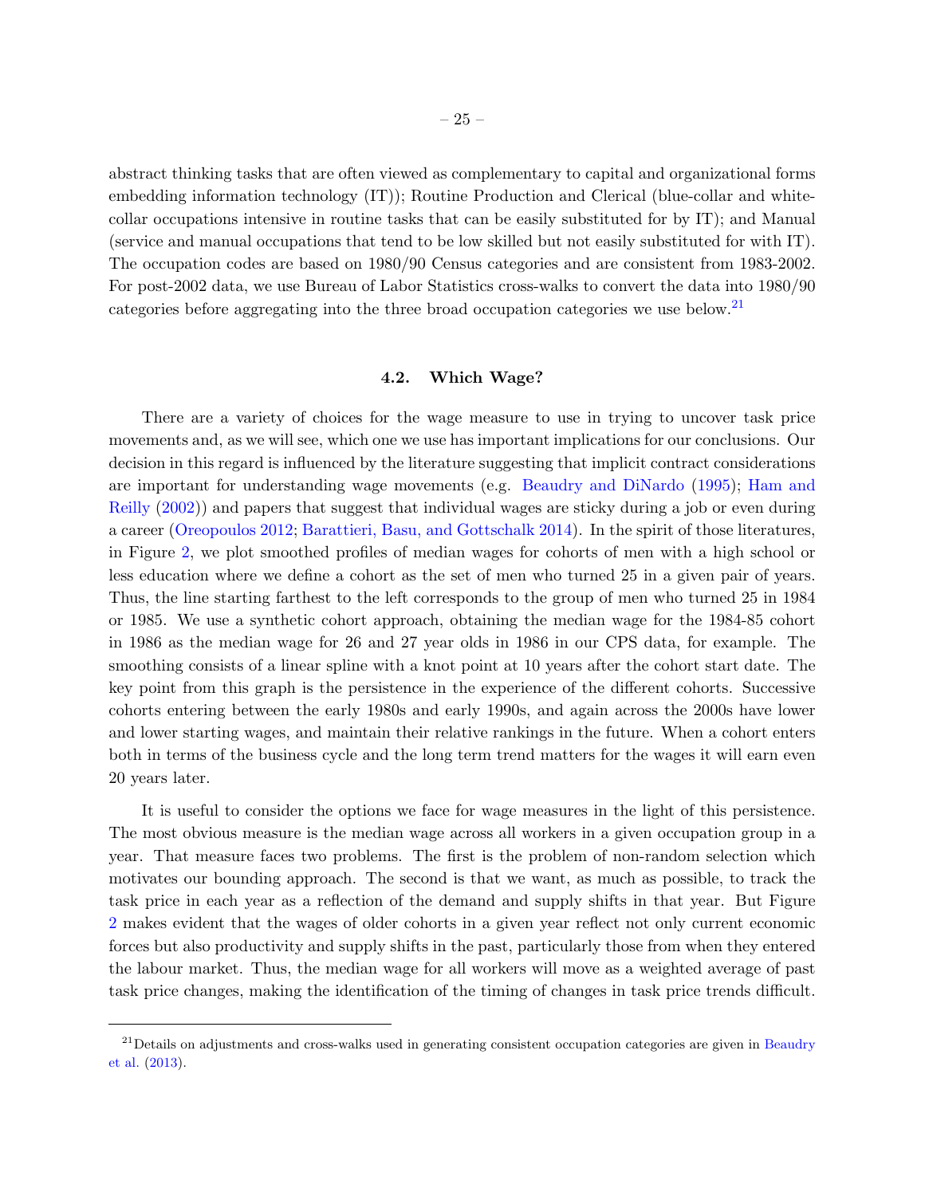abstract thinking tasks that are often viewed as complementary to capital and organizational forms embedding information technology (IT)); Routine Production and Clerical (blue-collar and white-collar occupations intensive in routine tasks that can be easily substituted for by IT); and Manual (service and manual occupations that tend to be low skilled but not easily substituted for with IT). The occupation codes are based on 1980/90 Census categories and are consistent from 1983-2002. For post-2002 data, we use Bureau of Labor Statistics cross-walks to convert the data into 1980/90 categories before aggregating into the three broad occupation categories we use below.[21]

### 4.2. Which Wage?

There are a variety of choices for the wage measure to use in trying to uncover task price movements and, as we will see, which one we use has important implications for our conclusions. Our decision in this regard is influenced by the literature suggesting that implicit contract considerations are important for understanding wage movements (e.g. Beaudry and DiNardo (1995); Ham and Reilly (2002)) and papers that suggest that individual wages are sticky during a job or even during a career (Oreopoulos 2012; Barattieri, Basu, and Gottschalk 2014). In the spirit of those literatures, in Figure 2, we plot smoothed profiles of median wages for cohorts of men with a high school or less education where we define a cohort as the set of men who turned 25 in a given pair of years. Thus, the line starting farthest to the left corresponds to the group of men who turned 25 in 1984 or 1985. We use a synthetic cohort approach, obtaining the median wage for the 1984-85 cohort in 1986 as the median wage for 26 and 27 year olds in 1986 in our CPS data, for example. The smoothing consists of a linear spline with a knot point at 10 years after the cohort start date. The key point from this graph is the persistence in the experience of the different cohorts. Successive cohorts entering between the early 1980s and early 1990s, and again across the 2000s have lower and lower starting wages, and maintain their relative rankings in the future. When a cohort enters both in terms of the business cycle and the long term trend matters for the wages it will earn even 20 years later.

It is useful to consider the options we face for wage measures in the light of this persistence. The most obvious measure is the median wage across all workers in a given occupation group in a year. That measure faces two problems. The first is the problem of non-random selection which motivates our bounding approach. The second is that we want, as much as possible, to track the task price in each year as a reflection of the demand and supply shifts in that year. But Figure 2 makes evident that the wages of older cohorts in a given year reflect not only current economic forces but also productivity and supply shifts in the past, particularly those from when they entered the labour market. Thus, the median wage for all workers will move as a weighted average of past task price changes, making the identification of the timing of changes in task price trends difficult.

[21] Details on adjustments and cross-walks used in generating consistent occupation categories are given in Beaudry et al. (2013).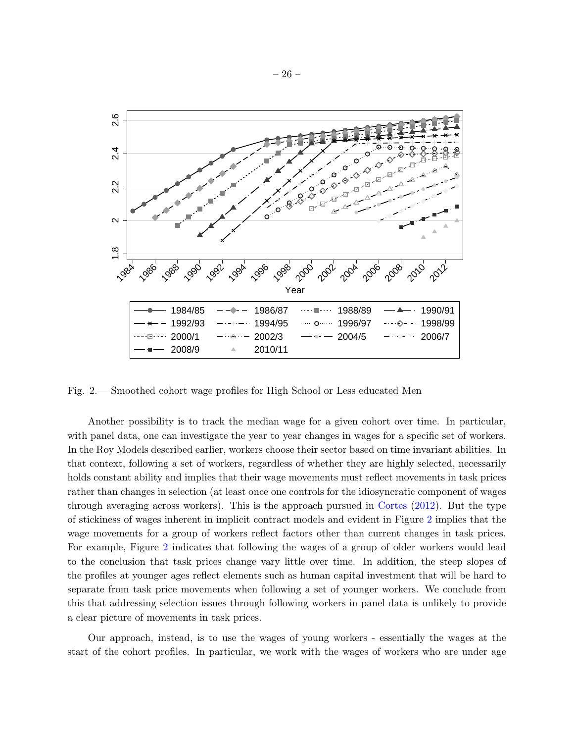Fig. 2.— Smoothed cohort wage profiles for High School or Less educated Men

Another possibility is to track the median wage for a given cohort over time. In particular, with panel data, one can investigate the year to year changes in wages for a specific set of workers. In the Roy Models described earlier, workers choose their sector based on time invariant abilities. In that context, following a set of workers, regardless of whether they are highly selected, necessarily holds constant ability and implies that their wage movements must reflect movements in task prices rather than changes in selection (at least once one controls for the idiosyncratic component of wages through averaging across workers). This is the approach pursued in Cortes (2012). But the type of stickiness of wages inherent in implicit contract models and evident in Figure 2 implies that the wage movements for a group of workers reflect factors other than current changes in task prices. For example, Figure 2 indicates that following the wages of a group of older workers would lead to the conclusion that task prices change vary little over time. In addition, the steep slopes of the profiles at younger ages reflect elements such as human capital investment that will be hard to separate from task price movements when following a set of younger workers. We conclude from this that addressing selection issues through following workers in panel data is unlikely to provide a clear picture of movements in task prices.

Our approach, instead, is to use the wages of young workers - essentially the wages at the start of the cohort profiles. In particular, we work with the wages of workers who are under age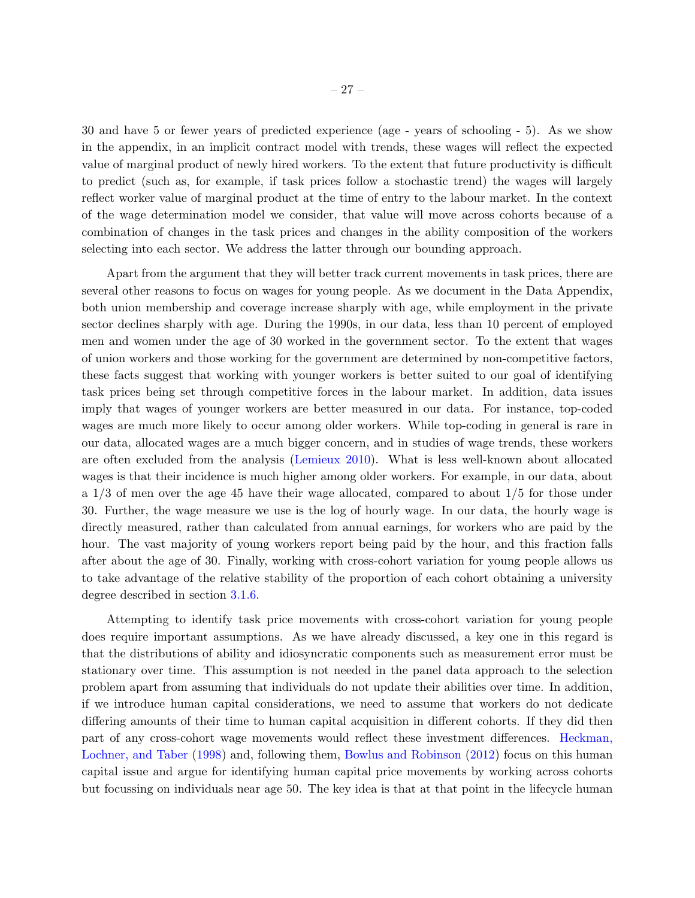30 and have 5 or fewer years of predicted experience (age - years of schooling - 5). As we show in the appendix, in an implicit contract model with trends, these wages will reflect the expected value of marginal product of newly hired workers. To the extent that future productivity is difficult to predict (such as, for example, if task prices follow a stochastic trend) the wages will largely reflect worker value of marginal product at the time of entry to the labour market. In the context of the wage determination model we consider, that value will move across cohorts because of a combination of changes in the task prices and changes in the ability composition of the workers selecting into each sector. We address the latter through our bounding approach.

Apart from the argument that they will better track current movements in task prices, there are several other reasons to focus on wages for young people. As we document in the Data Appendix, both union membership and coverage increase sharply with age, while employment in the private sector declines sharply with age. During the 1990s, in our data, less than 10 percent of employed men and women under the age of 30 worked in the government sector. To the extent that wages of union workers and those working for the government are determined by non-competitive factors, these facts suggest that working with younger workers is better suited to our goal of identifying task prices being set through competitive forces in the labour market. In addition, data issues imply that wages of younger workers are better measured in our data. For instance, top-coded wages are much more likely to occur among older workers. While top-coding in general is rare in our data, allocated wages are a much bigger concern, and in studies of wage trends, these workers are often excluded from the analysis (Lemieux 2010). What is less well-known about allocated wages is that their incidence is much higher among older workers. For example, in our data, about a 1/3 of men over the age 45 have their wage allocated, compared to about 1/5 for those under 30. Further, the wage measure we use is the log of hourly wage. In our data, the hourly wage is directly measured, rather than calculated from annual earnings, for workers who are paid by the hour. The vast majority of young workers report being paid by the hour, and this fraction falls after about the age of 30. Finally, working with cross-cohort variation for young people allows us to take advantage of the relative stability of the proportion of each cohort obtaining a university degree described in section 3.1.6.

Attempting to identify task price movements with cross-cohort variation for young people does require important assumptions. As we have already discussed, a key one in this regard is that the distributions of ability and idiosyncratic components such as measurement error must be stationary over time. This assumption is not needed in the panel data approach to the selection problem apart from assuming that individuals do not update their abilities over time. In addition, if we introduce human capital considerations, we need to assume that workers do not dedicate differing amounts of their time to human capital acquisition in different cohorts. If they did then part of any cross-cohort wage movements would reflect these investment differences. Heckman, Lochner, and Taber (1998) and, following them, Bowlus and Robinson (2012) focus on this human capital issue and argue for identifying human capital price movements by working across cohorts but focussing on individuals near age 50. The key idea is that at that point in the lifecycle human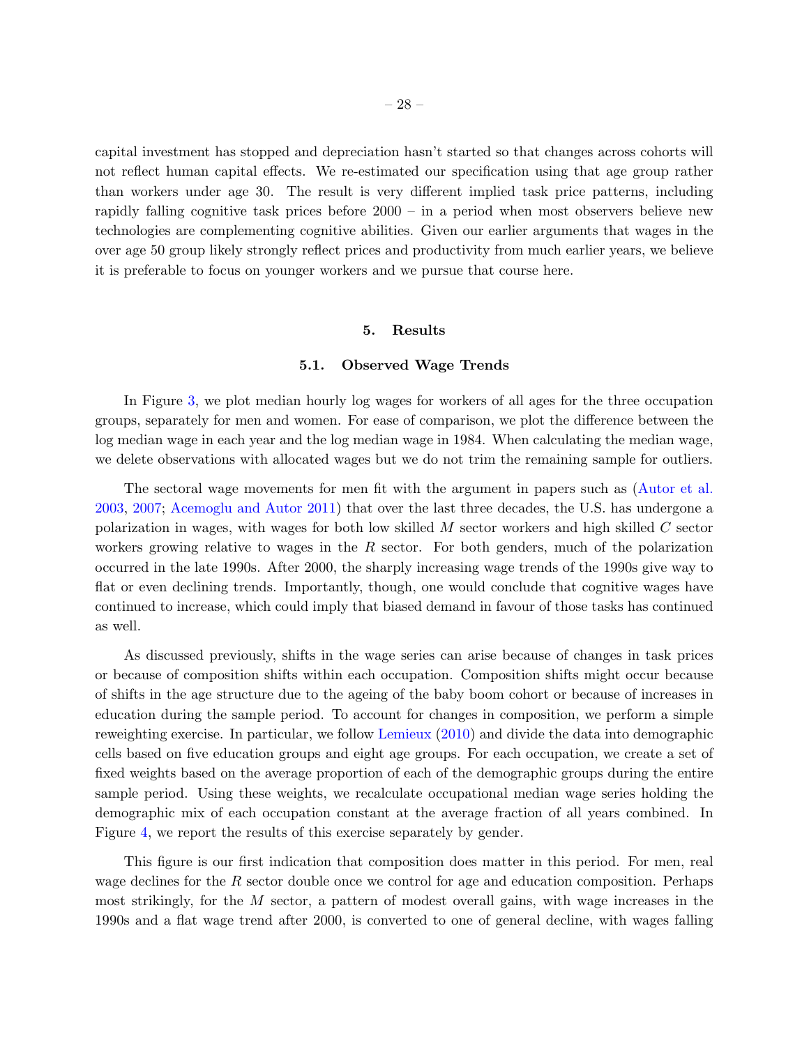capital investment has stopped and depreciation hasn't started so that changes across cohorts will not reflect human capital effects. We re-estimated our specification using that age group rather than workers under age 30. The result is very different implied task price patterns, including rapidly falling cognitive task prices before 2000 – in a period when most observers believe new technologies are complementing cognitive abilities. Given our earlier arguments that wages in the over age 50 group likely strongly reflect prices and productivity from much earlier years, we believe it is preferable to focus on younger workers and we pursue that course here.

## 5. Results

### 5.1. Observed Wage Trends

In Figure 3, we plot median hourly log wages for workers of all ages for the three occupation groups, separately for men and women. For ease of comparison, we plot the difference between the log median wage in each year and the log median wage in 1984. When calculating the median wage, we delete observations with allocated wages but we do not trim the remaining sample for outliers.

The sectoral wage movements for men fit with the argument in papers such as (Autor et al. 2003, 2007; Acemoglu and Autor 2011) that over the last three decades, the U.S. has undergone a polarization in wages, with wages for both low skilled $M$ sector workers and high skilled $C$ sector workers growing relative to wages in the $R$ sector. For both genders, much of the polarization occurred in the late 1990s. After 2000, the sharply increasing wage trends of the 1990s give way to flat or even declining trends. Importantly, though, one would conclude that cognitive wages have continued to increase, which could imply that biased demand in favour of those tasks has continued as well.

As discussed previously, shifts in the wage series can arise because of changes in task prices or because of composition shifts within each occupation. Composition shifts might occur because of shifts in the age structure due to the ageing of the baby boom cohort or because of increases in education during the sample period. To account for changes in composition, we perform a simple reweighting exercise. In particular, we follow Lemieux (2010) and divide the data into demographic cells based on five education groups and eight age groups. For each occupation, we create a set of fixed weights based on the average proportion of each of the demographic groups during the entire sample period. Using these weights, we recalculate occupational median wage series holding the demographic mix of each occupation constant at the average fraction of all years combined. In Figure 4, we report the results of this exercise separately by gender.

This figure is our first indication that composition does matter in this period. For men, real wage declines for the $R$ sector double once we control for age and education composition. Perhaps most strikingly, for the $M$ sector, a pattern of modest overall gains, with wage increases in the 1990s and a flat wage trend after 2000, is converted to one of general decline, with wages falling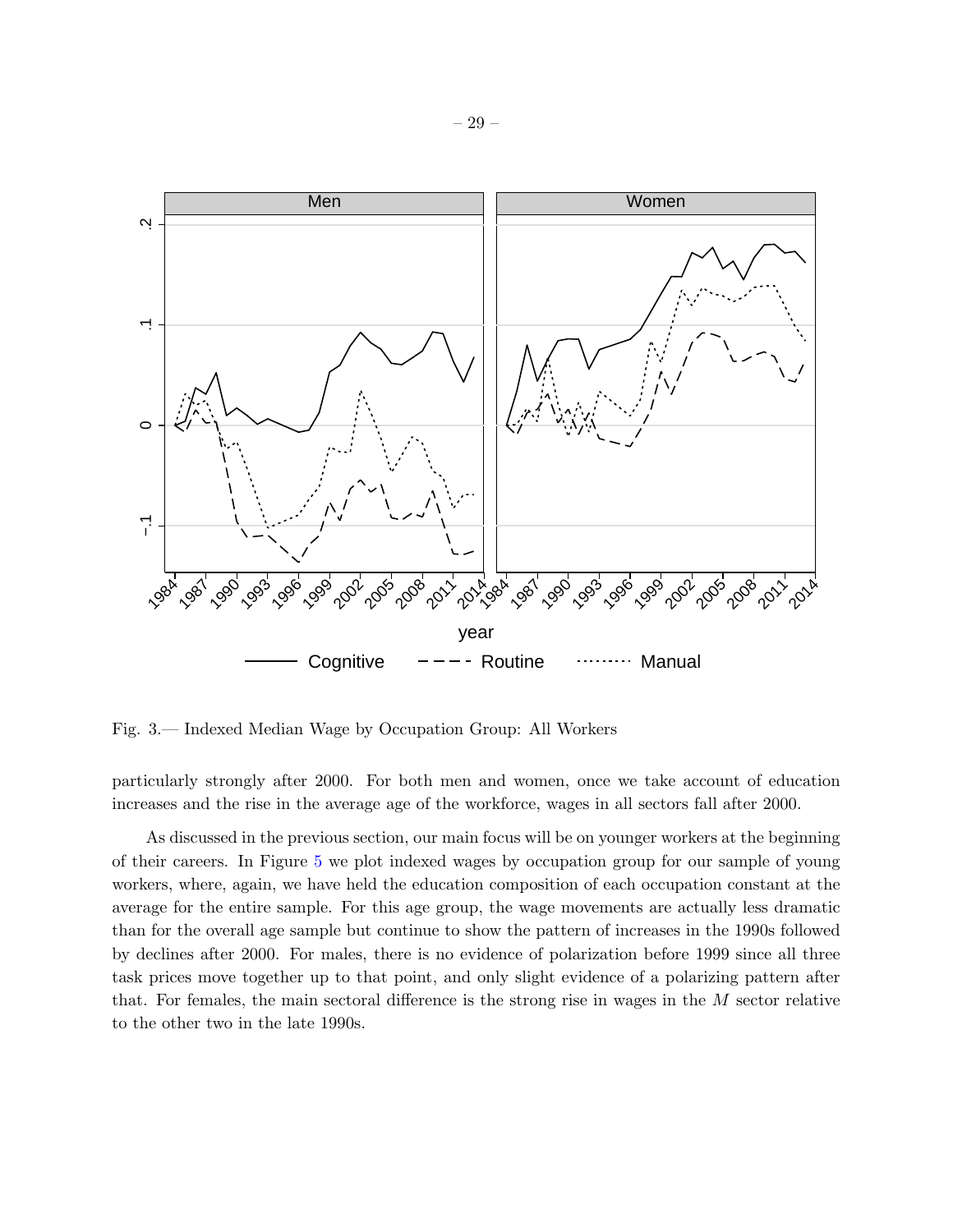Fig. 3.— Indexed Median Wage by Occupation Group: All Workers

particularly strongly after 2000. For both men and women, once we take account of education increases and the rise in the average age of the workforce, wages in all sectors fall after 2000.

As discussed in the previous section, our main focus will be on younger workers at the beginning of their careers. In Figure 5 we plot indexed wages by occupation group for our sample of young workers, where, again, we have held the education composition of each occupation constant at the average for the entire sample. For this age group, the wage movements are actually less dramatic than for the overall age sample but continue to show the pattern of increases in the 1990s followed by declines after 2000. For males, there is no evidence of polarization before 1999 since all three task prices move together up to that point, and only slight evidence of a polarizing pattern after that. For females, the main sectoral difference is the strong rise in wages in the $M$ sector relative to the other two in the late 1990s.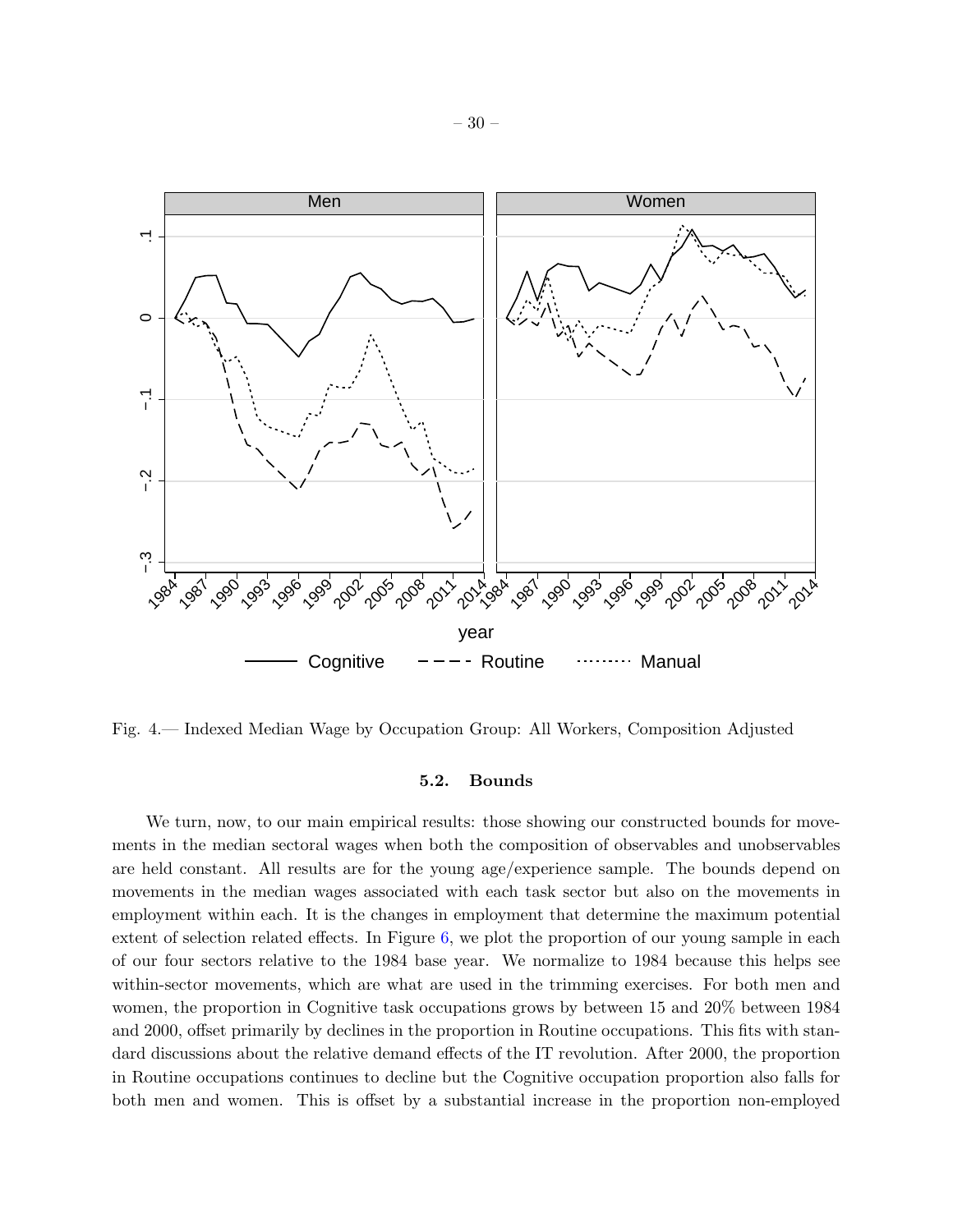Fig. 4.— Indexed Median Wage by Occupation Group: All Workers, Composition Adjusted

### 5.2. Bounds

We turn, now, to our main empirical results: those showing our constructed bounds for movements in the median sectoral wages when both the composition of observables and unobservables are held constant. All results are for the young age/experience sample. The bounds depend on movements in the median wages associated with each task sector but also on the movements in employment within each. It is the changes in employment that determine the maximum potential extent of selection related effects. In Figure 6, we plot the proportion of our young sample in each of our four sectors relative to the 1984 base year. We normalize to 1984 because this helps see within-sector movements, which are what are used in the trimming exercises. For both men and women, the proportion in Cognitive task occupations grows by between 15 and 20% between 1984 and 2000, offset primarily by declines in the proportion in Routine occupations. This fits with standard discussions about the relative demand effects of the IT revolution. After 2000, the proportion in Routine occupations continues to decline but the Cognitive occupation proportion also falls for both men and women. This is offset by a substantial increase in the proportion non-employed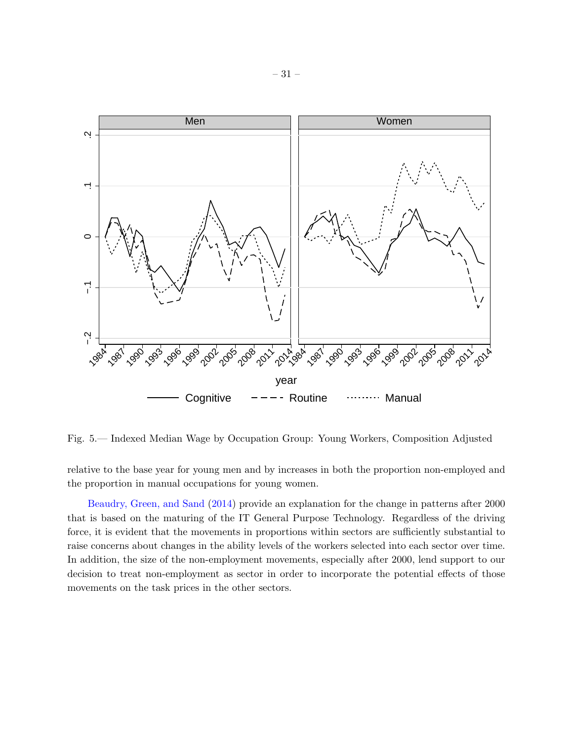Fig. 5.— Indexed Median Wage by Occupation Group: Young Workers, Composition Adjusted

relative to the base year for young men and by increases in both the proportion non-employed and the proportion in manual occupations for young women.

Beaudry, Green, and Sand (2014) provide an explanation for the change in patterns after 2000 that is based on the maturing of the IT General Purpose Technology. Regardless of the driving force, it is evident that the movements in proportions within sectors are sufficiently substantial to raise concerns about changes in the ability levels of the workers selected into each sector over time. In addition, the size of the non-employment movements, especially after 2000, lend support to our decision to treat non-employment as sector in order to incorporate the potential effects of those movements on the task prices in the other sectors.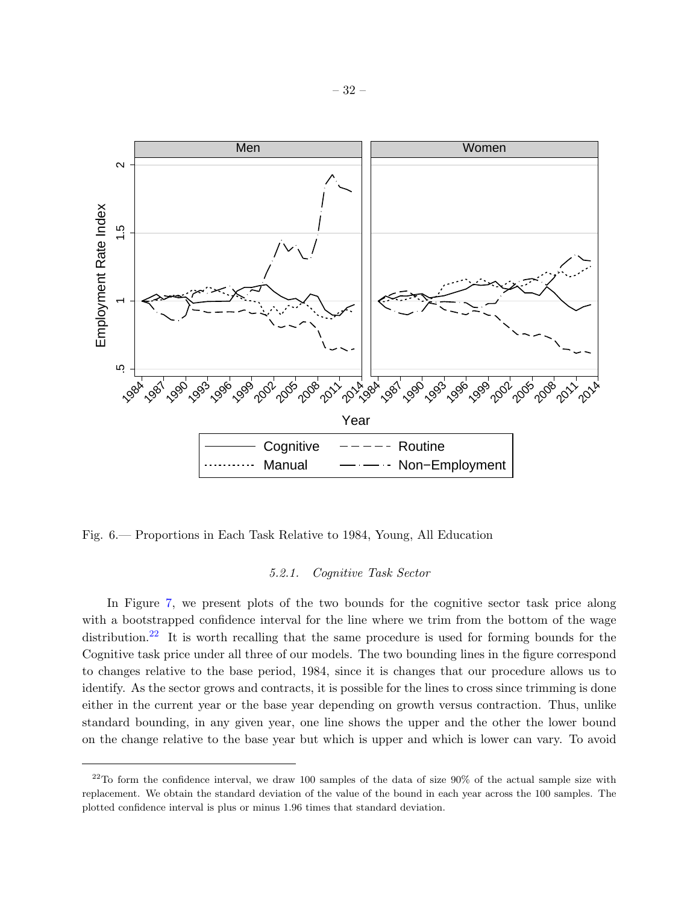Fig. 6.— Proportions in Each Task Relative to 1984, Young, All Education

### 5.2.1. *Cognitive Task Sector*

In Figure 7, we present plots of the two bounds for the cognitive sector task price along with a bootstrapped confidence interval for the line where we trim from the bottom of the wage distribution.[22] It is worth recalling that the same procedure is used for forming bounds for the Cognitive task price under all three of our models. The two bounding lines in the figure correspond to changes relative to the base period, 1984, since it is changes that our procedure allows us to identify. As the sector grows and contracts, it is possible for the lines to cross since trimming is done either in the current year or the base year depending on growth versus contraction. Thus, unlike standard bounding, in any given year, one line shows the upper and the other the lower bound on the change relative to the base year but which is upper and which is lower can vary. To avoid

---

[22] To form the confidence interval, we draw 100 samples of the data of size 90% of the actual sample size with replacement. We obtain the standard deviation of the value of the bound in each year across the 100 samples. The plotted confidence interval is plus or minus 1.96 times that standard deviation.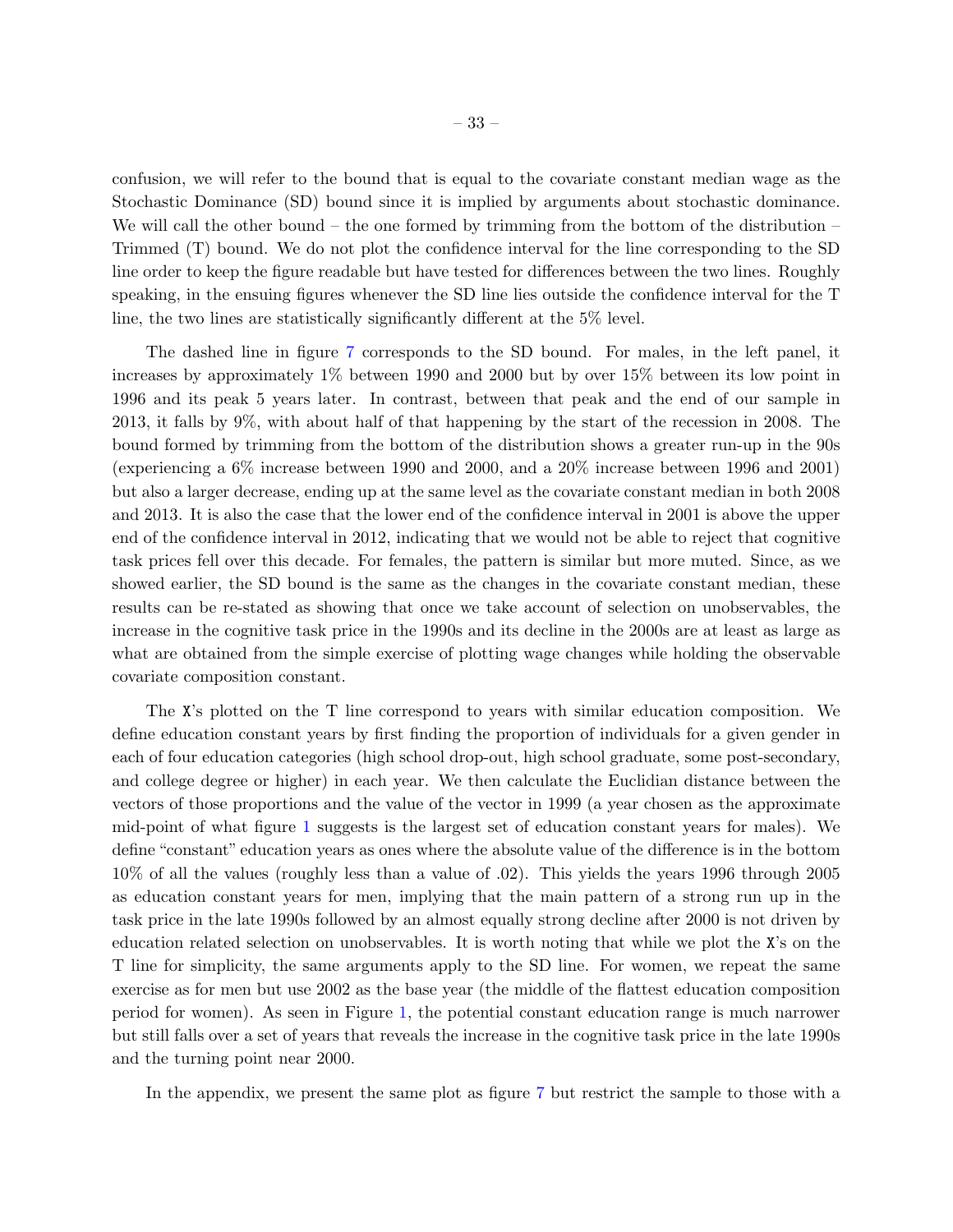confusion, we will refer to the bound that is equal to the covariate constant median wage as the Stochastic Dominance (SD) bound since it is implied by arguments about stochastic dominance. We will call the other bound – the one formed by trimming from the bottom of the distribution – Trimmed (T) bound. We do not plot the confidence interval for the line corresponding to the SD line order to keep the figure readable but have tested for differences between the two lines. Roughly speaking, in the ensuing figures whenever the SD line lies outside the confidence interval for the T line, the two lines are statistically significantly different at the 5% level.

The dashed line in figure 7 corresponds to the SD bound. For males, in the left panel, it increases by approximately 1% between 1990 and 2000 but by over 15% between its low point in 1996 and its peak 5 years later. In contrast, between that peak and the end of our sample in 2013, it falls by 9%, with about half of that happening by the start of the recession in 2008. The bound formed by trimming from the bottom of the distribution shows a greater run-up in the 90s (experiencing a 6% increase between 1990 and 2000, and a 20% increase between 1996 and 2001) but also a larger decrease, ending up at the same level as the covariate constant median in both 2008 and 2013. It is also the case that the lower end of the confidence interval in 2001 is above the upper end of the confidence interval in 2012, indicating that we would not be able to reject that cognitive task prices fell over this decade. For females, the pattern is similar but more muted. Since, as we showed earlier, the SD bound is the same as the changes in the covariate constant median, these results can be re-stated as showing that once we take account of selection on unobservables, the increase in the cognitive task price in the 1990s and its decline in the 2000s are at least as large as what are obtained from the simple exercise of plotting wage changes while holding the observable covariate composition constant.

The X's plotted on the T line correspond to years with similar education composition. We define education constant years by first finding the proportion of individuals for a given gender in each of four education categories (high school drop-out, high school graduate, some post-secondary, and college degree or higher) in each year. We then calculate the Euclidian distance between the vectors of those proportions and the value of the vector in 1999 (a year chosen as the approximate mid-point of what figure 1 suggests is the largest set of education constant years for males). We define "constant" education years as ones where the absolute value of the difference is in the bottom 10% of all the values (roughly less than a value of .02). This yields the years 1996 through 2005 as education constant years for men, implying that the main pattern of a strong run up in the task price in the late 1990s followed by an almost equally strong decline after 2000 is not driven by education related selection on unobservables. It is worth noting that while we plot the X's on the T line for simplicity, the same arguments apply to the SD line. For women, we repeat the same exercise as for men but use 2002 as the base year (the middle of the flattest education composition period for women). As seen in Figure 1, the potential constant education range is much narrower but still falls over a set of years that reveals the increase in the cognitive task price in the late 1990s and the turning point near 2000.

In the appendix, we present the same plot as figure 7 but restrict the sample to those with a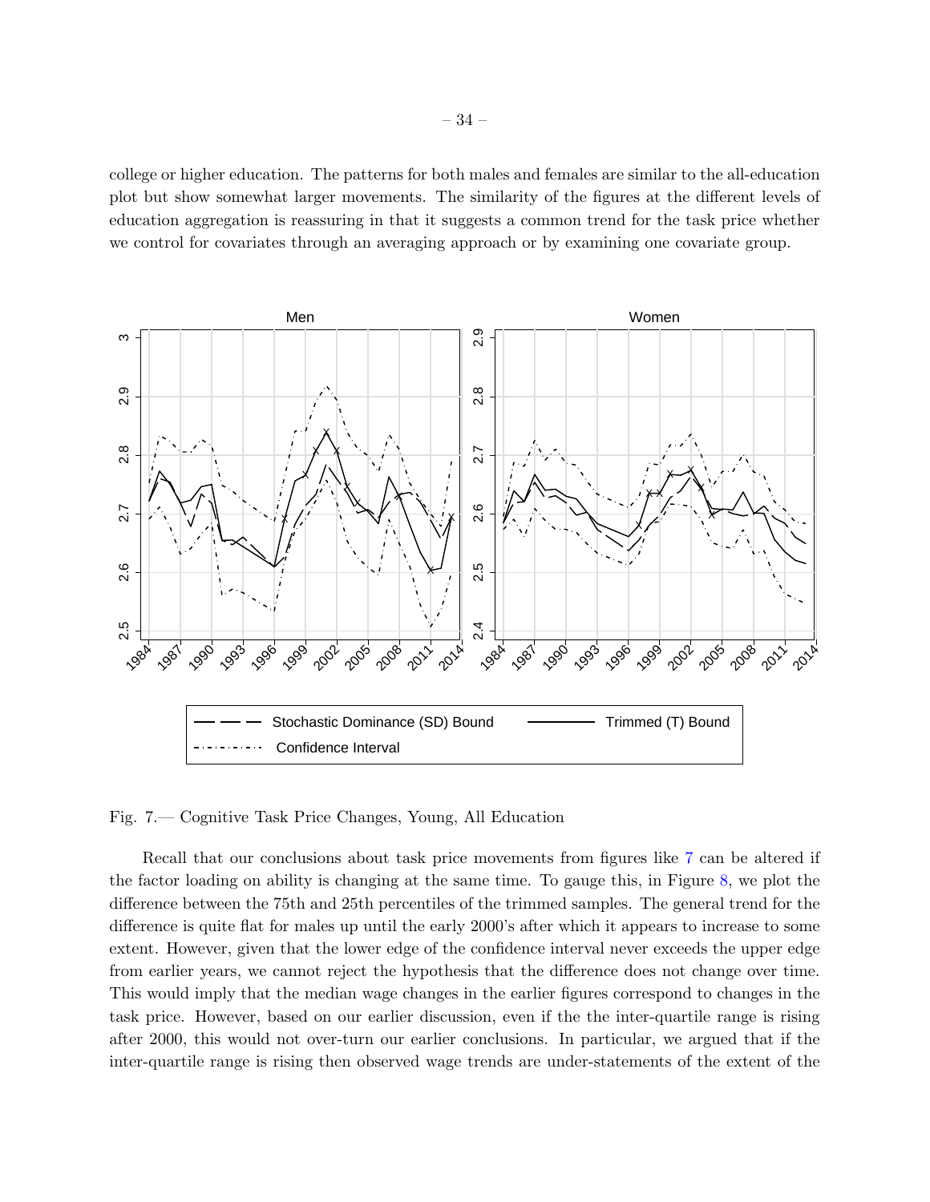college or higher education. The patterns for both males and females are similar to the all-education plot but show somewhat larger movements. The similarity of the figures at the different levels of education aggregation is reassuring in that it suggests a common trend for the task price whether we control for covariates through an averaging approach or by examining one covariate group.

Fig. 7.— Cognitive Task Price Changes, Young, All Education

Recall that our conclusions about task price movements from figures like 7 can be altered if the factor loading on ability is changing at the same time. To gauge this, in Figure 8, we plot the difference between the 75th and 25th percentiles of the trimmed samples. The general trend for the difference is quite flat for males up until the early 2000's after which it appears to increase to some extent. However, given that the lower edge of the confidence interval never exceeds the upper edge from earlier years, we cannot reject the hypothesis that the difference does not change over time. This would imply that the median wage changes in the earlier figures correspond to changes in the task price. However, based on our earlier discussion, even if the the inter-quartile range is rising after 2000, this would not over-turn our earlier conclusions. In particular, we argued that if the inter-quartile range is rising then observed wage trends are under-statements of the extent of the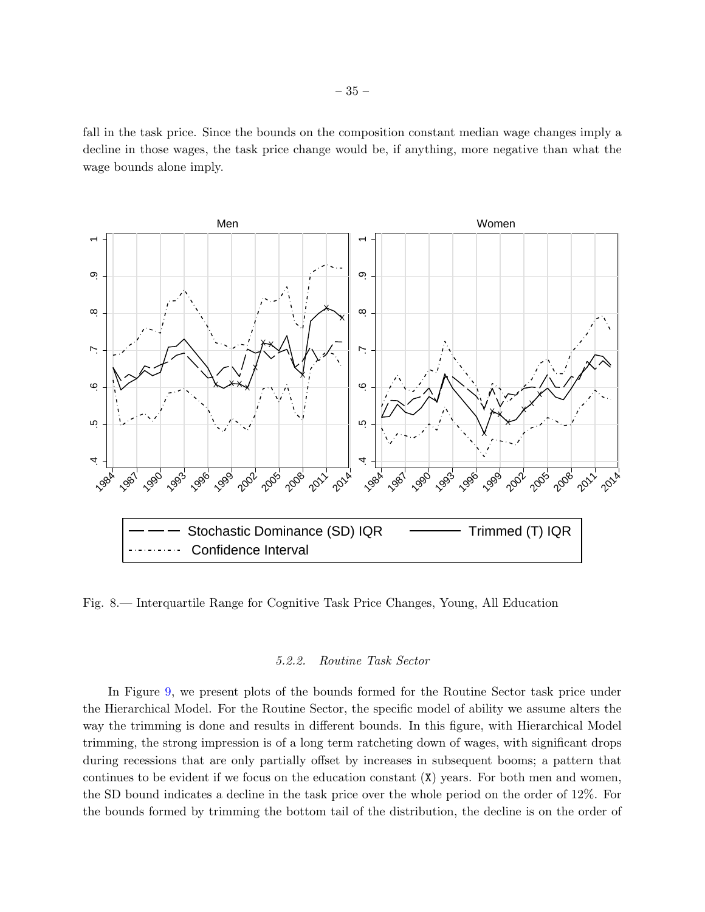fall in the task price. Since the bounds on the composition constant median wage changes imply a decline in those wages, the task price change would be, if anything, more negative than what the wage bounds alone imply.

Fig. 8.— Interquartile Range for Cognitive Task Price Changes, Young, All Education

#### 5.2.2. *Routine Task Sector*

In Figure 9, we present plots of the bounds formed for the Routine Sector task price under the Hierarchical Model. For the Routine Sector, the specific model of ability we assume alters the way the trimming is done and results in different bounds. In this figure, with Hierarchical Model trimming, the strong impression is of a long term ratcheting down of wages, with significant drops during recessions that are only partially offset by increases in subsequent booms; a pattern that continues to be evident if we focus on the education constant (X) years. For both men and women, the SD bound indicates a decline in the task price over the whole period on the order of 12%. For the bounds formed by trimming the bottom tail of the distribution, the decline is on the order of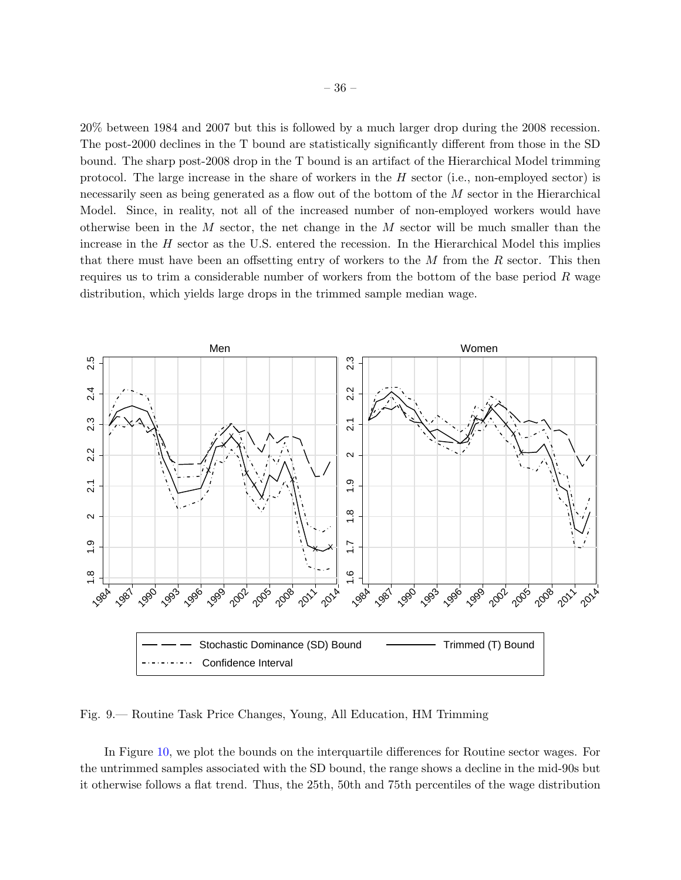20% between 1984 and 2007 but this is followed by a much larger drop during the 2008 recession. The post-2000 declines in the T bound are statistically significantly different from those in the SD bound. The sharp post-2008 drop in the T bound is an artifact of the Hierarchical Model trimming protocol. The large increase in the share of workers in the $H$ sector (i.e., non-employed sector) is necessarily seen as being generated as a flow out of the bottom of the $M$ sector in the Hierarchical Model. Since, in reality, not all of the increased number of non-employed workers would have otherwise been in the $M$ sector, the net change in the $M$ sector will be much smaller than the increase in the $H$ sector as the U.S. entered the recession. In the Hierarchical Model this implies that there must have been an offsetting entry of workers to the $M$ from the $R$ sector. This then requires us to trim a considerable number of workers from the bottom of the base period $R$ wage distribution, which yields large drops in the trimmed sample median wage.

Fig. 9.— Routine Task Price Changes, Young, All Education, HM Trimming

In Figure 10, we plot the bounds on the interquartile differences for Routine sector wages. For the untrimmed samples associated with the SD bound, the range shows a decline in the mid-90s but it otherwise follows a flat trend. Thus, the 25th, 50th and 75th percentiles of the wage distribution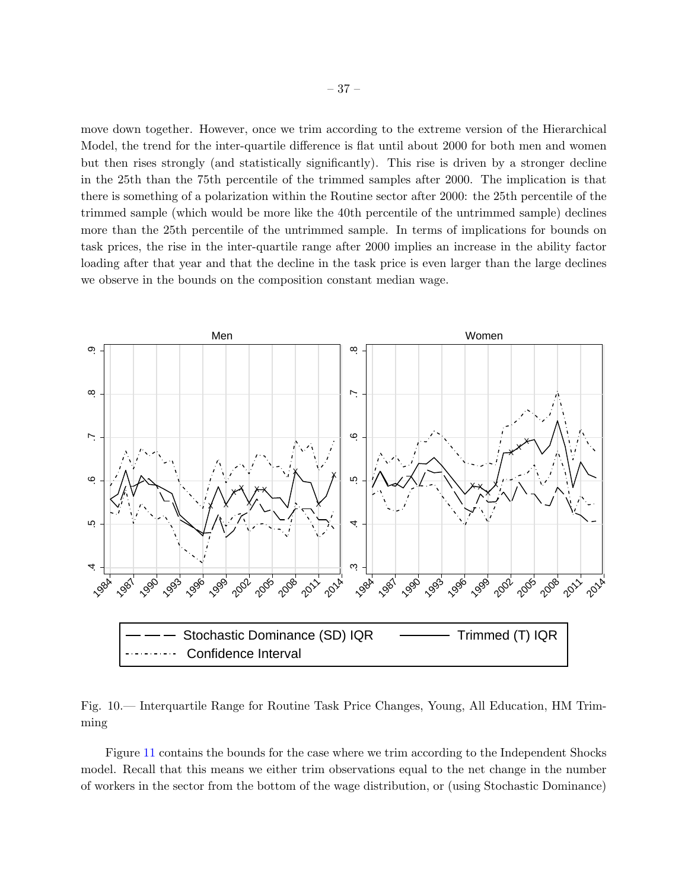move down together. However, once we trim according to the extreme version of the Hierarchical Model, the trend for the inter-quartile difference is flat until about 2000 for both men and women but then rises strongly (and statistically significantly). This rise is driven by a stronger decline in the 25th than the 75th percentile of the trimmed samples after 2000. The implication is that there is something of a polarization within the Routine sector after 2000: the 25th percentile of the trimmed sample (which would be more like the 40th percentile of the untrimmed sample) declines more than the 25th percentile of the untrimmed sample. In terms of implications for bounds on task prices, the rise in the inter-quartile range after 2000 implies an increase in the ability factor loading after that year and that the decline in the task price is even larger than the large declines we observe in the bounds on the composition constant median wage.

Fig. 10.— Interquartile Range for Routine Task Price Changes, Young, All Education, HM Trimming

Figure 11 contains the bounds for the case where we trim according to the Independent Shocks model. Recall that this means we either trim observations equal to the net change in the number of workers in the sector from the bottom of the wage distribution, or (using Stochastic Dominance)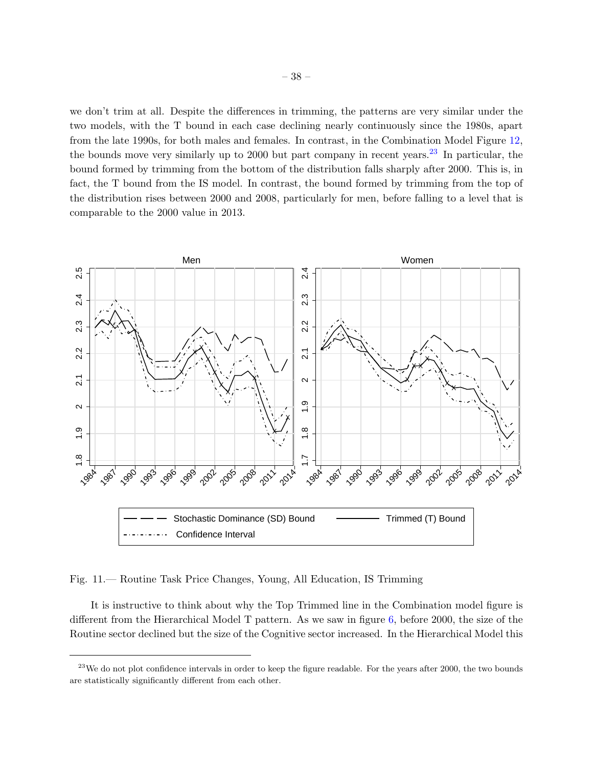we don't trim at all. Despite the differences in trimming, the patterns are very similar under the two models, with the T bound in each case declining nearly continuously since the 1980s, apart from the late 1990s, for both males and females. In contrast, in the Combination Model Figure 12, the bounds move very similarly up to 2000 but part company in recent years.[23] In particular, the bound formed by trimming from the bottom of the distribution falls sharply after 2000. This is, in fact, the T bound from the IS model. In contrast, the bound formed by trimming from the top of the distribution rises between 2000 and 2008, particularly for men, before falling to a level that is comparable to the 2000 value in 2013.

Fig. 11.— Routine Task Price Changes, Young, All Education, IS Trimming

It is instructive to think about why the Top Trimmed line in the Combination model figure is different from the Hierarchical Model T pattern. As we saw in figure 6, before 2000, the size of the Routine sector declined but the size of the Cognitive sector increased. In the Hierarchical Model this

[23] We do not plot confidence intervals in order to keep the figure readable. For the years after 2000, the two bounds are statistically significantly different from each other.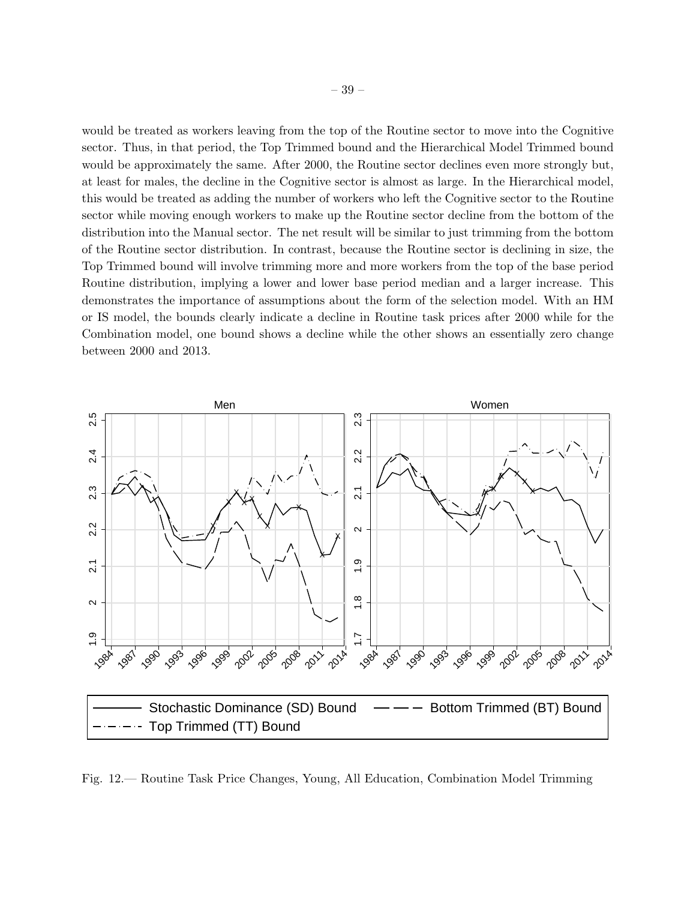would be treated as workers leaving from the top of the Routine sector to move into the Cognitive sector. Thus, in that period, the Top Trimmed bound and the Hierarchical Model Trimmed bound would be approximately the same. After 2000, the Routine sector declines even more strongly but, at least for males, the decline in the Cognitive sector is almost as large. In the Hierarchical model, this would be treated as adding the number of workers who left the Cognitive sector to the Routine sector while moving enough workers to make up the Routine sector decline from the bottom of the distribution into the Manual sector. The net result will be similar to just trimming from the bottom of the Routine sector distribution. In contrast, because the Routine sector is declining in size, the Top Trimmed bound will involve trimming more and more workers from the top of the base period Routine distribution, implying a lower and lower base period median and a larger increase. This demonstrates the importance of assumptions about the form of the selection model. With an HM or IS model, the bounds clearly indicate a decline in Routine task prices after 2000 while for the Combination model, one bound shows a decline while the other shows an essentially zero change between 2000 and 2013.

Fig. 12.— Routine Task Price Changes, Young, All Education, Combination Model Trimming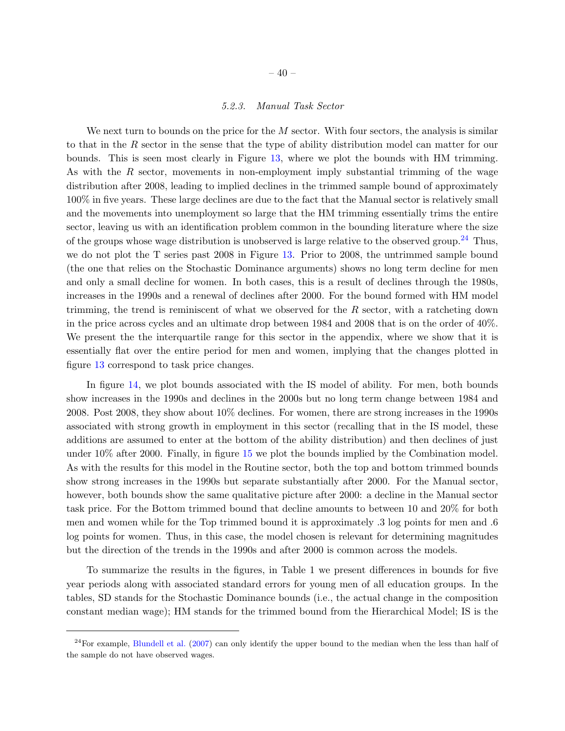### *5.2.3. Manual Task Sector*

We next turn to bounds on the price for the $M$ sector. With four sectors, the analysis is similar to that in the $R$ sector in the sense that the type of ability distribution model can matter for our bounds. This is seen most clearly in Figure 13, where we plot the bounds with HM trimming. As with the $R$ sector, movements in non-employment imply substantial trimming of the wage distribution after 2008, leading to implied declines in the trimmed sample bound of approximately 100% in five years. These large declines are due to the fact that the Manual sector is relatively small and the movements into unemployment so large that the HM trimming essentially trims the entire sector, leaving us with an identification problem common in the bounding literature where the size of the groups whose wage distribution is unobserved is large relative to the observed group.[24] Thus, we do not plot the T series past 2008 in Figure 13. Prior to 2008, the untrimmed sample bound (the one that relies on the Stochastic Dominance arguments) shows no long term decline for men and only a small decline for women. In both cases, this is a result of declines through the 1980s, increases in the 1990s and a renewal of declines after 2000. For the bound formed with HM model trimming, the trend is reminiscent of what we observed for the $R$ sector, with a ratcheting down in the price across cycles and an ultimate drop between 1984 and 2008 that is on the order of 40%. We present the the interquartile range for this sector in the appendix, where we show that it is essentially flat over the entire period for men and women, implying that the changes plotted in figure 13 correspond to task price changes.

In figure 14, we plot bounds associated with the IS model of ability. For men, both bounds show increases in the 1990s and declines in the 2000s but no long term change between 1984 and 2008. Post 2008, they show about 10% declines. For women, there are strong increases in the 1990s associated with strong growth in employment in this sector (recalling that in the IS model, these additions are assumed to enter at the bottom of the ability distribution) and then declines of just under 10% after 2000. Finally, in figure 15 we plot the bounds implied by the Combination model. As with the results for this model in the Routine sector, both the top and bottom trimmed bounds show strong increases in the 1990s but separate substantially after 2000. For the Manual sector, however, both bounds show the same qualitative picture after 2000: a decline in the Manual sector task price. For the Bottom trimmed bound that decline amounts to between 10 and 20% for both men and women while for the Top trimmed bound it is approximately .3 log points for men and .6 log points for women. Thus, in this case, the model chosen is relevant for determining magnitudes but the direction of the trends in the 1990s and after 2000 is common across the models.

To summarize the results in the figures, in Table 1 we present differences in bounds for five year periods along with associated standard errors for young men of all education groups. In the tables, SD stands for the Stochastic Dominance bounds (i.e., the actual change in the composition constant median wage); HM stands for the trimmed bound from the Hierarchical Model; IS is the

---

[24] For example, Blundell et al. (2007) can only identify the upper bound to the median when the less than half of the sample do not have observed wages.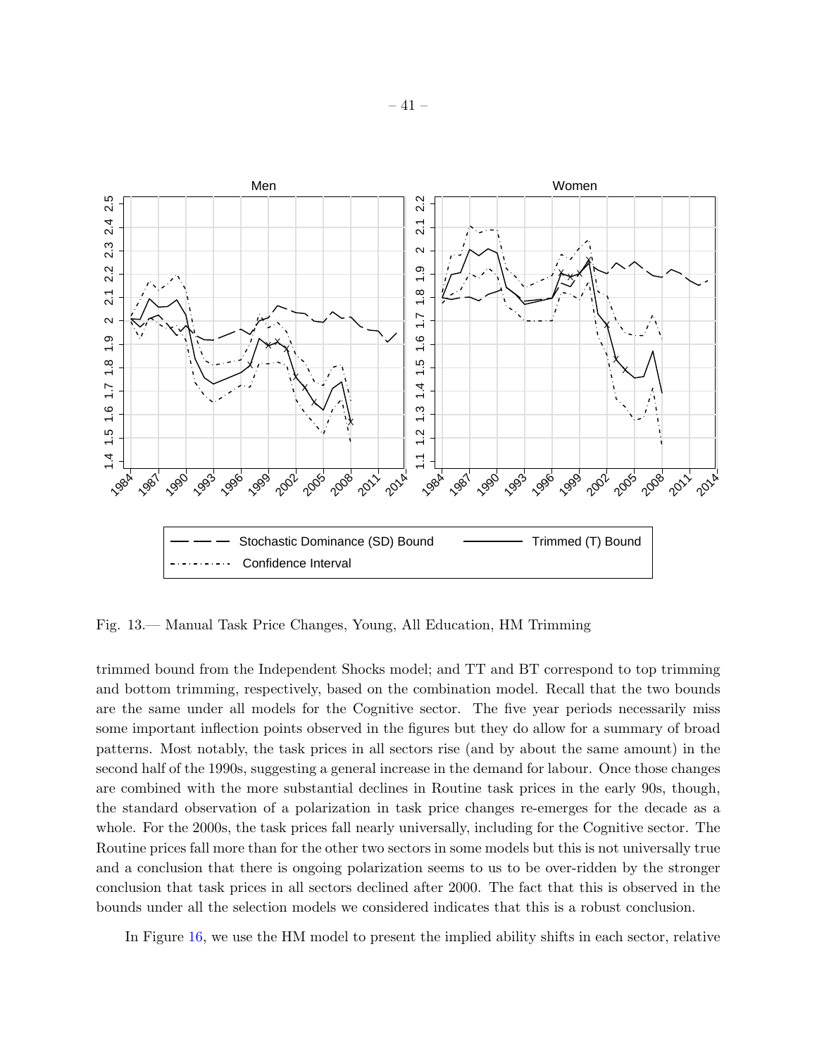Fig. 13.— Manual Task Price Changes, Young, All Education, HM Trimming

trimmed bound from the Independent Shocks model; and TT and BT correspond to top trimming and bottom trimming, respectively, based on the combination model. Recall that the two bounds are the same under all models for the Cognitive sector. The five year periods necessarily miss some important inflection points observed in the figures but they do allow for a summary of broad patterns. Most notably, the task prices in all sectors rise (and by about the same amount) in the second half of the 1990s, suggesting a general increase in the demand for labour. Once those changes are combined with the more substantial declines in Routine task prices in the early 90s, though, the standard observation of a polarization in task price changes re-emerges for the decade as a whole. For the 2000s, the task prices fall nearly universally, including for the Cognitive sector. The Routine prices fall more than for the other two sectors in some models but this is not universally true and a conclusion that there is ongoing polarization seems to us to be over-ridden by the stronger conclusion that task prices in all sectors declined after 2000. The fact that this is observed in the bounds under all the selection models we considered indicates that this is a robust conclusion.

In Figure 16, we use the HM model to present the implied ability shifts in each sector, relative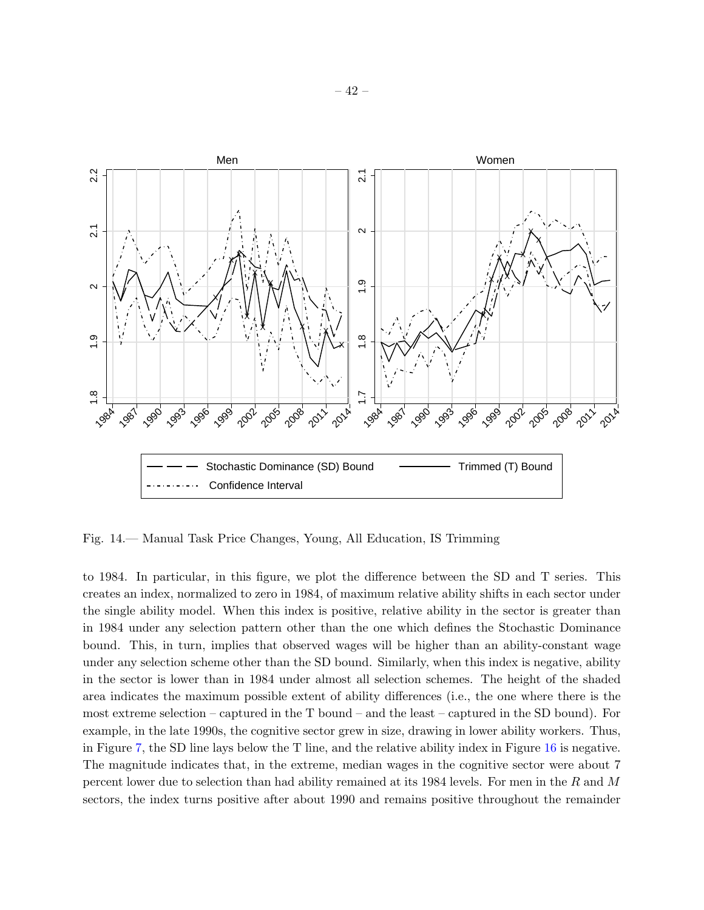Fig. 14.— Manual Task Price Changes, Young, All Education, IS Trimming

to 1984. In particular, in this figure, we plot the difference between the SD and T series. This creates an index, normalized to zero in 1984, of maximum relative ability shifts in each sector under the single ability model. When this index is positive, relative ability in the sector is greater than in 1984 under any selection pattern other than the one which defines the Stochastic Dominance bound. This, in turn, implies that observed wages will be higher than an ability-constant wage under any selection scheme other than the SD bound. Similarly, when this index is negative, ability in the sector is lower than in 1984 under almost all selection schemes. The height of the shaded area indicates the maximum possible extent of ability differences (i.e., the one where there is the most extreme selection – captured in the T bound – and the least – captured in the SD bound). For example, in the late 1990s, the cognitive sector grew in size, drawing in lower ability workers. Thus, in Figure 7, the SD line lays below the T line, and the relative ability index in Figure 16 is negative. The magnitude indicates that, in the extreme, median wages in the cognitive sector were about 7 percent lower due to selection than had ability remained at its 1984 levels. For men in the $R$ and $M$ sectors, the index turns positive after about 1990 and remains positive throughout the remainder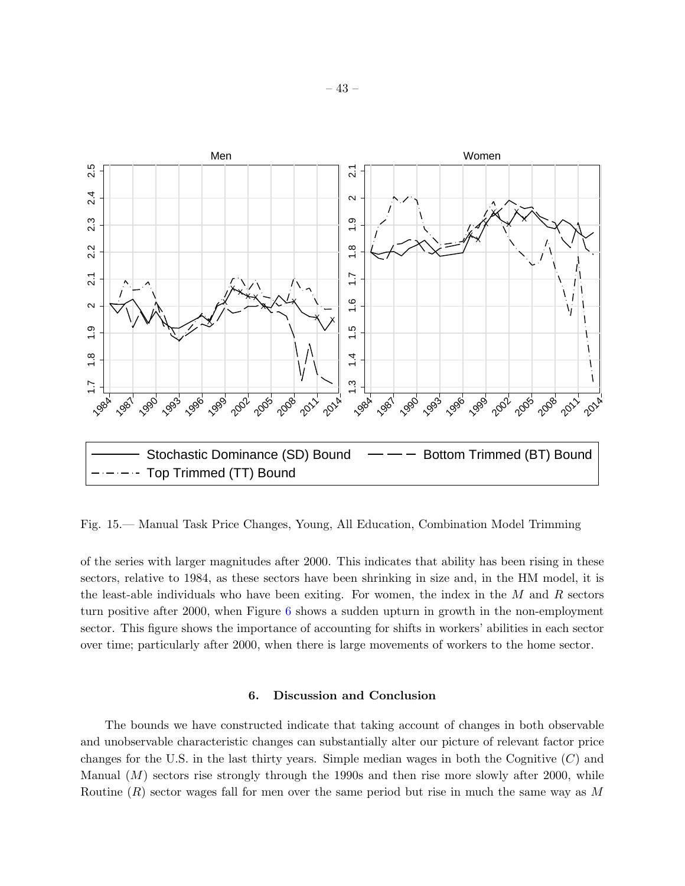Fig. 15.— Manual Task Price Changes, Young, All Education, Combination Model Trimming

of the series with larger magnitudes after 2000. This indicates that ability has been rising in these sectors, relative to 1984, as these sectors have been shrinking in size and, in the HM model, it is the least-able individuals who have been exiting. For women, the index in the $M$ and $R$ sectors turn positive after 2000, when Figure 6 shows a sudden upturn in growth in the non-employment sector. This figure shows the importance of accounting for shifts in workers' abilities in each sector over time; particularly after 2000, when there is large movements of workers to the home sector.

## 6. Discussion and Conclusion

The bounds we have constructed indicate that taking account of changes in both observable and unobservable characteristic changes can substantially alter our picture of relevant factor price changes for the U.S. in the last thirty years. Simple median wages in both the Cognitive ($C$) and Manual ($M$) sectors rise strongly through the 1990s and then rise more slowly after 2000, while Routine ($R$) sector wages fall for men over the same period but rise in much the same way as $M$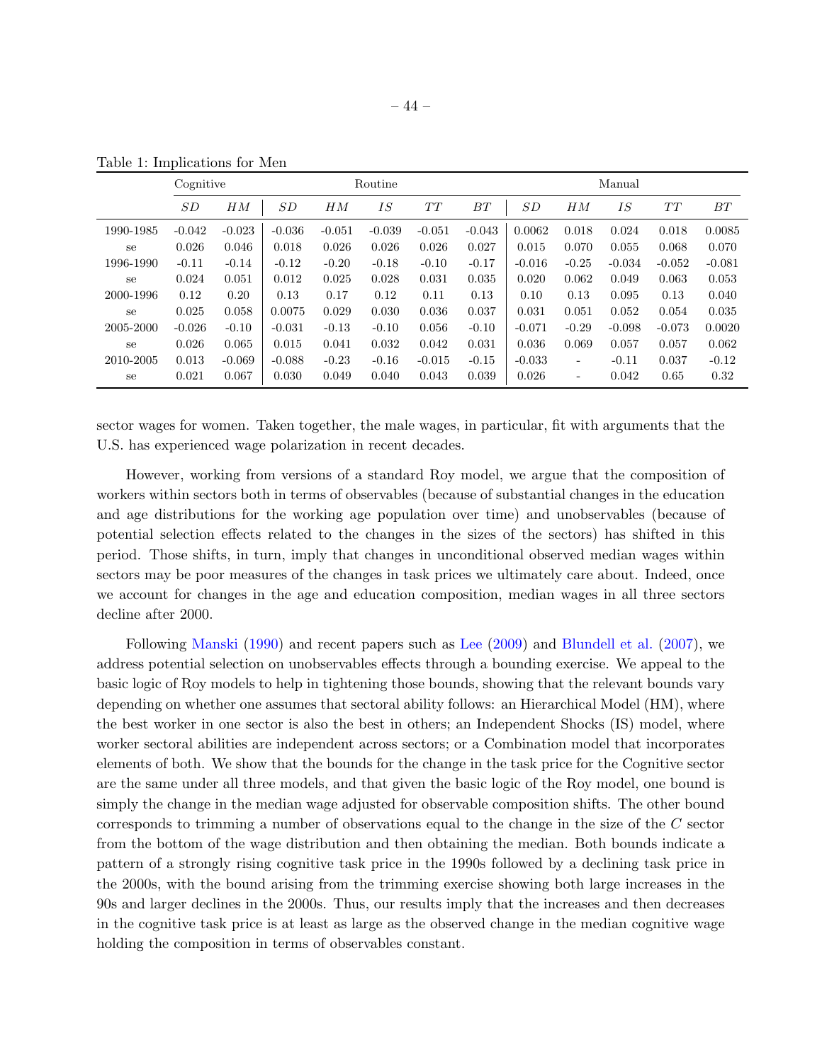Table 1: Implications for Men

| | Cognitive | | Routine | | | | | Manual | | | | |
|---|---|---|---|---|---|---|---|---|---|---|---|---|
| | $SD$ | $HM$ | $SD$ | $HM$ | $IS$ | $TT$ | $BT$ | $SD$ | $HM$ | $IS$ | $TT$ | $BT$ |
| 1990-1985 | -0.042 | -0.023 | -0.036 | -0.051 | -0.039 | -0.051 | -0.043 | 0.0062 | 0.018 | 0.024 | 0.018 | 0.0085 |
| se | 0.026 | 0.046 | 0.018 | 0.026 | 0.026 | 0.026 | 0.027 | 0.015 | 0.070 | 0.055 | 0.068 | 0.070 |
| 1996-1990 | -0.11 | -0.14 | -0.12 | -0.20 | -0.18 | -0.10 | -0.17 | -0.016 | -0.25 | -0.034 | -0.052 | -0.081 |
| se | 0.024 | 0.051 | 0.012 | 0.025 | 0.028 | 0.031 | 0.035 | 0.020 | 0.062 | 0.049 | 0.063 | 0.053 |
| 2000-1996 | 0.12 | 0.20 | 0.13 | 0.17 | 0.12 | 0.11 | 0.13 | 0.10 | 0.13 | 0.095 | 0.13 | 0.040 |
| se | 0.025 | 0.058 | 0.0075 | 0.029 | 0.030 | 0.036 | 0.037 | 0.031 | 0.051 | 0.052 | 0.054 | 0.035 |
| 2005-2000 | -0.026 | -0.10 | -0.031 | -0.13 | -0.10 | 0.056 | -0.10 | -0.071 | -0.29 | -0.098 | -0.073 | 0.0020 |
| se | 0.026 | 0.065 | 0.015 | 0.041 | 0.032 | 0.042 | 0.031 | 0.036 | 0.069 | 0.057 | 0.057 | 0.062 |
| 2010-2005 | 0.013 | -0.069 | -0.088 | -0.23 | -0.16 | -0.015 | -0.15 | -0.033 | - | -0.11 | 0.037 | -0.12 |
| se | 0.021 | 0.067 | 0.030 | 0.049 | 0.040 | 0.043 | 0.039 | 0.026 | - | 0.042 | 0.65 | 0.32 |

sector wages for women. Taken together, the male wages, in particular, fit with arguments that the U.S. has experienced wage polarization in recent decades.

However, working from versions of a standard Roy model, we argue that the composition of workers within sectors both in terms of observables (because of substantial changes in the education and age distributions for the working age population over time) and unobservables (because of potential selection effects related to the changes in the sizes of the sectors) has shifted in this period. Those shifts, in turn, imply that changes in unconditional observed median wages within sectors may be poor measures of the changes in task prices we ultimately care about. Indeed, once we account for changes in the age and education composition, median wages in all three sectors decline after 2000.

Following Manski (1990) and recent papers such as Lee (2009) and Blundell et al. (2007), we address potential selection on unobservables effects through a bounding exercise. We appeal to the basic logic of Roy models to help in tightening those bounds, showing that the relevant bounds vary depending on whether one assumes that sectoral ability follows: an Hierarchical Model (HM), where the best worker in one sector is also the best in others; an Independent Shocks (IS) model, where worker sectoral abilities are independent across sectors; or a Combination model that incorporates elements of both. We show that the bounds for the change in the task price for the Cognitive sector are the same under all three models, and that given the basic logic of the Roy model, one bound is simply the change in the median wage adjusted for observable composition shifts. The other bound corresponds to trimming a number of observations equal to the change in the size of the $C$ sector from the bottom of the wage distribution and then obtaining the median. Both bounds indicate a pattern of a strongly rising cognitive task price in the 1990s followed by a declining task price in the 2000s, with the bound arising from the trimming exercise showing both large increases in the 90s and larger declines in the 2000s. Thus, our results imply that the increases and then decreases in the cognitive task price is at least as large as the observed change in the median cognitive wage holding the composition in terms of observables constant.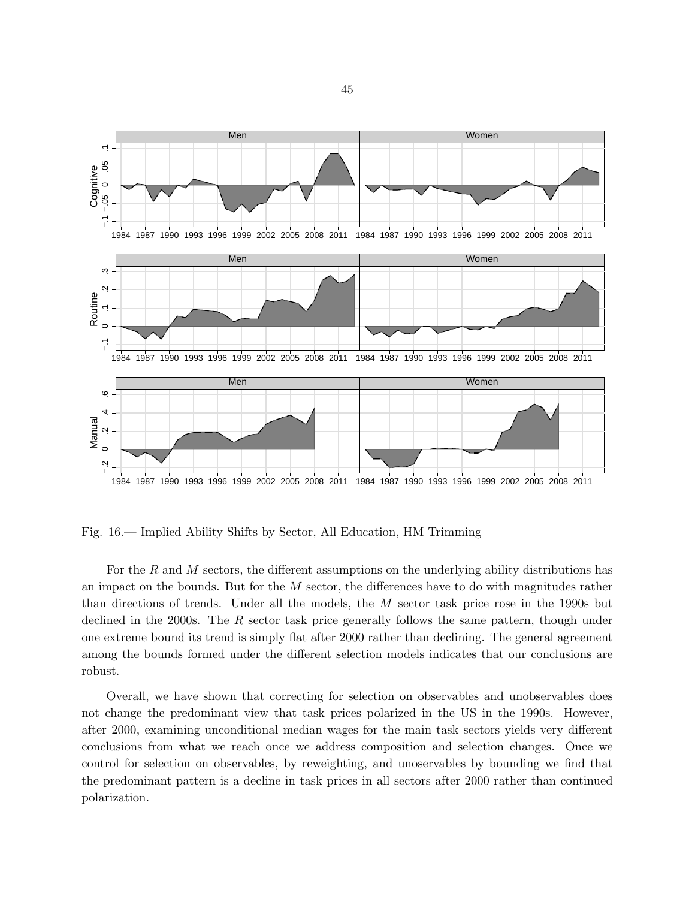Fig. 16.— Implied Ability Shifts by Sector, All Education, HM Trimming

For the $R$ and $M$ sectors, the different assumptions on the underlying ability distributions has an impact on the bounds. But for the $M$ sector, the differences have to do with magnitudes rather than directions of trends. Under all the models, the $M$ sector task price rose in the 1990s but declined in the 2000s. The $R$ sector task price generally follows the same pattern, though under one extreme bound its trend is simply flat after 2000 rather than declining. The general agreement among the bounds formed under the different selection models indicates that our conclusions are robust.

Overall, we have shown that correcting for selection on observables and unobservables does not change the predominant view that task prices polarized in the US in the 1990s. However, after 2000, examining unconditional median wages for the main task sectors yields very different conclusions from what we reach once we address composition and selection changes. Once we control for selection on observables, by reweighting, and unosevables by bounding we find that the predominant pattern is a decline in task prices in all sectors after 2000 rather than continued polarization.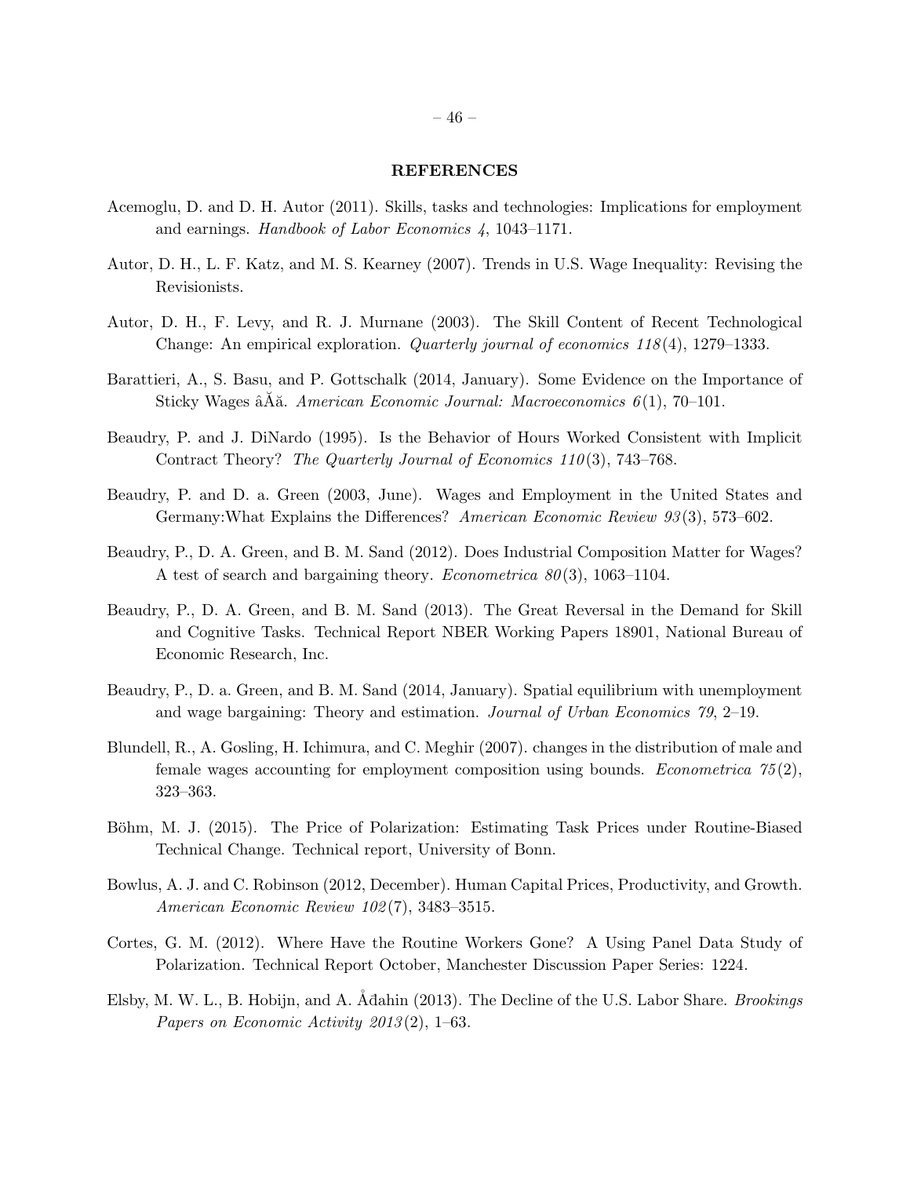## REFERENCES

Acemoglu, D. and D. H. Autor (2011). Skills, tasks and technologies: Implications for employment and earnings. *Handbook of Labor Economics 4*, 1043–1171.

Autor, D. H., L. F. Katz, and M. S. Kearney (2007). Trends in U.S. Wage Inequality: Revising the Revisionists.

Autor, D. H., F. Levy, and R. J. Murnane (2003). The Skill Content of Recent Technological Change: An empirical exploration. *Quarterly journal of economics 118*(4), 1279–1333.

Barattieri, A., S. Basu, and P. Gottschalk (2014, January). Some Evidence on the Importance of Sticky Wages âĂă. *American Economic Journal: Macroeconomics 6*(1), 70–101.

Beaudry, P. and J. DiNardo (1995). Is the Behavior of Hours Worked Consistent with Implicit Contract Theory? *The Quarterly Journal of Economics 110*(3), 743–768.

Beaudry, P. and D. a. Green (2003, June). Wages and Employment in the United States and Germany:What Explains the Differences? *American Economic Review 93*(3), 573–602.

Beaudry, P., D. A. Green, and B. M. Sand (2012). Does Industrial Composition Matter for Wages? A test of search and bargaining theory. *Econometrica 80*(3), 1063–1104.

Beaudry, P., D. A. Green, and B. M. Sand (2013). The Great Reversal in the Demand for Skill and Cognitive Tasks. Technical Report NBER Working Papers 18901, National Bureau of Economic Research, Inc.

Beaudry, P., D. a. Green, and B. M. Sand (2014, January). Spatial equilibrium with unemployment and wage bargaining: Theory and estimation. *Journal of Urban Economics 79*, 2–19.

Blundell, R., A. Gosling, H. Ichimura, and C. Meghir (2007). changes in the distribution of male and female wages accounting for employment composition using bounds. *Econometrica 75*(2), 323–363.

Böhm, M. J. (2015). The Price of Polarization: Estimating Task Prices under Routine-Biased Technical Change. Technical report, University of Bonn.

Bowlus, A. J. and C. Robinson (2012, December). Human Capital Prices, Productivity, and Growth. *American Economic Review 102*(7), 3483–3515.

Cortes, G. M. (2012). Where Have the Routine Workers Gone? A Using Panel Data Study of Polarization. Technical Report October, Manchester Discussion Paper Series: 1224.

Elsby, M. W. L., B. Hobijn, and A. Åđahin (2013). The Decline of the U.S. Labor Share. *Brookings Papers on Economic Activity 2013*(2), 1–63.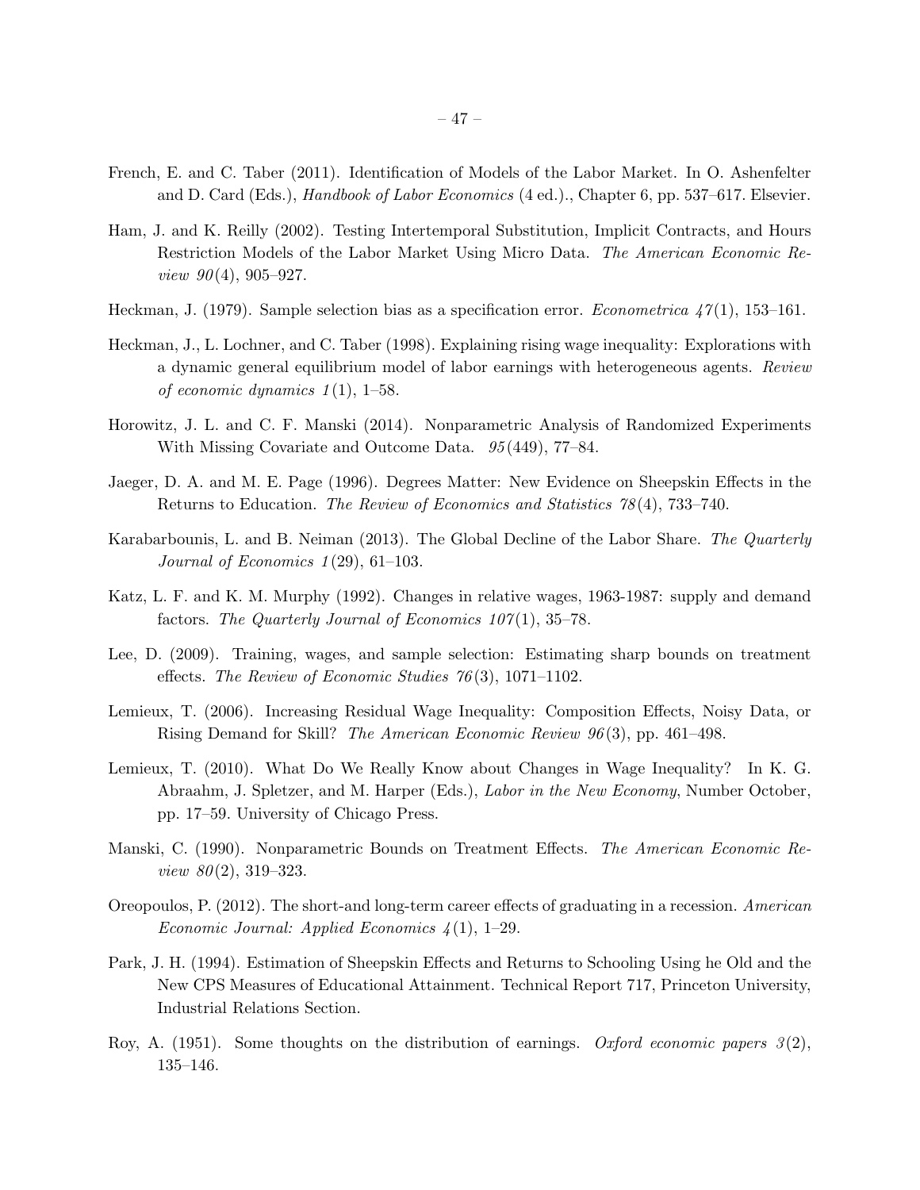French, E. and C. Taber (2011). Identification of Models of the Labor Market. In O. Ashenfelter and D. Card (Eds.), *Handbook of Labor Economics* (4 ed.)., Chapter 6, pp. 537–617. Elsevier.

Ham, J. and K. Reilly (2002). Testing Intertemporal Substitution, Implicit Contracts, and Hours Restriction Models of the Labor Market Using Micro Data. *The American Economic Review 90*(4), 905–927.

Heckman, J. (1979). Sample selection bias as a specification error. *Econometrica 47*(1), 153–161.

Heckman, J., L. Lochner, and C. Taber (1998). Explaining rising wage inequality: Explorations with a dynamic general equilibrium model of labor earnings with heterogeneous agents. *Review of economic dynamics 1*(1), 1–58.

Horowitz, J. L. and C. F. Manski (2014). Nonparametric Analysis of Randomized Experiments With Missing Covariate and Outcome Data. *95*(449), 77–84.

Jaeger, D. A. and M. E. Page (1996). Degrees Matter: New Evidence on Sheepskin Effects in the Returns to Education. *The Review of Economics and Statistics 78*(4), 733–740.

Karabarbounis, L. and B. Neiman (2013). The Global Decline of the Labor Share. *The Quarterly Journal of Economics 1*(29), 61–103.

Katz, L. F. and K. M. Murphy (1992). Changes in relative wages, 1963-1987: supply and demand factors. *The Quarterly Journal of Economics 107*(1), 35–78.

Lee, D. (2009). Training, wages, and sample selection: Estimating sharp bounds on treatment effects. *The Review of Economic Studies 76*(3), 1071–1102.

Lemieux, T. (2006). Increasing Residual Wage Inequality: Composition Effects, Noisy Data, or Rising Demand for Skill? *The American Economic Review 96*(3), pp. 461–498.

Lemieux, T. (2010). What Do We Really Know about Changes in Wage Inequality? In K. G. Abraahm, J. Spletzer, and M. Harper (Eds.), *Labor in the New Economy*, Number October, pp. 17–59. University of Chicago Press.

Manski, C. (1990). Nonparametric Bounds on Treatment Effects. *The American Economic Review 80*(2), 319–323.

Oreopoulos, P. (2012). The short-and long-term career effects of graduating in a recession. *American Economic Journal: Applied Economics 4*(1), 1–29.

Park, J. H. (1994). Estimation of Sheepskin Effects and Returns to Schooling Using he Old and the New CPS Measures of Educational Attainment. Technical Report 717, Princeton University, Industrial Relations Section.

Roy, A. (1951). Some thoughts on the distribution of earnings. *Oxford economic papers 3*(2), 135–146.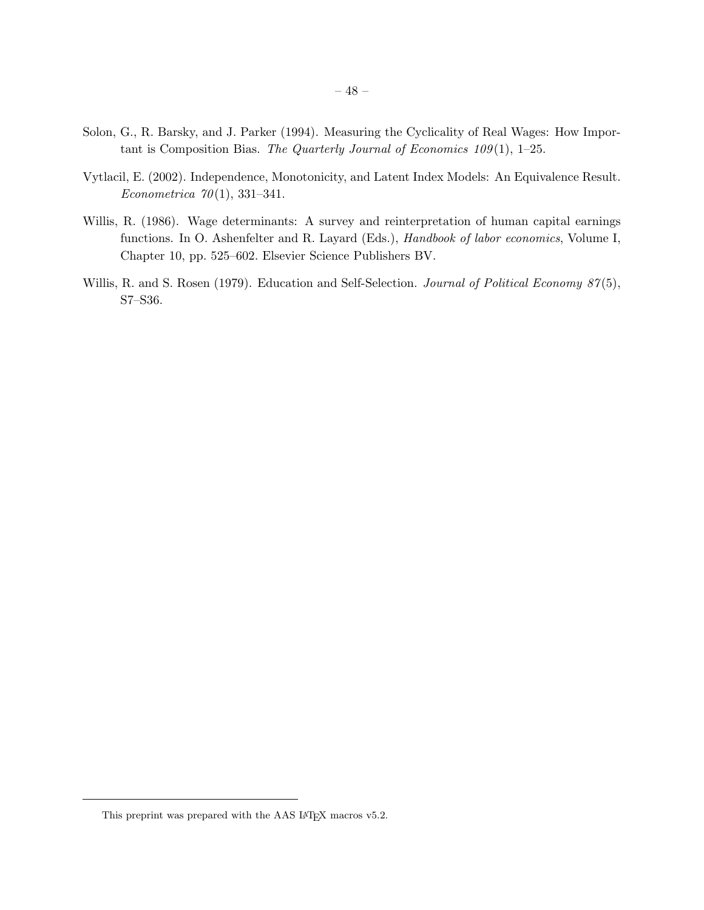Solon, G., R. Barsky, and J. Parker (1994). Measuring the Cyclicality of Real Wages: How Important is Composition Bias. *The Quarterly Journal of Economics 109*(1), 1–25.

Vytlacil, E. (2002). Independence, Monotonicity, and Latent Index Models: An Equivalence Result. *Econometrica 70*(1), 331–341.

Willis, R. (1986). Wage determinants: A survey and reinterpretation of human capital earnings functions. In O. Ashenfelter and R. Layard (Eds.), *Handbook of labor economics*, Volume I, Chapter 10, pp. 525–602. Elsevier Science Publishers BV.

Willis, R. and S. Rosen (1979). Education and Self-Selection. *Journal of Political Economy 87*(5), S7–S36.

---

This preprint was prepared with the AAS LATEX macros v5.2.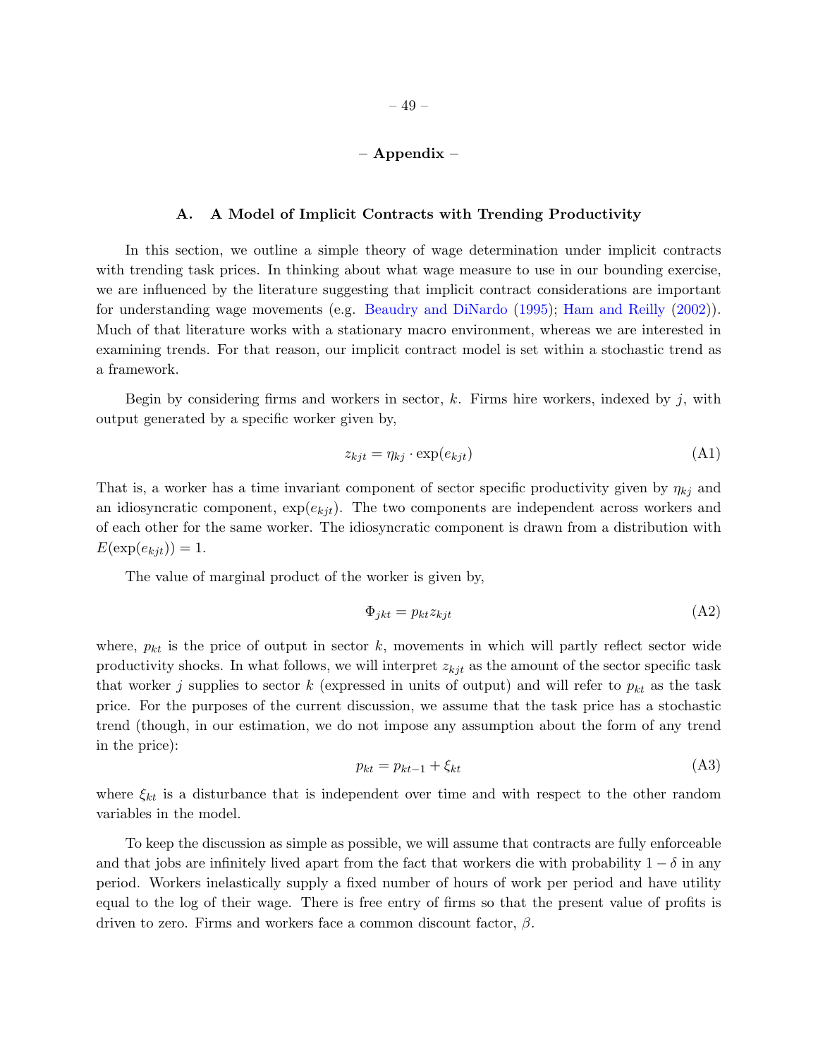# – Appendix –

## A. A Model of Implicit Contracts with Trending Productivity

In this section, we outline a simple theory of wage determination under implicit contracts with trending task prices. In thinking about what wage measure to use in our bounding exercise, we are influenced by the literature suggesting that implicit contract considerations are important for understanding wage movements (e.g. Beaudry and DiNardo (1995); Ham and Reilly (2002)). Much of that literature works with a stationary macro environment, whereas we are interested in examining trends. For that reason, our implicit contract model is set within a stochastic trend as a framework.

Begin by considering firms and workers in sector, $k$. Firms hire workers, indexed by $j$, with output generated by a specific worker given by,

$$z_{kjt} = \eta_{kj} \cdot \exp(e_{kjt}) \tag{A1}$$

That is, a worker has a time invariant component of sector specific productivity given by $\eta_{kj}$ and an idiosyncratic component, $\exp(e_{kjt})$. The two components are independent across workers and of each other for the same worker. The idiosyncratic component is drawn from a distribution with $E(\exp(e_{kjt})) = 1$.

The value of marginal product of the worker is given by,

$$\Phi_{jkt} = p_{kt} z_{kjt} \tag{A2}$$

where, $p_{kt}$ is the price of output in sector $k$, movements in which will partly reflect sector wide productivity shocks. In what follows, we will interpret $z_{kjt}$ as the amount of the sector specific task that worker $j$ supplies to sector $k$ (expressed in units of output) and will refer to $p_{kt}$ as the task price. For the purposes of the current discussion, we assume that the task price has a stochastic trend (though, in our estimation, we do not impose any assumption about the form of any trend in the price):

$$p_{kt} = p_{kt-1} + \xi_{kt} \tag{A3}$$

where $\xi_{kt}$ is a disturbance that is independent over time and with respect to the other random variables in the model.

To keep the discussion as simple as possible, we will assume that contracts are fully enforceable and that jobs are infinitely lived apart from the fact that workers die with probability $1 - \delta$ in any period. Workers inelastically supply a fixed number of hours of work per period and have utility equal to the log of their wage. There is free entry of firms so that the present value of profits is driven to zero. Firms and workers face a common discount factor, $\beta$.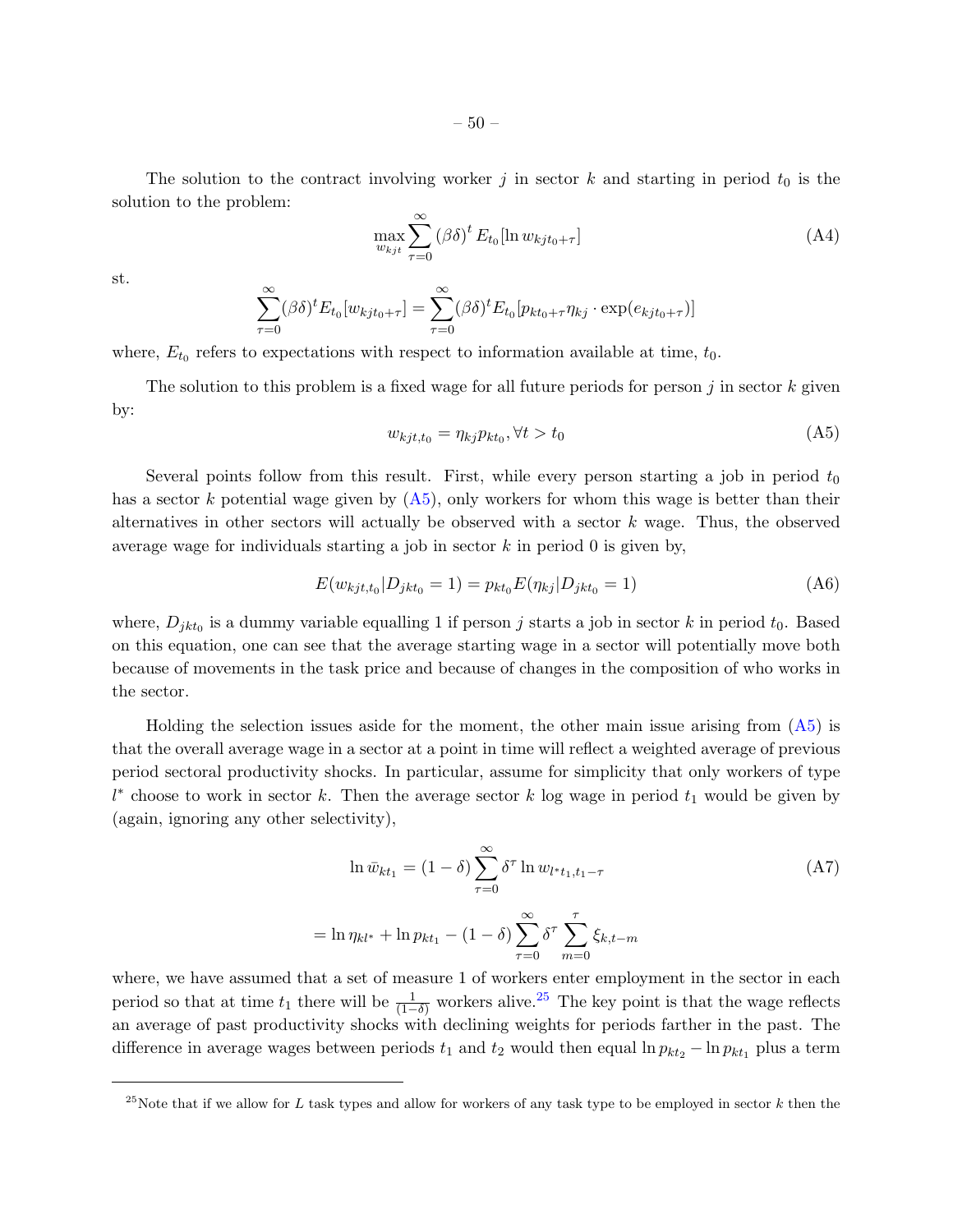The solution to the contract involving worker $j$ in sector $k$ and starting in period $t_0$ is the solution to the problem:

$$\max_{w_{kjt}} \sum_{\tau=0}^{\infty} (\beta\delta)^t E_{t_0}[\ln w_{kjt_0+\tau}] \tag{A4}$$

st.

$$\sum_{\tau=0}^{\infty} (\beta\delta)^t E_{t_0}[w_{kjt_0+\tau}] = \sum_{\tau=0}^{\infty} (\beta\delta)^t E_{t_0}[p_{kt_0+\tau}\eta_{kj} \cdot \exp(e_{kjt_0+\tau})]$$

where, $E_{t_0}$ refers to expectations with respect to information available at time, $t_0$.

The solution to this problem is a fixed wage for all future periods for person $j$ in sector $k$ given by:

$$w_{kjt,t_0} = \eta_{kj} p_{kt_0}, \forall t > t_0 \tag{A5}$$

Several points follow from this result. First, while every person starting a job in period $t_0$ has a sector $k$ potential wage given by (A5), only workers for whom this wage is better than their alternatives in other sectors will actually be observed with a sector $k$ wage. Thus, the observed average wage for individuals starting a job in sector $k$ in period 0 is given by,

$$E(w_{kjt,t_0} | D_{jkt_0} = 1) = p_{kt_0} E(\eta_{kj} | D_{jkt_0} = 1) \tag{A6}$$

where, $D_{jkt_0}$ is a dummy variable equalling 1 if person $j$ starts a job in sector $k$ in period $t_0$. Based on this equation, one can see that the average starting wage in a sector will potentially move both because of movements in the task price and because of changes in the composition of who works in the sector.

Holding the selection issues aside for the moment, the other main issue arising from (A5) is that the overall average wage in a sector at a point in time will reflect a weighted average of previous period sectoral productivity shocks. In particular, assume for simplicity that only workers of type $l^*$ choose to work in sector $k$. Then the average sector $k$ log wage in period $t_1$ would be given by (again, ignoring any other selectivity),

$$\ln \bar{w}_{kt_1} = (1-\delta) \sum_{\tau=0}^{\infty} \delta^{\tau} \ln w_{l^* t_1, t_1 - \tau} \tag{A7}$$

$$= \ln \eta_{kl^*} + \ln p_{kt_1} - (1-\delta) \sum_{\tau=0}^{\infty} \delta^{\tau} \sum_{m=0}^{\tau} \xi_{k,t-m}$$

where, we have assumed that a set of measure 1 of workers enter employment in the sector in each period so that at time $t_1$ there will be $\frac{1}{(1-\delta)}$ workers alive.[25] The key point is that the wage reflects an average of past productivity shocks with declining weights for periods farther in the past. The difference in average wages between periods $t_1$ and $t_2$ would then equal $\ln p_{kt_2} - \ln p_{kt_1}$ plus a term

[25] Note that if we allow for $L$ task types and allow for workers of any task type to be employed in sector $k$ then the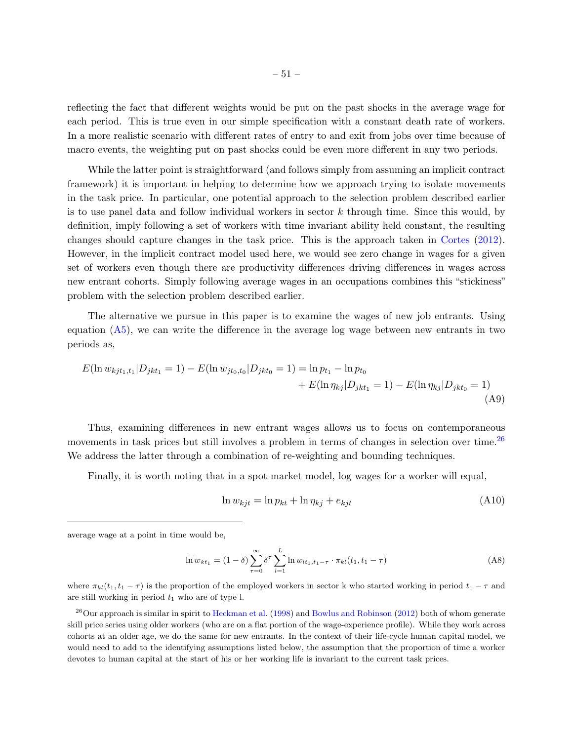reflecting the fact that different weights would be put on the past shocks in the average wage for each period. This is true even in our simple specification with a constant death rate of workers. In a more realistic scenario with different rates of entry to and exit from jobs over time because of macro events, the weighting put on past shocks could be even more different in any two periods.

While the latter point is straightforward (and follows simply from assuming an implicit contract framework) it is important in helping to determine how we approach trying to isolate movements in the task price. In particular, one potential approach to the selection problem described earlier is to use panel data and follow individual workers in sector $k$ through time. Since this would, by definition, imply following a set of workers with time invariant ability held constant, the resulting changes should capture changes in the task price. This is the approach taken in Cortes (2012). However, in the implicit contract model used here, we would see zero change in wages for a given set of workers even though there are productivity differences driving differences in wages across new entrant cohorts. Simply following average wages in an occupations combines this "stickiness" problem with the selection problem described earlier.

The alternative we pursue in this paper is to examine the wages of new job entrants. Using equation (A5), we can write the difference in the average log wage between new entrants in two periods as,

$$E(\ln w_{kjt_1,t_1}|D_{jkt_1}=1) - E(\ln w_{jt_0,t_0}|D_{jkt_0}=1) = \ln p_{t_1} - \ln p_{t_0} + E(\ln \eta_{kj}|D_{jkt_1}=1) - E(\ln \eta_{kj}|D_{jkt_0}=1) \tag{A9}$$

Thus, examining differences in new entrant wages allows us to focus on contemporaneous movements in task prices but still involves a problem in terms of changes in selection over time.[26] We address the latter through a combination of re-weighting and bounding techniques.

Finally, it is worth noting that in a spot market model, log wages for a worker will equal,

$$\ln w_{kjt} = \ln p_{kt} + \ln \eta_{kj} + e_{kjt} \tag{A10}$$

---

average wage at a point in time would be,

$$\bar{\ln w}_{kt_1} = (1-\delta)\sum_{\tau=0}^{\infty}\delta^{\tau}\sum_{l=1}^{L}\ln w_{lt_1,t_1-\tau}\cdot \pi_{kl}(t_1,t_1-\tau) \tag{A8}$$

where $\pi_{kl}(t_1, t_1-\tau)$ is the proportion of the employed workers in sector k who started working in period $t_1-\tau$ and are still working in period $t_1$ who are of type l.

[26] Our approach is similar in spirit to Heckman et al. (1998) and Bowlus and Robinson (2012) both of whom generate skill price series using older workers (who are on a flat portion of the wage-experience profile). While they work across cohorts at an older age, we do the same for new entrants. In the context of their life-cycle human capital model, we would need to add to the identifying assumptions listed below, the assumption that the proportion of time a worker devotes to human capital at the start of his or her working life is invariant to the current task prices.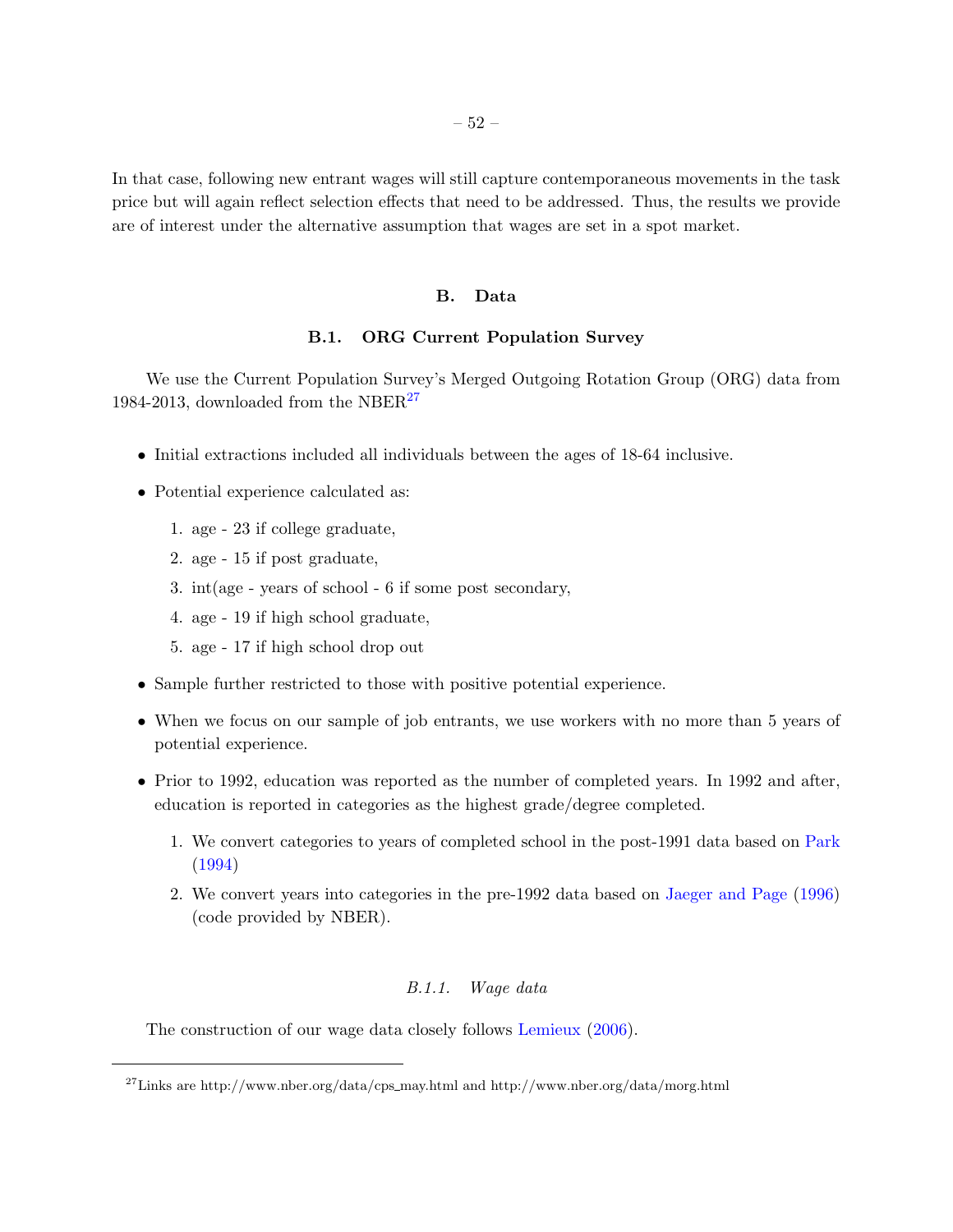In that case, following new entrant wages will still capture contemporaneous movements in the task price but will again reflect selection effects that need to be addressed. Thus, the results we provide are of interest under the alternative assumption that wages are set in a spot market.

## B. Data

### B.1. ORG Current Population Survey

We use the Current Population Survey's Merged Outgoing Rotation Group (ORG) data from 1984-2013, downloaded from the NBER[27]

- Initial extractions included all individuals between the ages of 18-64 inclusive.
- Potential experience calculated as:
  1. age - 23 if college graduate,
  2. age - 15 if post graduate,
  3. int(age - years of school - 6 if some post secondary,
  4. age - 19 if high school graduate,
  5. age - 17 if high school drop out
- Sample further restricted to those with positive potential experience.
- When we focus on our sample of job entrants, we use workers with no more than 5 years of potential experience.
- Prior to 1992, education was reported as the number of completed years. In 1992 and after, education is reported in categories as the highest grade/degree completed.
  1. We convert categories to years of completed school in the post-1991 data based on Park (1994)
  2. We convert years into categories in the pre-1992 data based on Jaeger and Page (1996) (code provided by NBER).

#### *B.1.1. Wage data*

The construction of our wage data closely follows Lemieux (2006).

[27] Links are http://www.nber.org/data/cps_may.html and http://www.nber.org/data/morg.html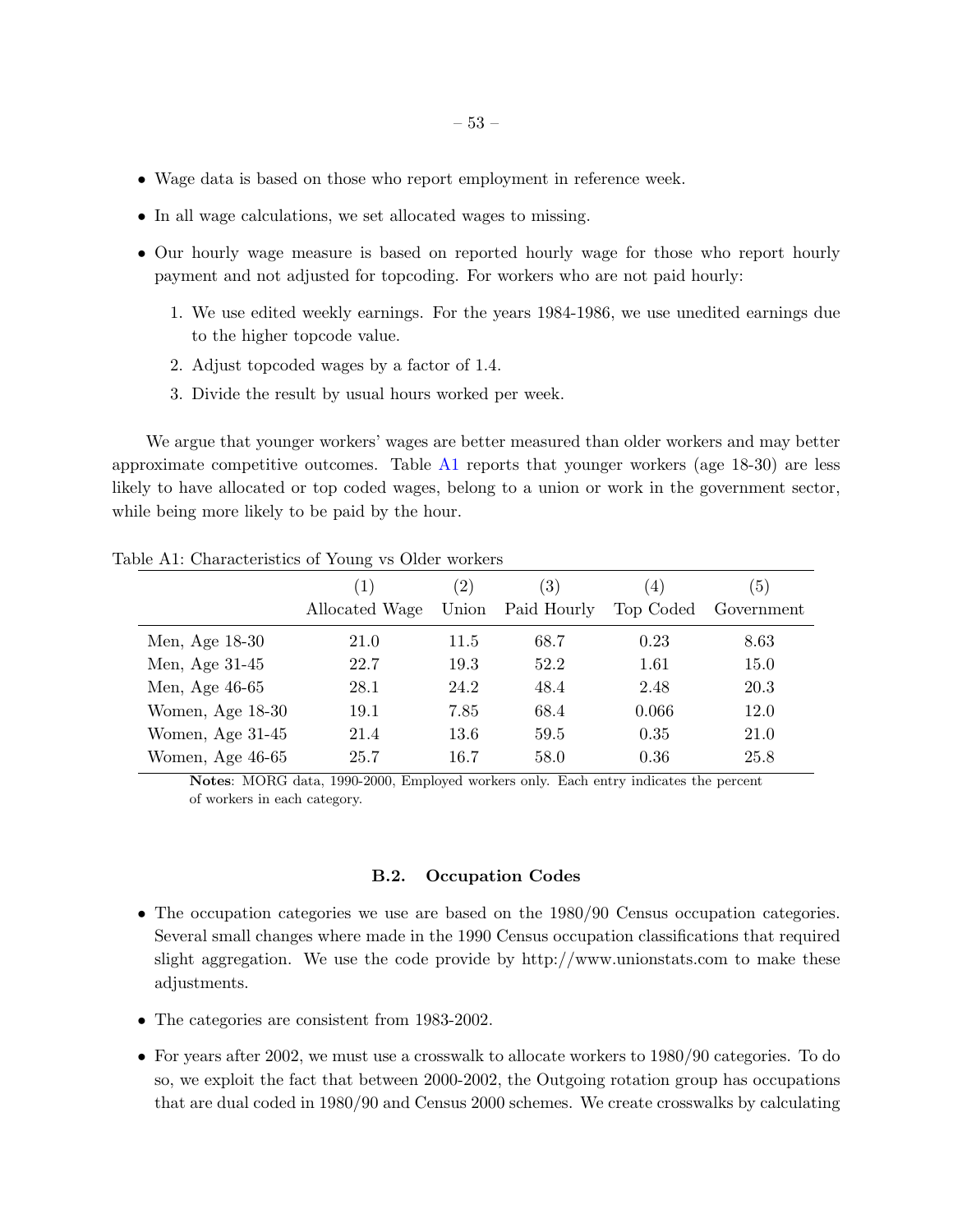- Wage data is based on those who report employment in reference week.
- In all wage calculations, we set allocated wages to missing.
- Our hourly wage measure is based on reported hourly wage for those who report hourly payment and not adjusted for topcoding. For workers who are not paid hourly:
  1. We use edited weekly earnings. For the years 1984-1986, we use unedited earnings due to the higher topcode value.
  2. Adjust topcoded wages by a factor of 1.4.
  3. Divide the result by usual hours worked per week.

We argue that younger workers' wages are better measured than older workers and may better approximate competitive outcomes. Table A1 reports that younger workers (age 18-30) are less likely to have allocated or top coded wages, belong to a union or work in the government sector, while being more likely to be paid by the hour.

Table A1: Characteristics of Young vs Older workers

| | (1) Allocated Wage | (2) Union | (3) Paid Hourly | (4) Top Coded | (5) Government |
|---|---|---|---|---|---|
| Men, Age 18-30 | 21.0 | 11.5 | 68.7 | 0.23 | 8.63 |
| Men, Age 31-45 | 22.7 | 19.3 | 52.2 | 1.61 | 15.0 |
| Men, Age 46-65 | 28.1 | 24.2 | 48.4 | 2.48 | 20.3 |
| Women, Age 18-30 | 19.1 | 7.85 | 68.4 | 0.066 | 12.0 |
| Women, Age 31-45 | 21.4 | 13.6 | 59.5 | 0.35 | 21.0 |
| Women, Age 46-65 | 25.7 | 16.7 | 58.0 | 0.36 | 25.8 |

**Notes**: MORG data, 1990-2000, Employed workers only. Each entry indicates the percent of workers in each category.

### B.2. Occupation Codes

- The occupation categories we use are based on the 1980/90 Census occupation categories. Several small changes where made in the 1990 Census occupation classifications that required slight aggregation. We use the code provide by http://www.unionstats.com to make these adjustments.
- The categories are consistent from 1983-2002.
- For years after 2002, we must use a crosswalk to allocate workers to 1980/90 categories. To do so, we exploit the fact that between 2000-2002, the Outgoing rotation group has occupations that are dual coded in 1980/90 and Census 2000 schemes. We create crosswalks by calculating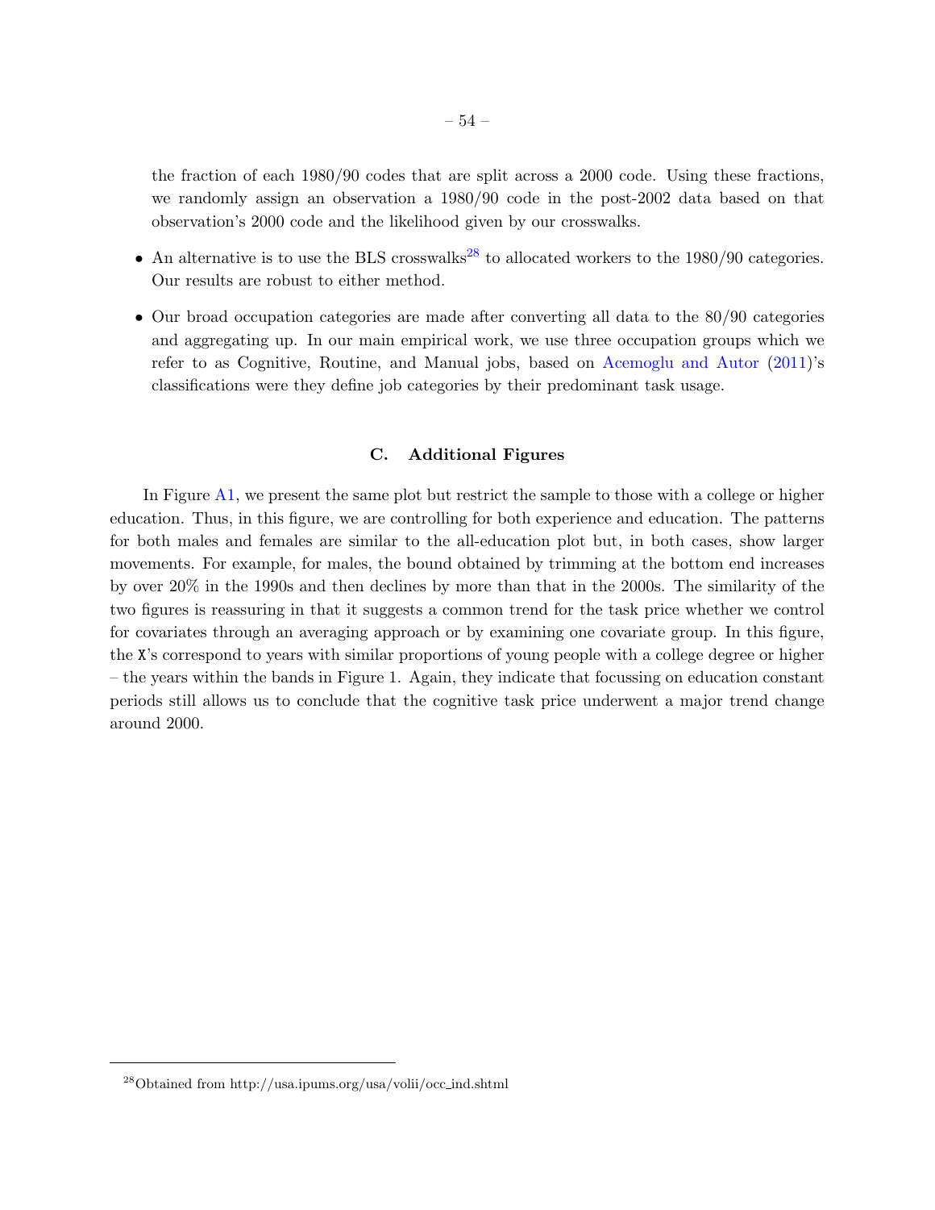the fraction of each 1980/90 codes that are split across a 2000 code. Using these fractions, we randomly assign an observation a 1980/90 code in the post-2002 data based on that observation's 2000 code and the likelihood given by our crosswalks.

- An alternative is to use the BLS crosswalks[28] to allocated workers to the 1980/90 categories. Our results are robust to either method.
- Our broad occupation categories are made after converting all data to the 80/90 categories and aggregating up. In our main empirical work, we use three occupation groups which we refer to as Cognitive, Routine, and Manual jobs, based on Acemoglu and Autor (2011)'s classifications were they define job categories by their predominant task usage.

## C. Additional Figures

In Figure A1, we present the same plot but restrict the sample to those with a college or higher education. Thus, in this figure, we are controlling for both experience and education. The patterns for both males and females are similar to the all-education plot but, in both cases, show larger movements. For example, for males, the bound obtained by trimming at the bottom end increases by over 20% in the 1990s and then declines by more than that in the 2000s. The similarity of the two figures is reassuring in that it suggests a common trend for the task price whether we control for covariates through an averaging approach or by examining one covariate group. In this figure, the X's correspond to years with similar proportions of young people with a college degree or higher – the years within the bands in Figure 1. Again, they indicate that focussing on education constant periods still allows us to conclude that the cognitive task price underwent a major trend change around 2000.

---

[28] Obtained from http://usa.ipums.org/usa/volii/occ_ind.shtml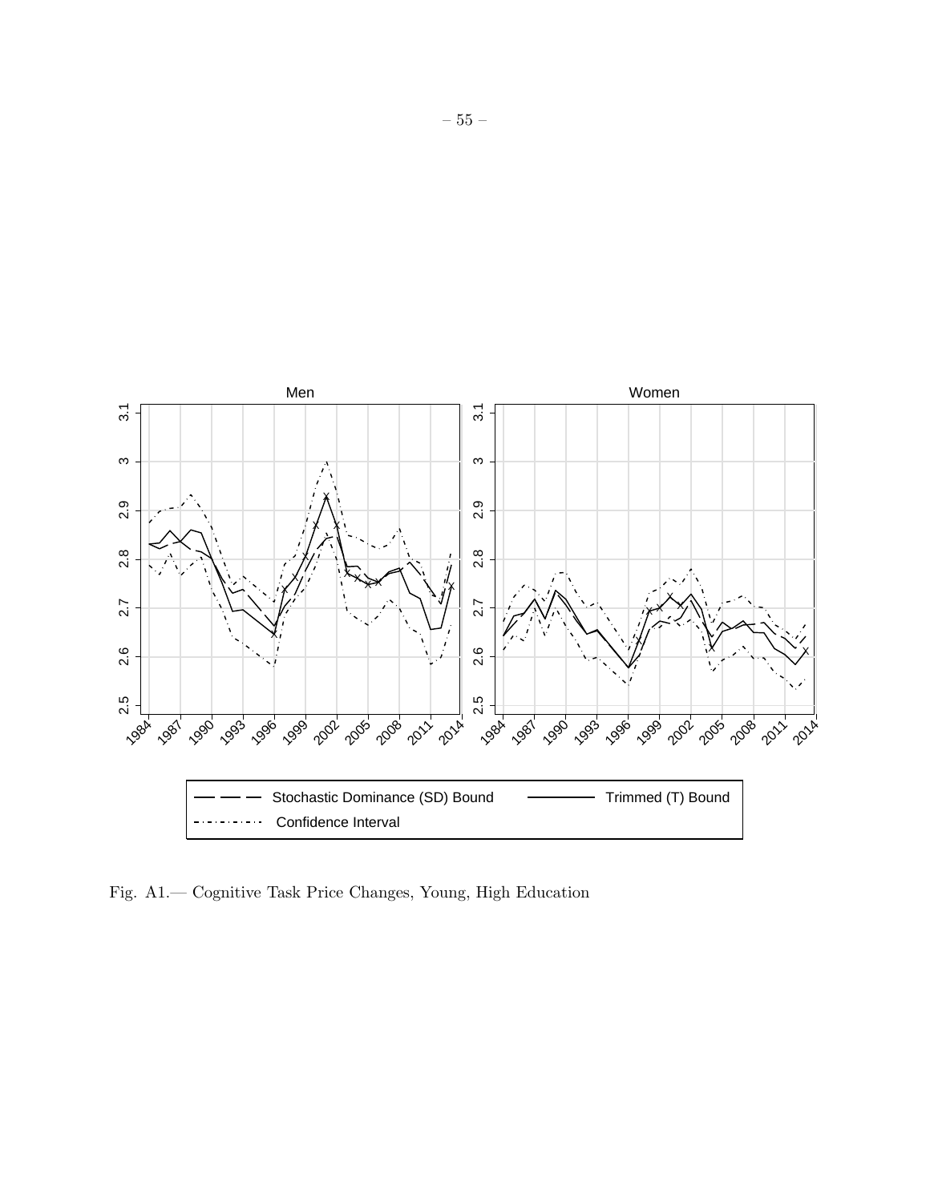Fig. A1.— Cognitive Task Price Changes, Young, High Education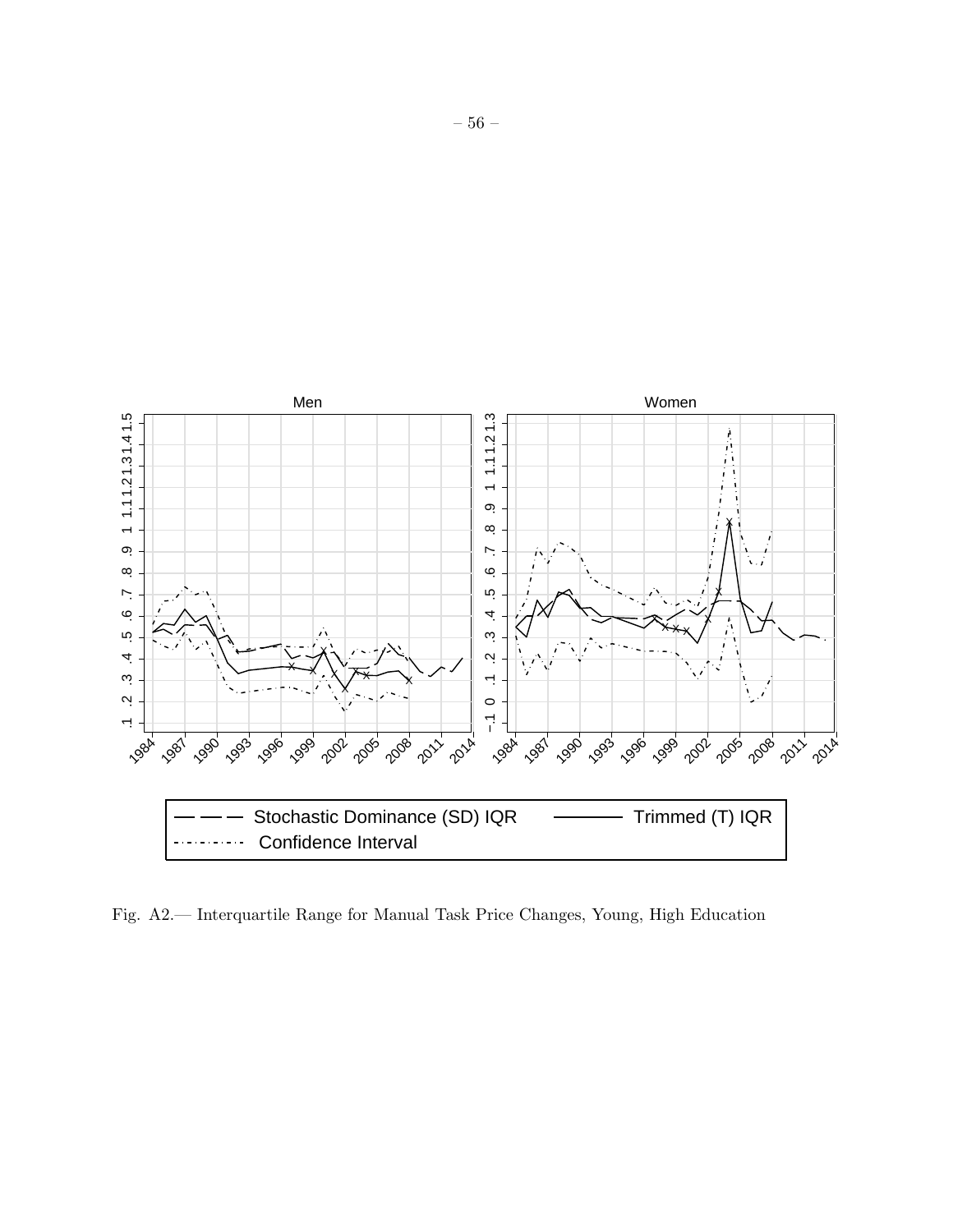Men

Women

.1 .2 .3 .4 .5 .6 .7 .8 .9 1 1.11.21.31.41.5

−.1 0 .1 .2 .3 .4 .5 .6 .7 .8 .9 1 1.11.21.3

1984 1987 1990 1993 1996 1999 2002 2005 2008 2011 2014

Stochastic Dominance (SD) IQR

Trimmed (T) IQR

Confidence Interval

Fig. A2.— Interquartile Range for Manual Task Price Changes, Young, High Education